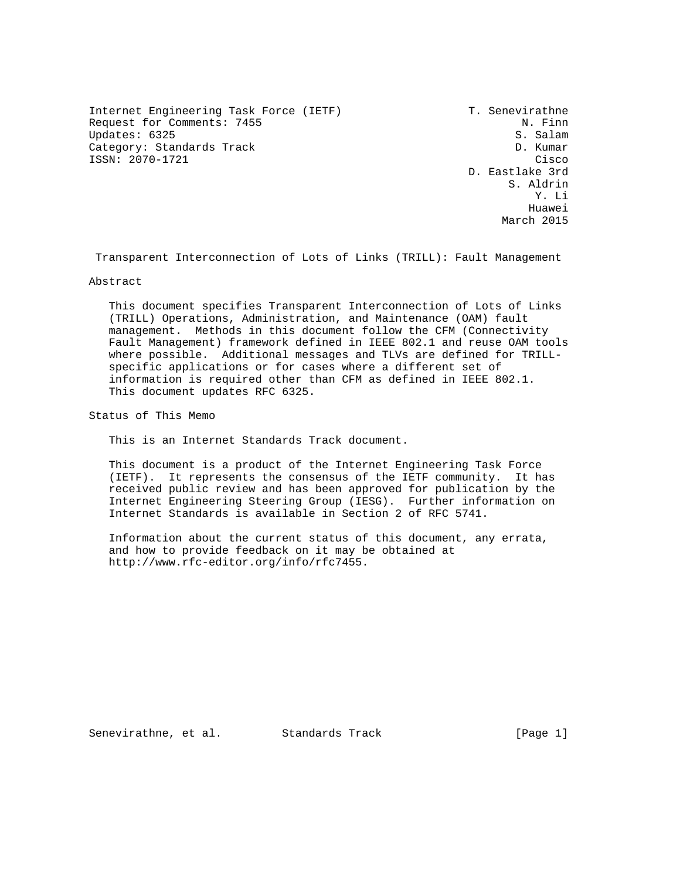Internet Engineering Task Force (IETF) T. Senevirathne
Request for Comments: 7455 N. Finn
Updates: 6325 S. Salam
Category: Standards Track D. Kumar
ISSN: 2070-1721 Cisco
D. Eastlake 3rd
S. Aldrin
Y. Li
Huawei
March 2015

# Transparent Interconnection of Lots of Links (TRILL): Fault Management

## Abstract

This document specifies Transparent Interconnection of Lots of Links (TRILL) Operations, Administration, and Maintenance (OAM) fault management. Methods in this document follow the CFM (Connectivity Fault Management) framework defined in IEEE 802.1 and reuse OAM tools where possible. Additional messages and TLVs are defined for TRILL-specific applications or for cases where a different set of information is required other than CFM as defined in IEEE 802.1. This document updates RFC 6325.

## Status of This Memo

This is an Internet Standards Track document.

This document is a product of the Internet Engineering Task Force (IETF). It represents the consensus of the IETF community. It has received public review and has been approved for publication by the Internet Engineering Steering Group (IESG). Further information on Internet Standards is available in Section 2 of RFC 5741.

Information about the current status of this document, any errata, and how to provide feedback on it may be obtained at http://www.rfc-editor.org/info/rfc7455.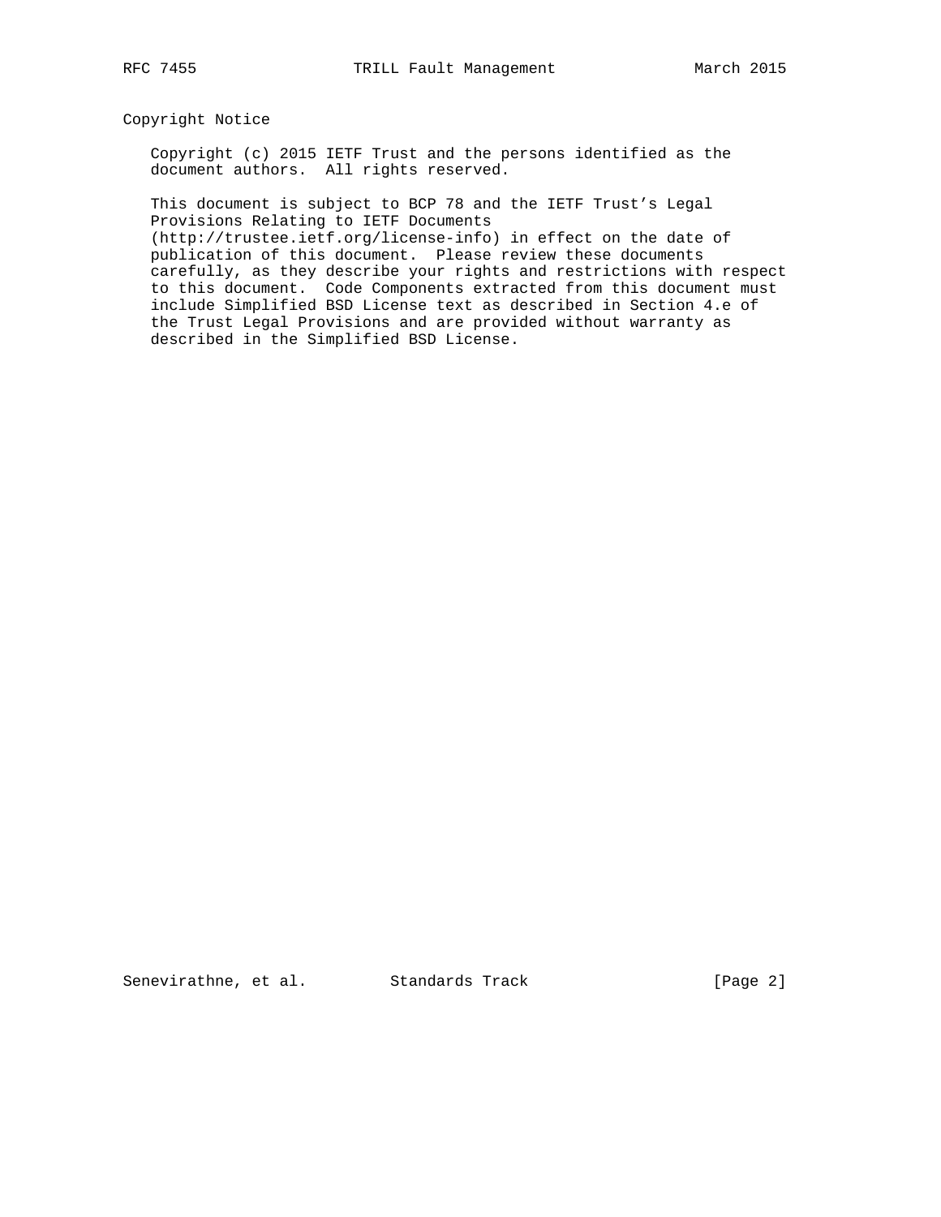## Copyright Notice

Copyright (c) 2015 IETF Trust and the persons identified as the document authors. All rights reserved.

This document is subject to BCP 78 and the IETF Trust's Legal Provisions Relating to IETF Documents (http://trustee.ietf.org/license-info) in effect on the date of publication of this document. Please review these documents carefully, as they describe your rights and restrictions with respect to this document. Code Components extracted from this document must include Simplified BSD License text as described in Section 4.e of the Trust Legal Provisions and are provided without warranty as described in the Simplified BSD License.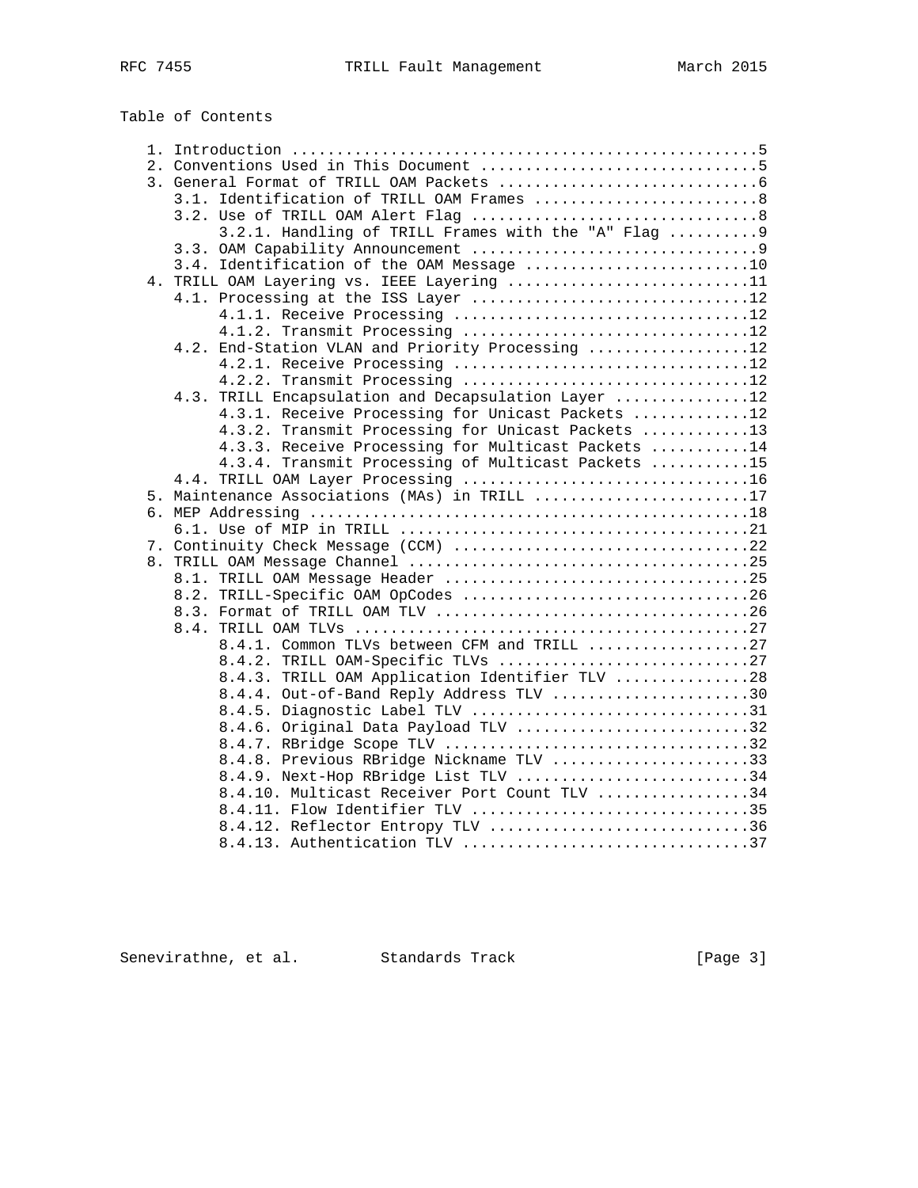Table of Contents

```
   1. Introduction ....................................................5
   2. Conventions Used in This Document ...............................5
   3. General Format of TRILL OAM Packets .............................6
      3.1. Identification of TRILL OAM Frames .........................8
      3.2. Use of TRILL OAM Alert Flag ................................8
           3.2.1. Handling of TRILL Frames with the "A" Flag ..........9
      3.3. OAM Capability Announcement ................................9
      3.4. Identification of the OAM Message .........................10
   4. TRILL OAM Layering vs. IEEE Layering ...........................11
      4.1. Processing at the ISS Layer ...............................12
           4.1.1. Receive Processing .................................12
           4.1.2. Transmit Processing ................................12
      4.2. End-Station VLAN and Priority Processing ..................12
           4.2.1. Receive Processing .................................12
           4.2.2. Transmit Processing ................................12
      4.3. TRILL Encapsulation and Decapsulation Layer ...............12
           4.3.1. Receive Processing for Unicast Packets .............12
           4.3.2. Transmit Processing for Unicast Packets ............13
           4.3.3. Receive Processing for Multicast Packets ...........14
           4.3.4. Transmit Processing of Multicast Packets ...........15
      4.4. TRILL OAM Layer Processing ................................16
   5. Maintenance Associations (MAs) in TRILL ........................17
   6. MEP Addressing .................................................18
      6.1. Use of MIP in TRILL .......................................21
   7. Continuity Check Message (CCM) .................................22
   8. TRILL OAM Message Channel ......................................25
      8.1. TRILL OAM Message Header ..................................25
      8.2. TRILL-Specific OAM OpCodes ................................26
      8.3. Format of TRILL OAM TLV ...................................26
      8.4. TRILL OAM TLVs ............................................27
           8.4.1. Common TLVs between CFM and TRILL ..................27
           8.4.2. TRILL OAM-Specific TLVs ............................27
           8.4.3. TRILL OAM Application Identifier TLV ...............28
           8.4.4. Out-of-Band Reply Address TLV ......................30
           8.4.5. Diagnostic Label TLV ...............................31
           8.4.6. Original Data Payload TLV ..........................32
           8.4.7. RBridge Scope TLV ..................................32
           8.4.8. Previous RBridge Nickname TLV ......................33
           8.4.9. Next-Hop RBridge List TLV ..........................34
           8.4.10. Multicast Receiver Port Count TLV .................34
           8.4.11. Flow Identifier TLV ...............................35
           8.4.12. Reflector Entropy TLV .............................36
           8.4.13. Authentication TLV ................................37
```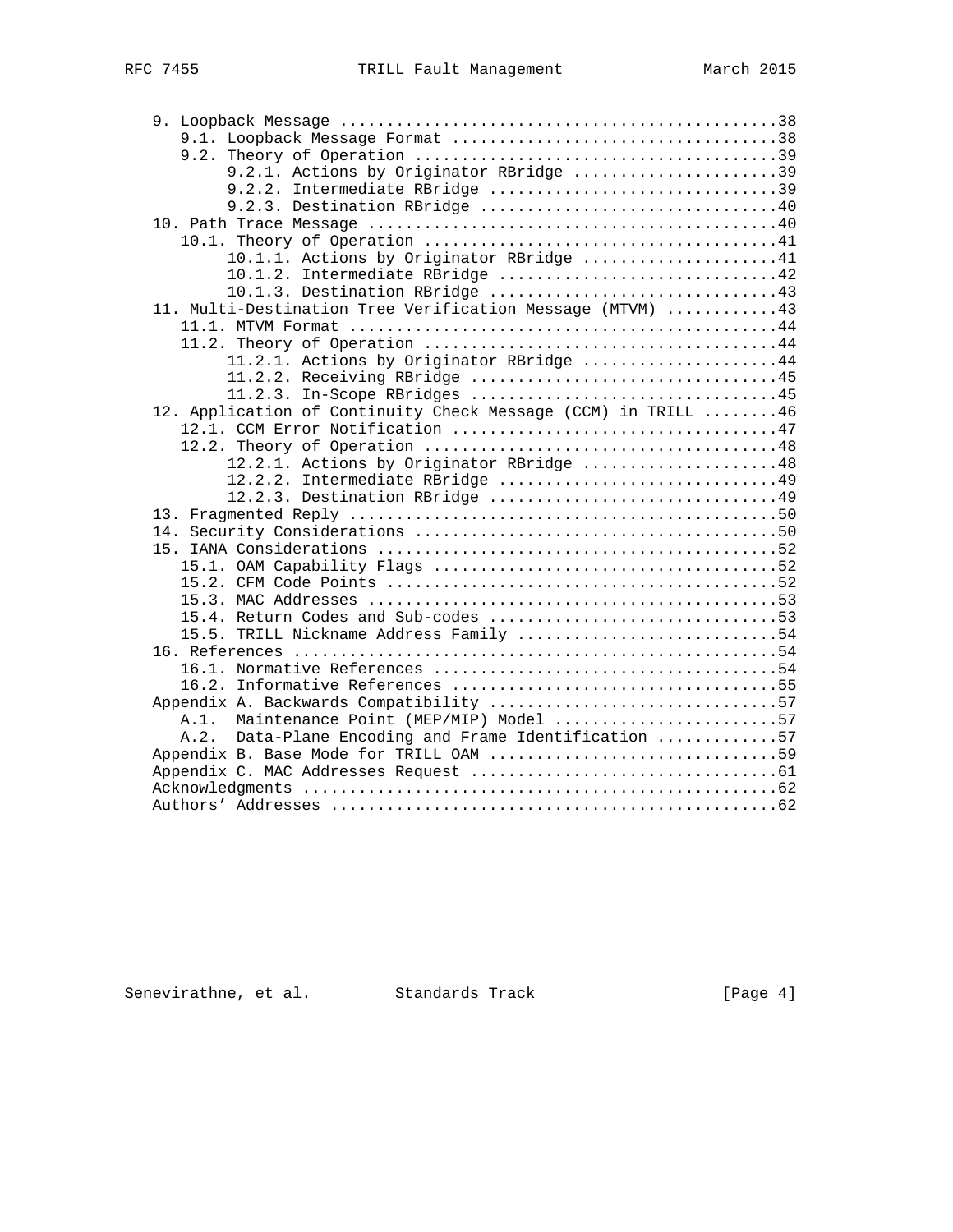```
   9. Loopback Message ..............................................38
      9.1. Loopback Message Format ..................................38
      9.2. Theory of Operation ......................................39
           9.2.1. Actions by Originator RBridge .....................39
           9.2.2. Intermediate RBridge ..............................39
           9.2.3. Destination RBridge ...............................40
   10. Path Trace Message ...........................................40
      10.1. Theory of Operation .....................................41
           10.1.1. Actions by Originator RBridge ....................41
           10.1.2. Intermediate RBridge .............................42
           10.1.3. Destination RBridge ..............................43
   11. Multi-Destination Tree Verification Message (MTVM) ...........43
      11.1. MTVM Format .............................................44
      11.2. Theory of Operation .....................................44
           11.2.1. Actions by Originator RBridge ....................44
           11.2.2. Receiving RBridge ................................45
           11.2.3. In-Scope RBridges ................................45
   12. Application of Continuity Check Message (CCM) in TRILL ........46
      12.1. CCM Error Notification ..................................47
      12.2. Theory of Operation .....................................48
           12.2.1. Actions by Originator RBridge ....................48
           12.2.2. Intermediate RBridge .............................49
           12.2.3. Destination RBridge ..............................49
   13. Fragmented Reply .............................................50
   14. Security Considerations ......................................50
   15. IANA Considerations ..........................................52
      15.1. OAM Capability Flags ....................................52
      15.2. CFM Code Points .........................................52
      15.3. MAC Addresses ...........................................53
      15.4. Return Codes and Sub-codes ..............................53
      15.5. TRILL Nickname Address Family ...........................54
   16. References ...................................................54
      16.1. Normative References ....................................54
      16.2. Informative References ..................................55
   Appendix A. Backwards Compatibility ..............................57
      A.1.  Maintenance Point (MEP/MIP) Model .......................57
      A.2.  Data-Plane Encoding and Frame Identification ............57
   Appendix B. Base Mode for TRILL OAM ..............................59
   Appendix C. MAC Addresses Request ................................61
   Acknowledgments ..................................................62
   Authors' Addresses ...............................................62
```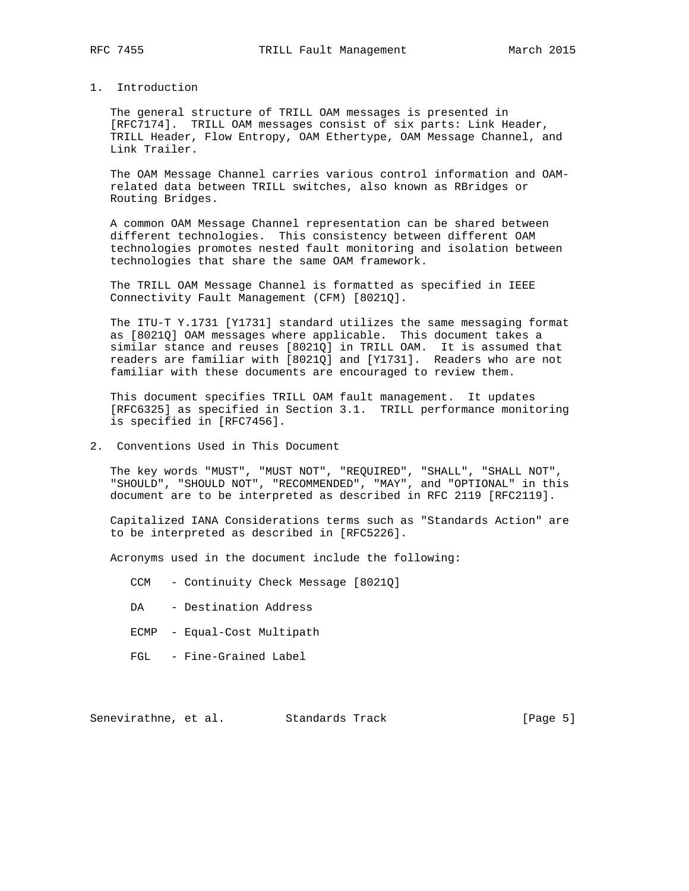# 1. Introduction

The general structure of TRILL OAM messages is presented in [RFC7174]. TRILL OAM messages consist of six parts: Link Header, TRILL Header, Flow Entropy, OAM Ethertype, OAM Message Channel, and Link Trailer.

The OAM Message Channel carries various control information and OAM-related data between TRILL switches, also known as RBridges or Routing Bridges.

A common OAM Message Channel representation can be shared between different technologies. This consistency between different OAM technologies promotes nested fault monitoring and isolation between technologies that share the same OAM framework.

The TRILL OAM Message Channel is formatted as specified in IEEE Connectivity Fault Management (CFM) [8021Q].

The ITU-T Y.1731 [Y1731] standard utilizes the same messaging format as [8021Q] OAM messages where applicable. This document takes a similar stance and reuses [8021Q] in TRILL OAM. It is assumed that readers are familiar with [8021Q] and [Y1731]. Readers who are not familiar with these documents are encouraged to review them.

This document specifies TRILL OAM fault management. It updates [RFC6325] as specified in Section 3.1. TRILL performance monitoring is specified in [RFC7456].

# 2. Conventions Used in This Document

The key words "MUST", "MUST NOT", "REQUIRED", "SHALL", "SHALL NOT", "SHOULD", "SHOULD NOT", "RECOMMENDED", "MAY", and "OPTIONAL" in this document are to be interpreted as described in RFC 2119 [RFC2119].

Capitalized IANA Considerations terms such as "Standards Action" are to be interpreted as described in [RFC5226].

Acronyms used in the document include the following:

- CCM - Continuity Check Message [8021Q]
- DA - Destination Address
- ECMP - Equal-Cost Multipath
- FGL - Fine-Grained Label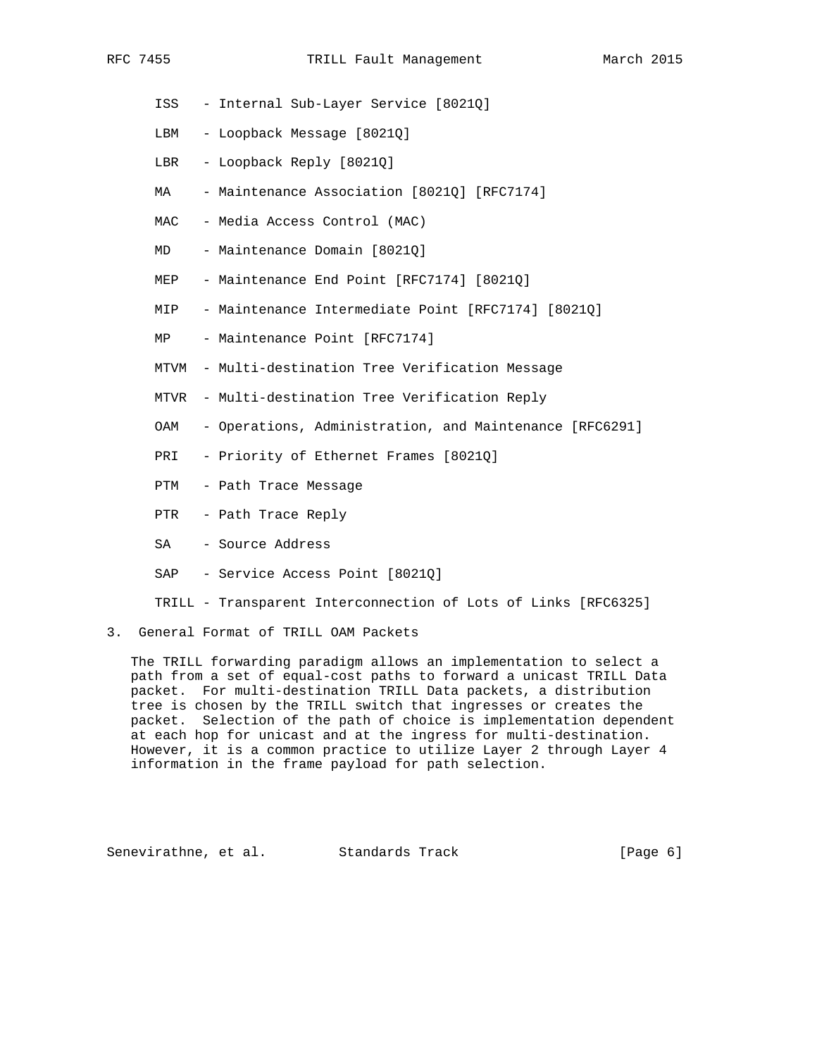ISS - Internal Sub-Layer Service [8021Q]

LBM - Loopback Message [8021Q]

LBR - Loopback Reply [8021Q]

MA - Maintenance Association [8021Q] [RFC7174]

MAC - Media Access Control (MAC)

MD - Maintenance Domain [8021Q]

MEP - Maintenance End Point [RFC7174] [8021Q]

MIP - Maintenance Intermediate Point [RFC7174] [8021Q]

MP - Maintenance Point [RFC7174]

MTVM - Multi-destination Tree Verification Message

MTVR - Multi-destination Tree Verification Reply

OAM - Operations, Administration, and Maintenance [RFC6291]

PRI - Priority of Ethernet Frames [8021Q]

PTM - Path Trace Message

PTR - Path Trace Reply

SA - Source Address

SAP - Service Access Point [8021Q]

TRILL - Transparent Interconnection of Lots of Links [RFC6325]

## 3. General Format of TRILL OAM Packets

The TRILL forwarding paradigm allows an implementation to select a path from a set of equal-cost paths to forward a unicast TRILL Data packet. For multi-destination TRILL Data packets, a distribution tree is chosen by the TRILL switch that ingresses or creates the packet. Selection of the path of choice is implementation dependent at each hop for unicast and at the ingress for multi-destination. However, it is a common practice to utilize Layer 2 through Layer 4 information in the frame payload for path selection.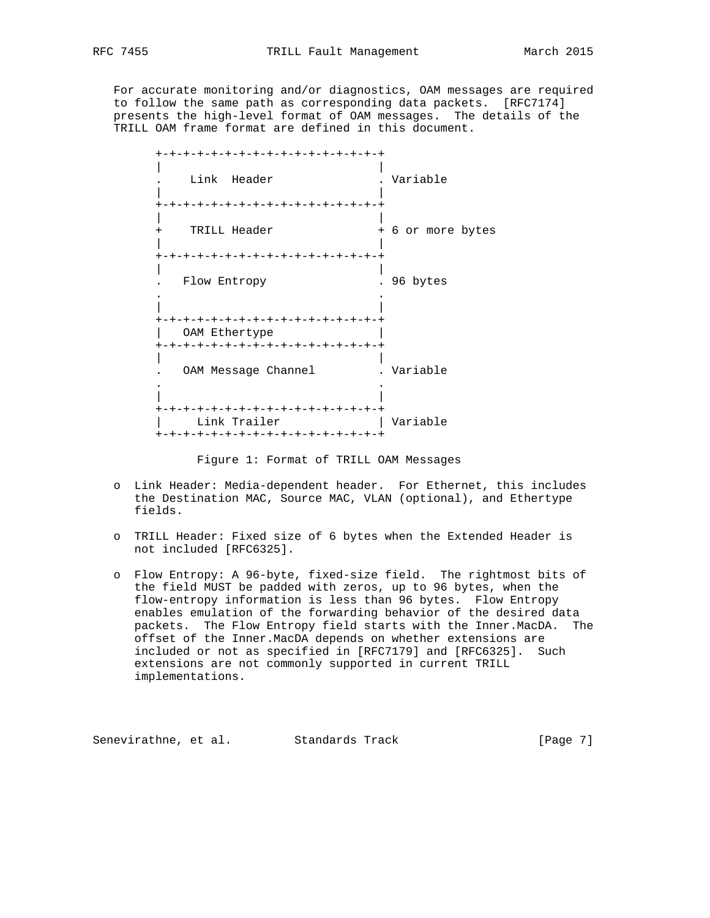For accurate monitoring and/or diagnostics, OAM messages are required to follow the same path as corresponding data packets. [RFC7174] presents the high-level format of OAM messages. The details of the TRILL OAM frame format are defined in this document.

```
+-+-+-+-+-+-+-+-+-+-+-+-+-+-+-+-+
|                               |
.    Link  Header               . Variable
|                               |
+-+-+-+-+-+-+-+-+-+-+-+-+-+-+-+-+
|                               |
+    TRILL Header               + 6 or more bytes
|                               |
+-+-+-+-+-+-+-+-+-+-+-+-+-+-+-+-+
|                               |
.   Flow Entropy                . 96 bytes
.                               .
|                               |
+-+-+-+-+-+-+-+-+-+-+-+-+-+-+-+-+
|   OAM Ethertype               |
+-+-+-+-+-+-+-+-+-+-+-+-+-+-+-+-+
|                               |
.   OAM Message Channel         . Variable
.                               .
|                               |
+-+-+-+-+-+-+-+-+-+-+-+-+-+-+-+-+
|     Link Trailer              | Variable
+-+-+-+-+-+-+-+-+-+-+-+-+-+-+-+-+
```

Figure 1: Format of TRILL OAM Messages

- Link Header: Media-dependent header. For Ethernet, this includes the Destination MAC, Source MAC, VLAN (optional), and Ethertype fields.

- TRILL Header: Fixed size of 6 bytes when the Extended Header is not included [RFC6325].

- Flow Entropy: A 96-byte, fixed-size field. The rightmost bits of the field MUST be padded with zeros, up to 96 bytes, when the flow-entropy information is less than 96 bytes. Flow Entropy enables emulation of the forwarding behavior of the desired data packets. The Flow Entropy field starts with the Inner.MacDA. The offset of the Inner.MacDA depends on whether extensions are included or not as specified in [RFC7179] and [RFC6325]. Such extensions are not commonly supported in current TRILL implementations.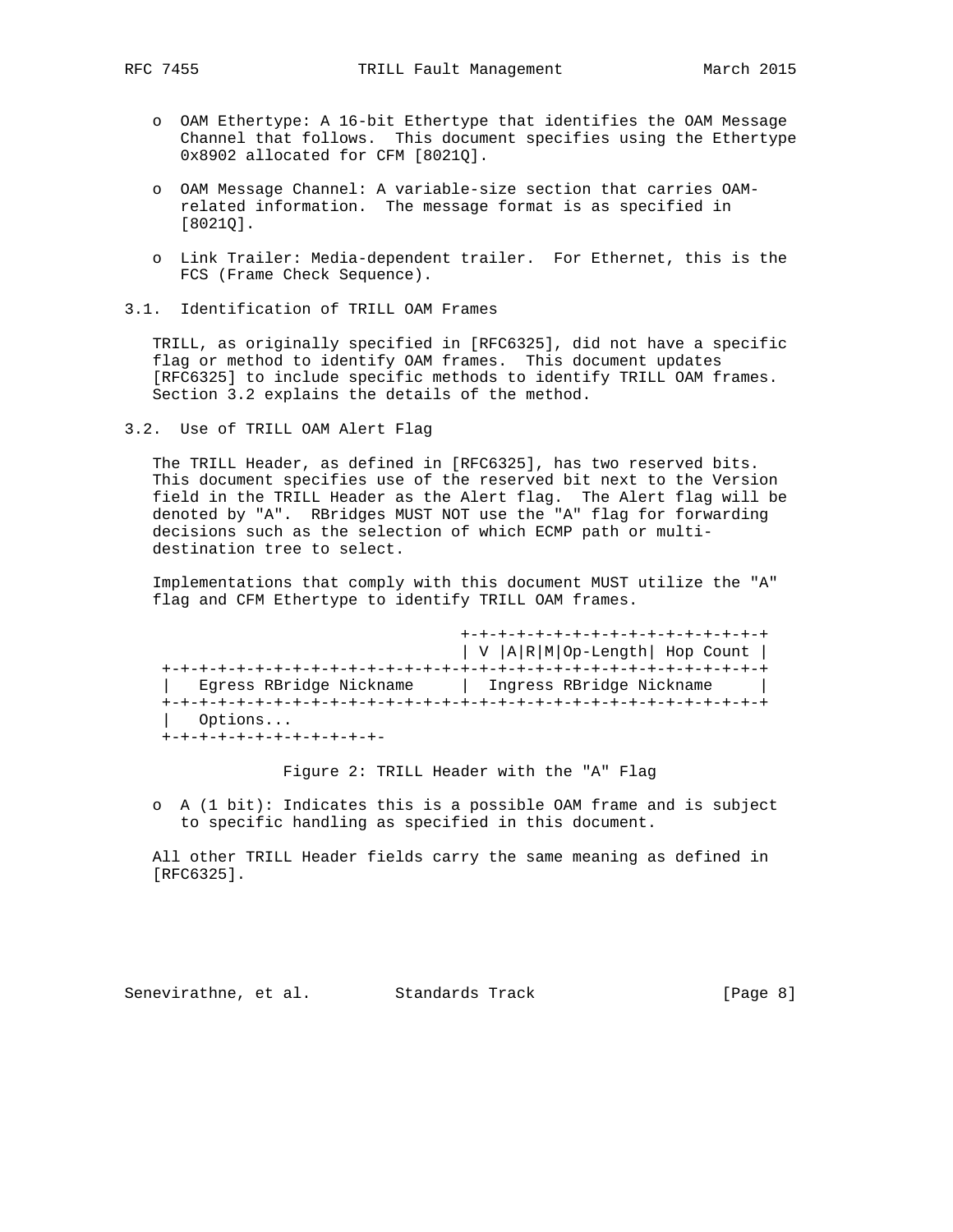- OAM Ethertype: A 16-bit Ethertype that identifies the OAM Message Channel that follows. This document specifies using the Ethertype 0x8902 allocated for CFM [8021Q].

- OAM Message Channel: A variable-size section that carries OAM-related information. The message format is as specified in [8021Q].

- Link Trailer: Media-dependent trailer. For Ethernet, this is the FCS (Frame Check Sequence).

### 3.1. Identification of TRILL OAM Frames

TRILL, as originally specified in [RFC6325], did not have a specific flag or method to identify OAM frames. This document updates [RFC6325] to include specific methods to identify TRILL OAM frames. Section 3.2 explains the details of the method.

### 3.2. Use of TRILL OAM Alert Flag

The TRILL Header, as defined in [RFC6325], has two reserved bits. This document specifies use of the reserved bit next to the Version field in the TRILL Header as the Alert flag. The Alert flag will be denoted by "A". RBridges MUST NOT use the "A" flag for forwarding decisions such as the selection of which ECMP path or multi-destination tree to select.

Implementations that comply with this document MUST utilize the "A" flag and CFM Ethertype to identify TRILL OAM frames.

```
                                 +-+-+-+-+-+-+-+-+-+-+-+-+-+-+-+-+
                                 | V |A|R|M|Op-Length| Hop Count |
 +-+-+-+-+-+-+-+-+-+-+-+-+-+-+-+-+-+-+-+-+-+-+-+-+-+-+-+-+-+-+-+-+
 |   Egress RBridge Nickname     |  Ingress RBridge Nickname     |
 +-+-+-+-+-+-+-+-+-+-+-+-+-+-+-+-+-+-+-+-+-+-+-+-+-+-+-+-+-+-+-+-+
 |   Options...
 +-+-+-+-+-+-+-+-+-+-+-+-+-
```

Figure 2: TRILL Header with the "A" Flag

- A (1 bit): Indicates this is a possible OAM frame and is subject to specific handling as specified in this document.

All other TRILL Header fields carry the same meaning as defined in [RFC6325].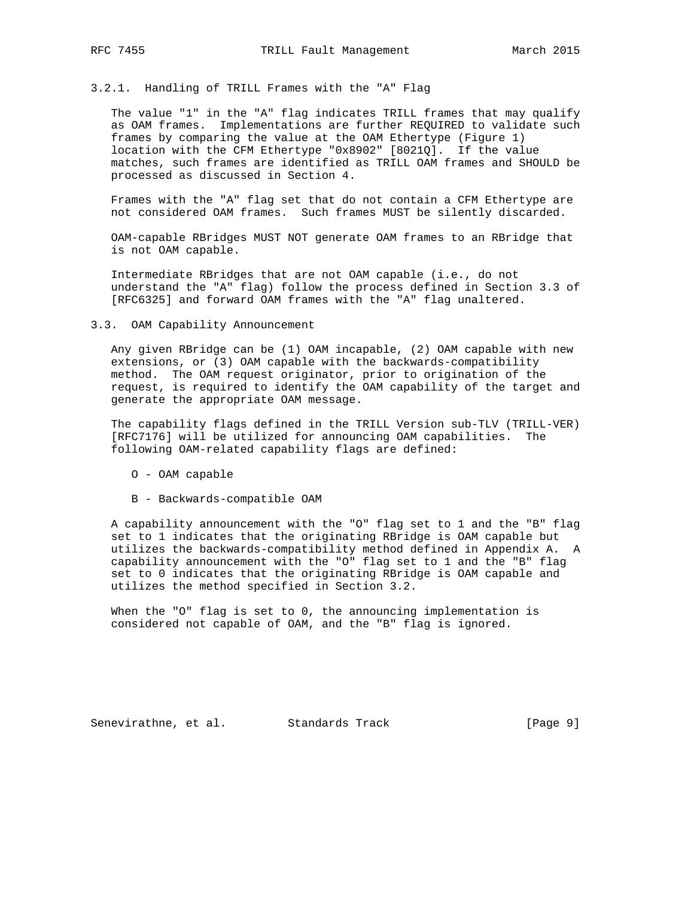### 3.2.1. Handling of TRILL Frames with the "A" Flag

The value "1" in the "A" flag indicates TRILL frames that may qualify as OAM frames. Implementations are further REQUIRED to validate such frames by comparing the value at the OAM Ethertype (Figure 1) location with the CFM Ethertype "0x8902" [8021Q]. If the value matches, such frames are identified as TRILL OAM frames and SHOULD be processed as discussed in Section 4.

Frames with the "A" flag set that do not contain a CFM Ethertype are not considered OAM frames. Such frames MUST be silently discarded.

OAM-capable RBridges MUST NOT generate OAM frames to an RBridge that is not OAM capable.

Intermediate RBridges that are not OAM capable (i.e., do not understand the "A" flag) follow the process defined in Section 3.3 of [RFC6325] and forward OAM frames with the "A" flag unaltered.

## 3.3. OAM Capability Announcement

Any given RBridge can be (1) OAM incapable, (2) OAM capable with new extensions, or (3) OAM capable with the backwards-compatibility method. The OAM request originator, prior to origination of the request, is required to identify the OAM capability of the target and generate the appropriate OAM message.

The capability flags defined in the TRILL Version sub-TLV (TRILL-VER) [RFC7176] will be utilized for announcing OAM capabilities. The following OAM-related capability flags are defined:

- O - OAM capable
- B - Backwards-compatible OAM

A capability announcement with the "O" flag set to 1 and the "B" flag set to 1 indicates that the originating RBridge is OAM capable but utilizes the backwards-compatibility method defined in Appendix A. A capability announcement with the "O" flag set to 1 and the "B" flag set to 0 indicates that the originating RBridge is OAM capable and utilizes the method specified in Section 3.2.

When the "O" flag is set to 0, the announcing implementation is considered not capable of OAM, and the "B" flag is ignored.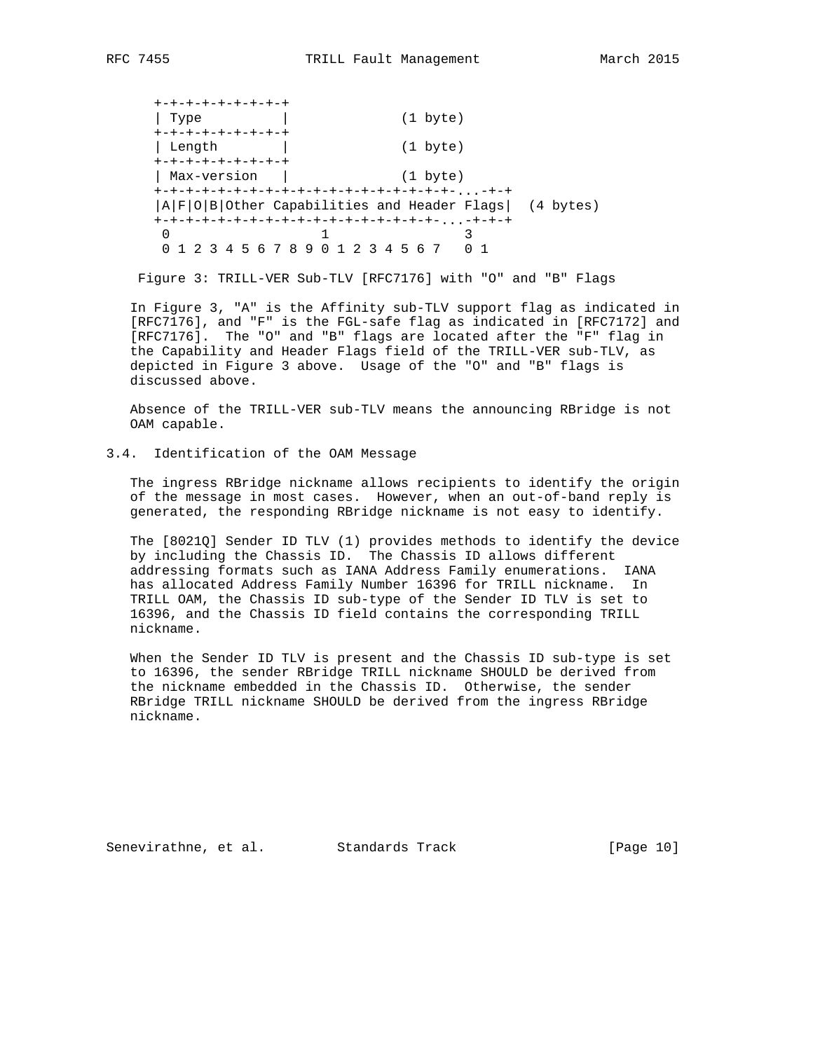```
   +-+-+-+-+-+-+-+-+
   | Type          |               (1 byte)
   +-+-+-+-+-+-+-+-+
   | Length        |               (1 byte)
   +-+-+-+-+-+-+-+-+
   | Max-version   |               (1 byte)
   +-+-+-+-+-+-+-+-+-+-+-+-+-+-+-+-+-+-+-+-+-+-...-+-+
   |A|F|O|B|Other Capabilities and Header Flags|  (4 bytes)
   +-+-+-+-+-+-+-+-+-+-+-+-+-+-+-+-+-+-+-+-+-...-+-+-+
    0                   1                   3
    0 1 2 3 4 5 6 7 8 9 0 1 2 3 4 5 6 7   0 1
```

Figure 3: TRILL-VER Sub-TLV [RFC7176] with "O" and "B" Flags

In Figure 3, "A" is the Affinity sub-TLV support flag as indicated in [RFC7176], and "F" is the FGL-safe flag as indicated in [RFC7172] and [RFC7176]. The "O" and "B" flags are located after the "F" flag in the Capability and Header Flags field of the TRILL-VER sub-TLV, as depicted in Figure 3 above. Usage of the "O" and "B" flags is discussed above.

Absence of the TRILL-VER sub-TLV means the announcing RBridge is not OAM capable.

### 3.4. Identification of the OAM Message

The ingress RBridge nickname allows recipients to identify the origin of the message in most cases. However, when an out-of-band reply is generated, the responding RBridge nickname is not easy to identify.

The [8021Q] Sender ID TLV (1) provides methods to identify the device by including the Chassis ID. The Chassis ID allows different addressing formats such as IANA Address Family enumerations. IANA has allocated Address Family Number 16396 for TRILL nickname. In TRILL OAM, the Chassis ID sub-type of the Sender ID TLV is set to 16396, and the Chassis ID field contains the corresponding TRILL nickname.

When the Sender ID TLV is present and the Chassis ID sub-type is set to 16396, the sender RBridge TRILL nickname SHOULD be derived from the nickname embedded in the Chassis ID. Otherwise, the sender RBridge TRILL nickname SHOULD be derived from the ingress RBridge nickname.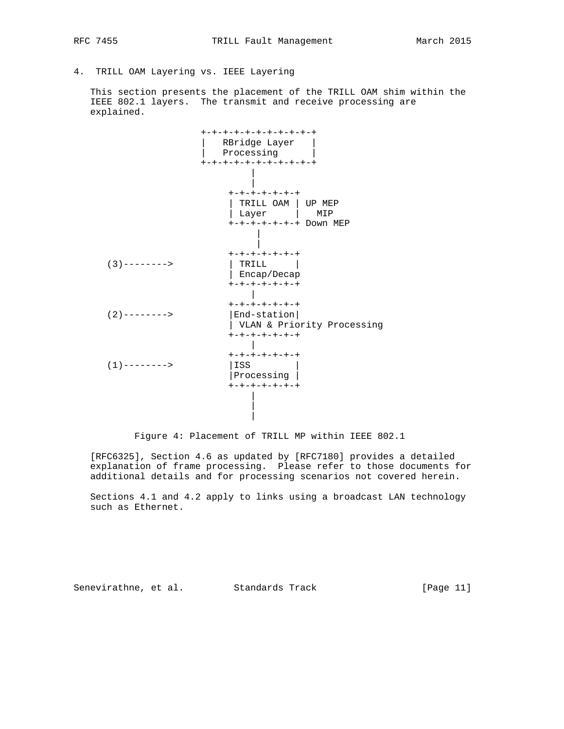## 4. TRILL OAM Layering vs. IEEE Layering

This section presents the placement of the TRILL OAM shim within the IEEE 802.1 layers. The transmit and receive processing are explained.

```
                     +-+-+-+-+-+-+-+-+-+-+-+
                     |   RBridge Layer     |
                     |   Processing        |
                     +-+-+-+-+-+-+-+-+-+-+-+
                              |
                              |
                         +-+-+-+-+-+-+-+
                         | TRILL OAM | UP MEP
                         | Layer     |   MIP
                         +-+-+-+-+-+-+-+ Down MEP
                               |
                               |
                         +-+-+-+-+-+-+-+
     (3)-------->        | TRILL     |
                         | Encap/Decap
                         +-+-+-+-+-+-+-+
                              |
                         +-+-+-+-+-+-+-+
     (2)-------->        |End-station|
                         | VLAN & Priority Processing
                         +-+-+-+-+-+-+-+
                              |
                         +-+-+-+-+-+-+-+
     (1)-------->        |ISS        |
                         |Processing |
                         +-+-+-+-+-+-+-+
                              |
                              |
                              |
```

Figure 4: Placement of TRILL MP within IEEE 802.1

[RFC6325], Section 4.6 as updated by [RFC7180] provides a detailed explanation of frame processing. Please refer to those documents for additional details and for processing scenarios not covered herein.

Sections 4.1 and 4.2 apply to links using a broadcast LAN technology such as Ethernet.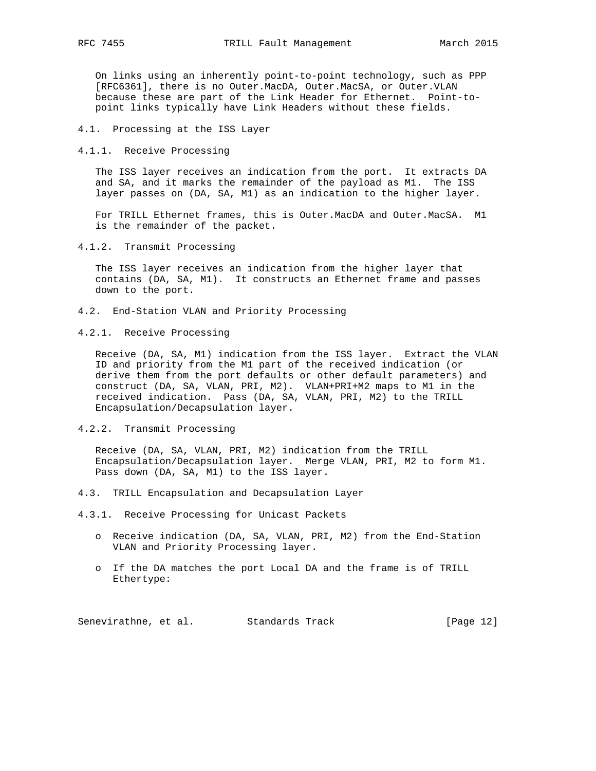On links using an inherently point-to-point technology, such as PPP [RFC6361], there is no Outer.MacDA, Outer.MacSA, or Outer.VLAN because these are part of the Link Header for Ethernet. Point-to-point links typically have Link Headers without these fields.

### 4.1. Processing at the ISS Layer

#### 4.1.1. Receive Processing

The ISS layer receives an indication from the port. It extracts DA and SA, and it marks the remainder of the payload as M1. The ISS layer passes on (DA, SA, M1) as an indication to the higher layer.

For TRILL Ethernet frames, this is Outer.MacDA and Outer.MacSA. M1 is the remainder of the packet.

#### 4.1.2. Transmit Processing

The ISS layer receives an indication from the higher layer that contains (DA, SA, M1). It constructs an Ethernet frame and passes down to the port.

### 4.2. End-Station VLAN and Priority Processing

#### 4.2.1. Receive Processing

Receive (DA, SA, M1) indication from the ISS layer. Extract the VLAN ID and priority from the M1 part of the received indication (or derive them from the port defaults or other default parameters) and construct (DA, SA, VLAN, PRI, M2). VLAN+PRI+M2 maps to M1 in the received indication. Pass (DA, SA, VLAN, PRI, M2) to the TRILL Encapsulation/Decapsulation layer.

#### 4.2.2. Transmit Processing

Receive (DA, SA, VLAN, PRI, M2) indication from the TRILL Encapsulation/Decapsulation layer. Merge VLAN, PRI, M2 to form M1. Pass down (DA, SA, M1) to the ISS layer.

### 4.3. TRILL Encapsulation and Decapsulation Layer

#### 4.3.1. Receive Processing for Unicast Packets

- Receive indication (DA, SA, VLAN, PRI, M2) from the End-Station VLAN and Priority Processing layer.

- If the DA matches the port Local DA and the frame is of TRILL Ethertype: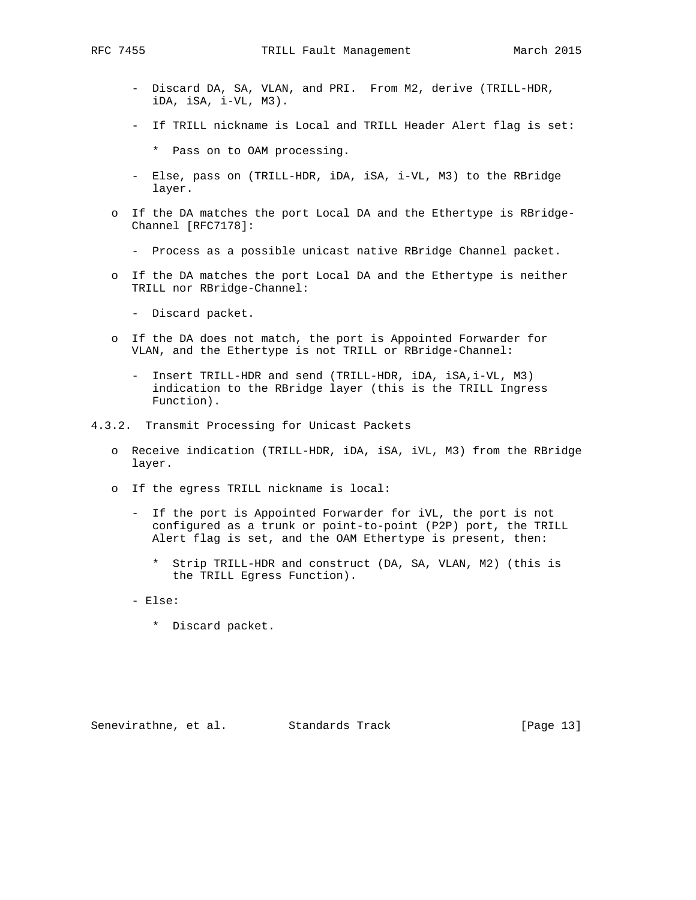- Discard DA, SA, VLAN, and PRI. From M2, derive (TRILL-HDR, iDA, iSA, i-VL, M3).

- If TRILL nickname is Local and TRILL Header Alert flag is set:

  * Pass on to OAM processing.

- Else, pass on (TRILL-HDR, iDA, iSA, i-VL, M3) to the RBridge layer.

o If the DA matches the port Local DA and the Ethertype is RBridge-Channel [RFC7178]:

  - Process as a possible unicast native RBridge Channel packet.

o If the DA matches the port Local DA and the Ethertype is neither TRILL nor RBridge-Channel:

  - Discard packet.

o If the DA does not match, the port is Appointed Forwarder for VLAN, and the Ethertype is not TRILL or RBridge-Channel:

  - Insert TRILL-HDR and send (TRILL-HDR, iDA, iSA,i-VL, M3) indication to the RBridge layer (this is the TRILL Ingress Function).

### 4.3.2. Transmit Processing for Unicast Packets

o Receive indication (TRILL-HDR, iDA, iSA, iVL, M3) from the RBridge layer.

o If the egress TRILL nickname is local:

  - If the port is Appointed Forwarder for iVL, the port is not configured as a trunk or point-to-point (P2P) port, the TRILL Alert flag is set, and the OAM Ethertype is present, then:

    * Strip TRILL-HDR and construct (DA, SA, VLAN, M2) (this is the TRILL Egress Function).

  - Else:

    * Discard packet.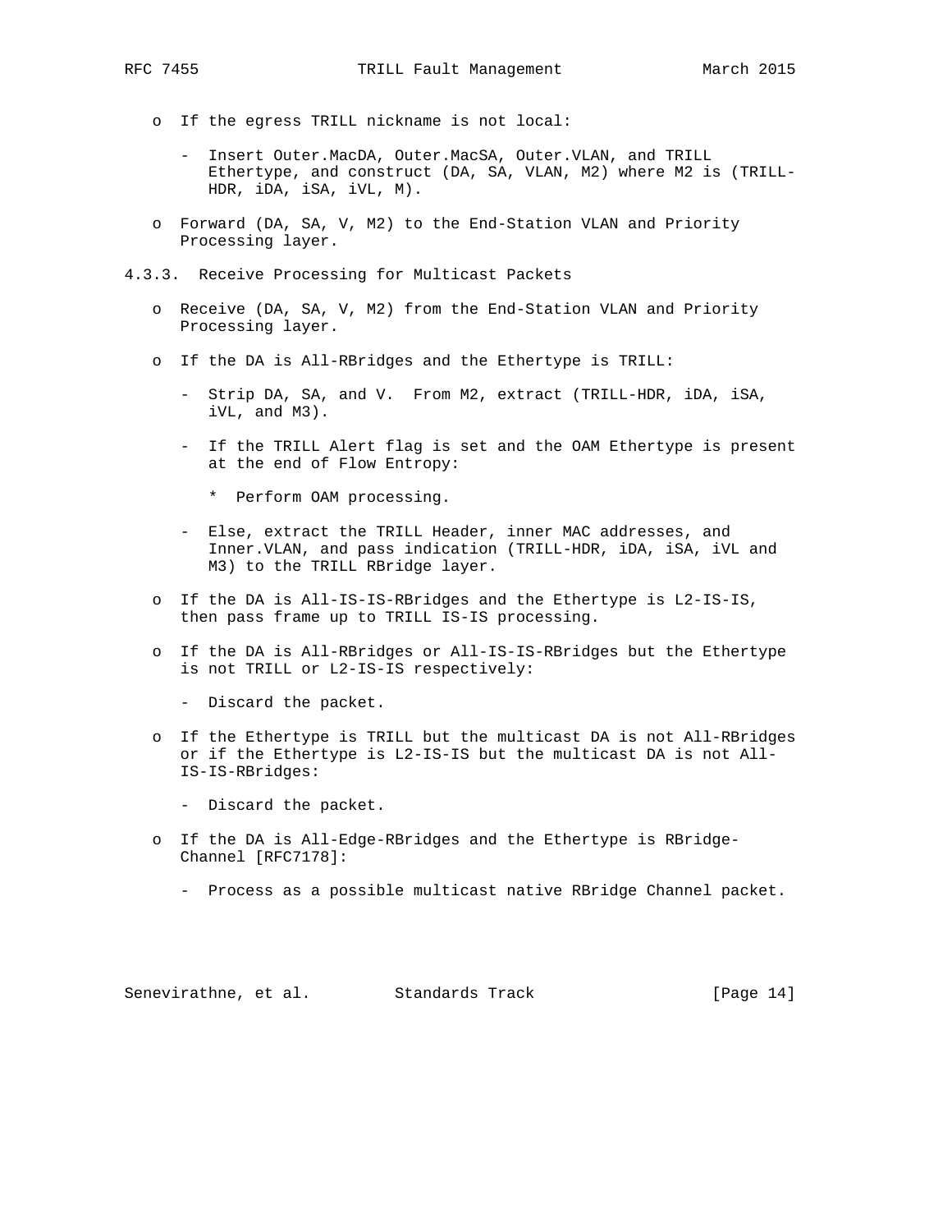- If the egress TRILL nickname is not local:

  - Insert Outer.MacDA, Outer.MacSA, Outer.VLAN, and TRILL Ethertype, and construct (DA, SA, VLAN, M2) where M2 is (TRILL-HDR, iDA, iSA, iVL, M).

- Forward (DA, SA, V, M2) to the End-Station VLAN and Priority Processing layer.

### 4.3.3. Receive Processing for Multicast Packets

- Receive (DA, SA, V, M2) from the End-Station VLAN and Priority Processing layer.

- If the DA is All-RBridges and the Ethertype is TRILL:

  - Strip DA, SA, and V. From M2, extract (TRILL-HDR, iDA, iSA, iVL, and M3).

  - If the TRILL Alert flag is set and the OAM Ethertype is present at the end of Flow Entropy:

    * Perform OAM processing.

  - Else, extract the TRILL Header, inner MAC addresses, and Inner.VLAN, and pass indication (TRILL-HDR, iDA, iSA, iVL and M3) to the TRILL RBridge layer.

- If the DA is All-IS-IS-RBridges and the Ethertype is L2-IS-IS, then pass frame up to TRILL IS-IS processing.

- If the DA is All-RBridges or All-IS-IS-RBridges but the Ethertype is not TRILL or L2-IS-IS respectively:

  - Discard the packet.

- If the Ethertype is TRILL but the multicast DA is not All-RBridges or if the Ethertype is L2-IS-IS but the multicast DA is not All-IS-IS-RBridges:

  - Discard the packet.

- If the DA is All-Edge-RBridges and the Ethertype is RBridge-Channel [RFC7178]:

  - Process as a possible multicast native RBridge Channel packet.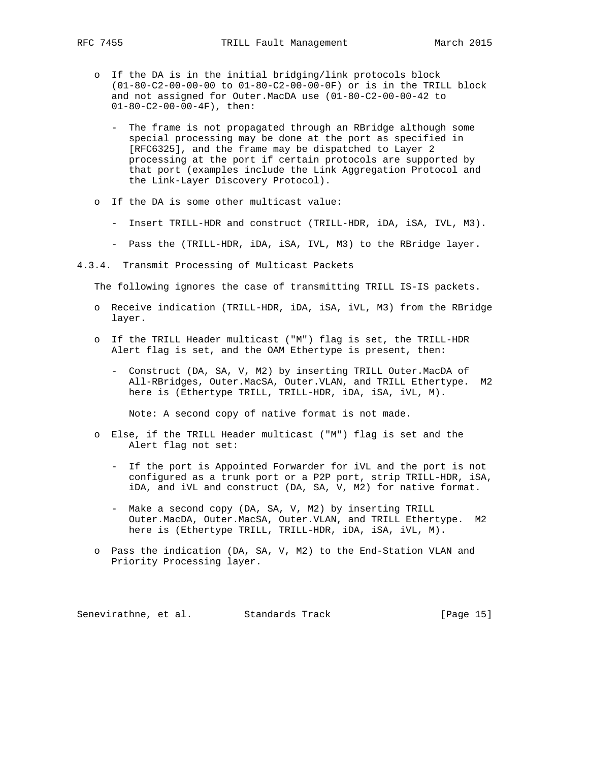- If the DA is in the initial bridging/link protocols block (01-80-C2-00-00-00 to 01-80-C2-00-00-0F) or is in the TRILL block and not assigned for Outer.MacDA use (01-80-C2-00-00-42 to 01-80-C2-00-00-4F), then:

  - The frame is not propagated through an RBridge although some special processing may be done at the port as specified in [RFC6325], and the frame may be dispatched to Layer 2 processing at the port if certain protocols are supported by that port (examples include the Link Aggregation Protocol and the Link-Layer Discovery Protocol).

- If the DA is some other multicast value:

  - Insert TRILL-HDR and construct (TRILL-HDR, iDA, iSA, IVL, M3).

  - Pass the (TRILL-HDR, iDA, iSA, IVL, M3) to the RBridge layer.

### 4.3.4. Transmit Processing of Multicast Packets

The following ignores the case of transmitting TRILL IS-IS packets.

- Receive indication (TRILL-HDR, iDA, iSA, iVL, M3) from the RBridge layer.

- If the TRILL Header multicast ("M") flag is set, the TRILL-HDR Alert flag is set, and the OAM Ethertype is present, then:

  - Construct (DA, SA, V, M2) by inserting TRILL Outer.MacDA of All-RBridges, Outer.MacSA, Outer.VLAN, and TRILL Ethertype. M2 here is (Ethertype TRILL, TRILL-HDR, iDA, iSA, iVL, M).

    Note: A second copy of native format is not made.

- Else, if the TRILL Header multicast ("M") flag is set and the Alert flag not set:

  - If the port is Appointed Forwarder for iVL and the port is not configured as a trunk port or a P2P port, strip TRILL-HDR, iSA, iDA, and iVL and construct (DA, SA, V, M2) for native format.

  - Make a second copy (DA, SA, V, M2) by inserting TRILL Outer.MacDA, Outer.MacSA, Outer.VLAN, and TRILL Ethertype. M2 here is (Ethertype TRILL, TRILL-HDR, iDA, iSA, iVL, M).

- Pass the indication (DA, SA, V, M2) to the End-Station VLAN and Priority Processing layer.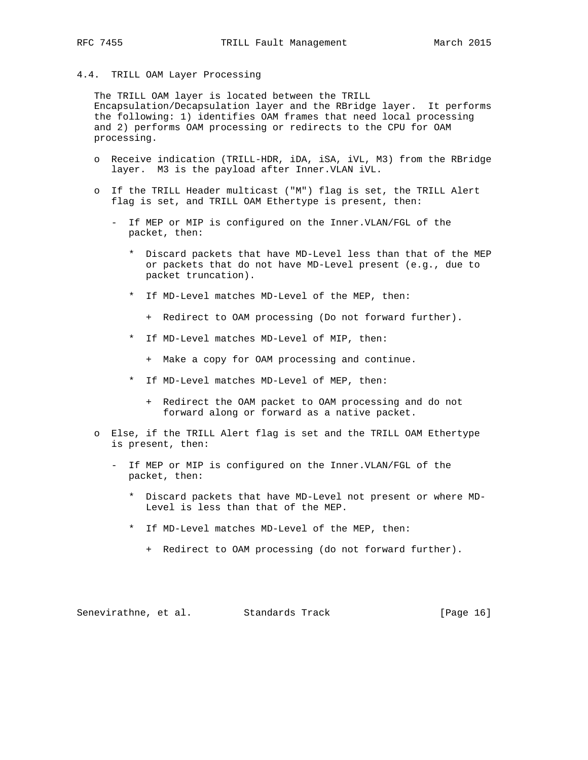### 4.4. TRILL OAM Layer Processing

The TRILL OAM layer is located between the TRILL Encapsulation/Decapsulation layer and the RBridge layer. It performs the following: 1) identifies OAM frames that need local processing and 2) performs OAM processing or redirects to the CPU for OAM processing.

- Receive indication (TRILL-HDR, iDA, iSA, iVL, M3) from the RBridge layer. M3 is the payload after Inner.VLAN iVL.
- If the TRILL Header multicast ("M") flag is set, the TRILL Alert flag is set, and TRILL OAM Ethertype is present, then:
  - If MEP or MIP is configured on the Inner.VLAN/FGL of the packet, then:
    - Discard packets that have MD-Level less than that of the MEP or packets that do not have MD-Level present (e.g., due to packet truncation).
    - If MD-Level matches MD-Level of the MEP, then:
      - Redirect to OAM processing (Do not forward further).
    - If MD-Level matches MD-Level of MIP, then:
      - Make a copy for OAM processing and continue.
    - If MD-Level matches MD-Level of MEP, then:
      - Redirect the OAM packet to OAM processing and do not forward along or forward as a native packet.
- Else, if the TRILL Alert flag is set and the TRILL OAM Ethertype is present, then:
  - If MEP or MIP is configured on the Inner.VLAN/FGL of the packet, then:
    - Discard packets that have MD-Level not present or where MD-Level is less than that of the MEP.
    - If MD-Level matches MD-Level of the MEP, then:
      - Redirect to OAM processing (do not forward further).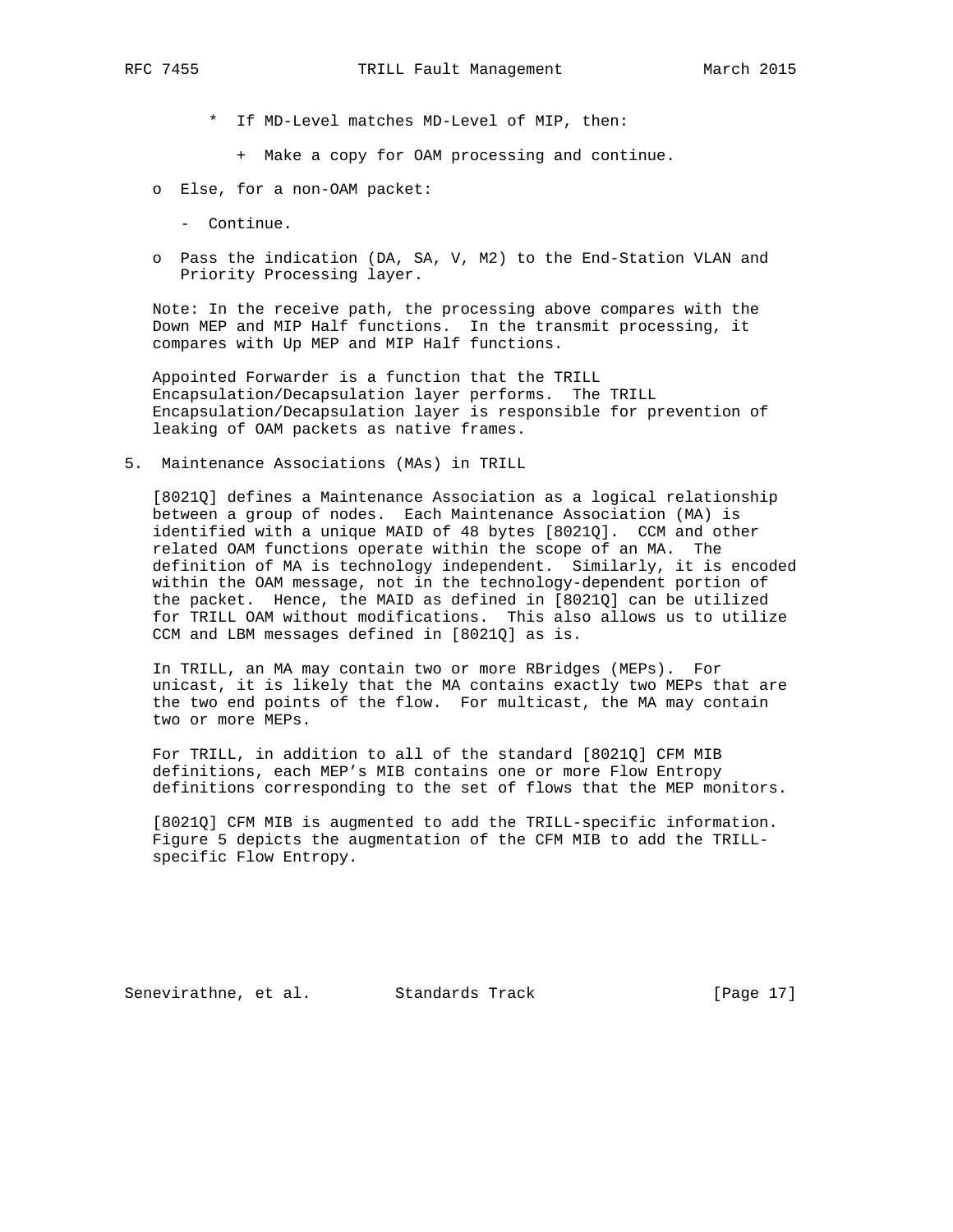* If MD-Level matches MD-Level of MIP, then:

      + Make a copy for OAM processing and continue.

- Else, for a non-OAM packet:

   - Continue.

- Pass the indication (DA, SA, V, M2) to the End-Station VLAN and Priority Processing layer.

Note: In the receive path, the processing above compares with the Down MEP and MIP Half functions. In the transmit processing, it compares with Up MEP and MIP Half functions.

Appointed Forwarder is a function that the TRILL Encapsulation/Decapsulation layer performs. The TRILL Encapsulation/Decapsulation layer is responsible for prevention of leaking of OAM packets as native frames.

## 5. Maintenance Associations (MAs) in TRILL

[8021Q] defines a Maintenance Association as a logical relationship between a group of nodes. Each Maintenance Association (MA) is identified with a unique MAID of 48 bytes [8021Q]. CCM and other related OAM functions operate within the scope of an MA. The definition of MA is technology independent. Similarly, it is encoded within the OAM message, not in the technology-dependent portion of the packet. Hence, the MAID as defined in [8021Q] can be utilized for TRILL OAM without modifications. This also allows us to utilize CCM and LBM messages defined in [8021Q] as is.

In TRILL, an MA may contain two or more RBridges (MEPs). For unicast, it is likely that the MA contains exactly two MEPs that are the two end points of the flow. For multicast, the MA may contain two or more MEPs.

For TRILL, in addition to all of the standard [8021Q] CFM MIB definitions, each MEP's MIB contains one or more Flow Entropy definitions corresponding to the set of flows that the MEP monitors.

[8021Q] CFM MIB is augmented to add the TRILL-specific information. Figure 5 depicts the augmentation of the CFM MIB to add the TRILL-specific Flow Entropy.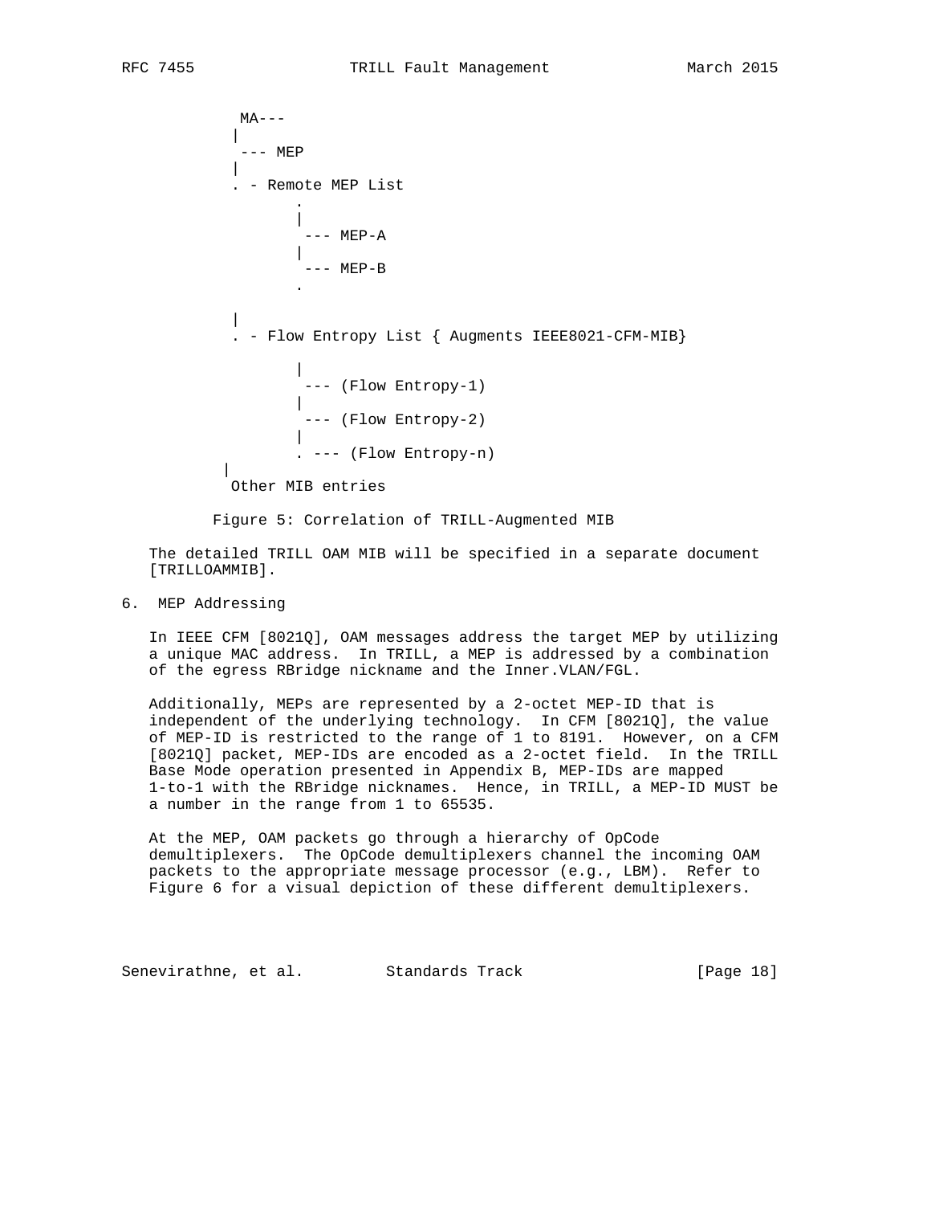```
 MA---
|
 --- MEP
|
. - Remote MEP List
       .
       |
        --- MEP-A
       |
        --- MEP-B
       .

|
. - Flow Entropy List { Augments IEEE8021-CFM-MIB}

       |
        --- (Flow Entropy-1)
       |
        --- (Flow Entropy-2)
       |
       . --- (Flow Entropy-n)
|
 Other MIB entries
```

Figure 5: Correlation of TRILL-Augmented MIB

The detailed TRILL OAM MIB will be specified in a separate document [TRILLOAMMIB].

## 6. MEP Addressing

In IEEE CFM [8021Q], OAM messages address the target MEP by utilizing a unique MAC address. In TRILL, a MEP is addressed by a combination of the egress RBridge nickname and the Inner.VLAN/FGL.

Additionally, MEPs are represented by a 2-octet MEP-ID that is independent of the underlying technology. In CFM [8021Q], the value of MEP-ID is restricted to the range of 1 to 8191. However, on a CFM [8021Q] packet, MEP-IDs are encoded as a 2-octet field. In the TRILL Base Mode operation presented in Appendix B, MEP-IDs are mapped 1-to-1 with the RBridge nicknames. Hence, in TRILL, a MEP-ID MUST be a number in the range from 1 to 65535.

At the MEP, OAM packets go through a hierarchy of OpCode demultiplexers. The OpCode demultiplexers channel the incoming OAM packets to the appropriate message processor (e.g., LBM). Refer to Figure 6 for a visual depiction of these different demultiplexers.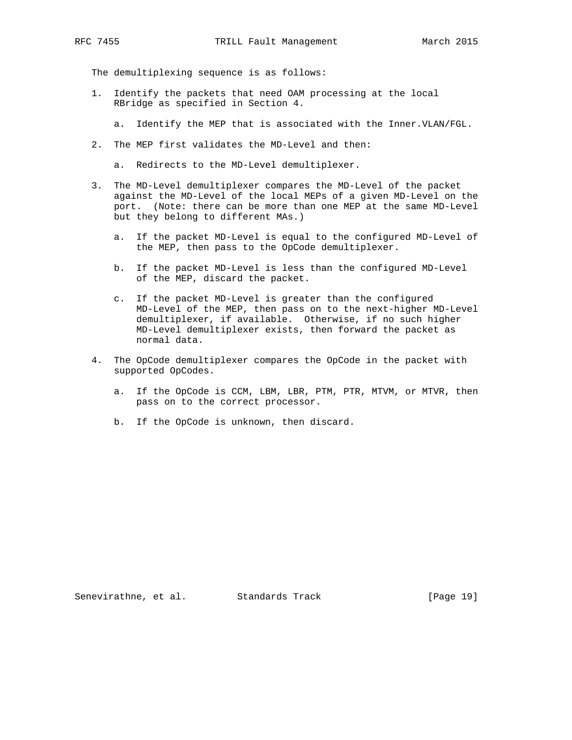The demultiplexing sequence is as follows:

1. Identify the packets that need OAM processing at the local RBridge as specified in Section 4.

   a. Identify the MEP that is associated with the Inner.VLAN/FGL.

2. The MEP first validates the MD-Level and then:

   a. Redirects to the MD-Level demultiplexer.

3. The MD-Level demultiplexer compares the MD-Level of the packet against the MD-Level of the local MEPs of a given MD-Level on the port. (Note: there can be more than one MEP at the same MD-Level but they belong to different MAs.)

   a. If the packet MD-Level is equal to the configured MD-Level of the MEP, then pass to the OpCode demultiplexer.

   b. If the packet MD-Level is less than the configured MD-Level of the MEP, discard the packet.

   c. If the packet MD-Level is greater than the configured MD-Level of the MEP, then pass on to the next-higher MD-Level demultiplexer, if available. Otherwise, if no such higher MD-Level demultiplexer exists, then forward the packet as normal data.

4. The OpCode demultiplexer compares the OpCode in the packet with supported OpCodes.

   a. If the OpCode is CCM, LBM, LBR, PTM, PTR, MTVM, or MTVR, then pass on to the correct processor.

   b. If the OpCode is unknown, then discard.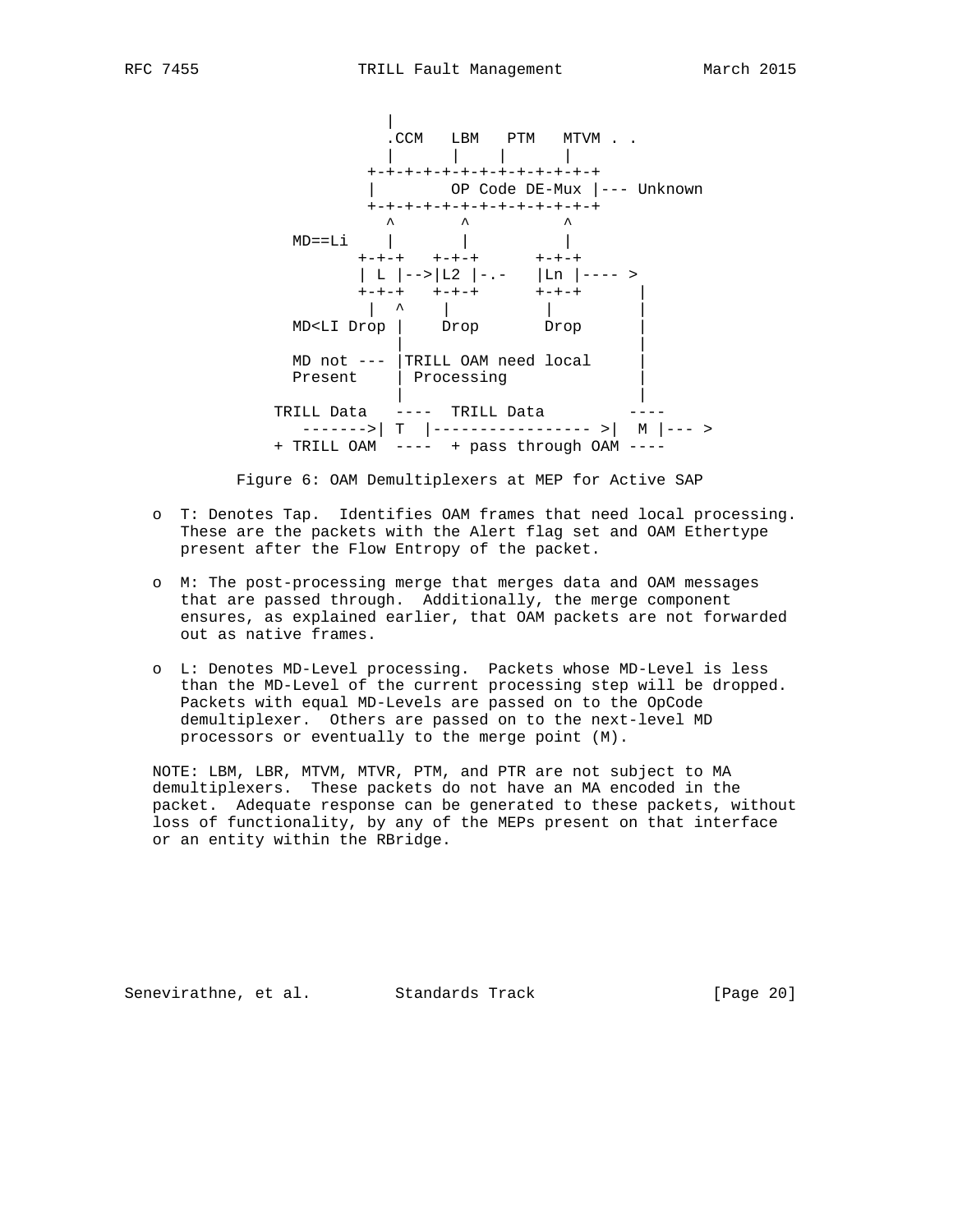```
                      |
                      .CCM   LBM   PTM   MTVM . .
                      |      |     |      |
                    +-+-+-+-+-+-+-+-+-+-+-+-+-+
                    |        OP Code DE-Mux |--- Unknown
                    +-+-+-+-+-+-+-+-+-+-+-+-+-+
                      ^       ^          ^
              MD==Li    |       |          |
                   +-+-+   +-+-+      +-+-+
                   | L |-->|L2 |-.-   |Ln |---- >
                   +-+-+   +-+-+      +-+-+      |
                    |  ^    |          |         |
              MD<LI Drop |    Drop       Drop      |
                         |                       |
              MD not --- |TRILL OAM need local     |
              Present    | Processing              |
                         |                       |
            TRILL Data   ----  TRILL Data         ----
               ------->| T  |---------------- >|  M |--- >
            + TRILL OAM  ----  + pass through OAM ----
```

Figure 6: OAM Demultiplexers at MEP for Active SAP

- T: Denotes Tap. Identifies OAM frames that need local processing. These are the packets with the Alert flag set and OAM Ethertype present after the Flow Entropy of the packet.

- M: The post-processing merge that merges data and OAM messages that are passed through. Additionally, the merge component ensures, as explained earlier, that OAM packets are not forwarded out as native frames.

- L: Denotes MD-Level processing. Packets whose MD-Level is less than the MD-Level of the current processing step will be dropped. Packets with equal MD-Levels are passed on to the OpCode demultiplexer. Others are passed on to the next-level MD processors or eventually to the merge point (M).

NOTE: LBM, LBR, MTVM, MTVR, PTM, and PTR are not subject to MA demultiplexers. These packets do not have an MA encoded in the packet. Adequate response can be generated to these packets, without loss of functionality, by any of the MEPs present on that interface or an entity within the RBridge.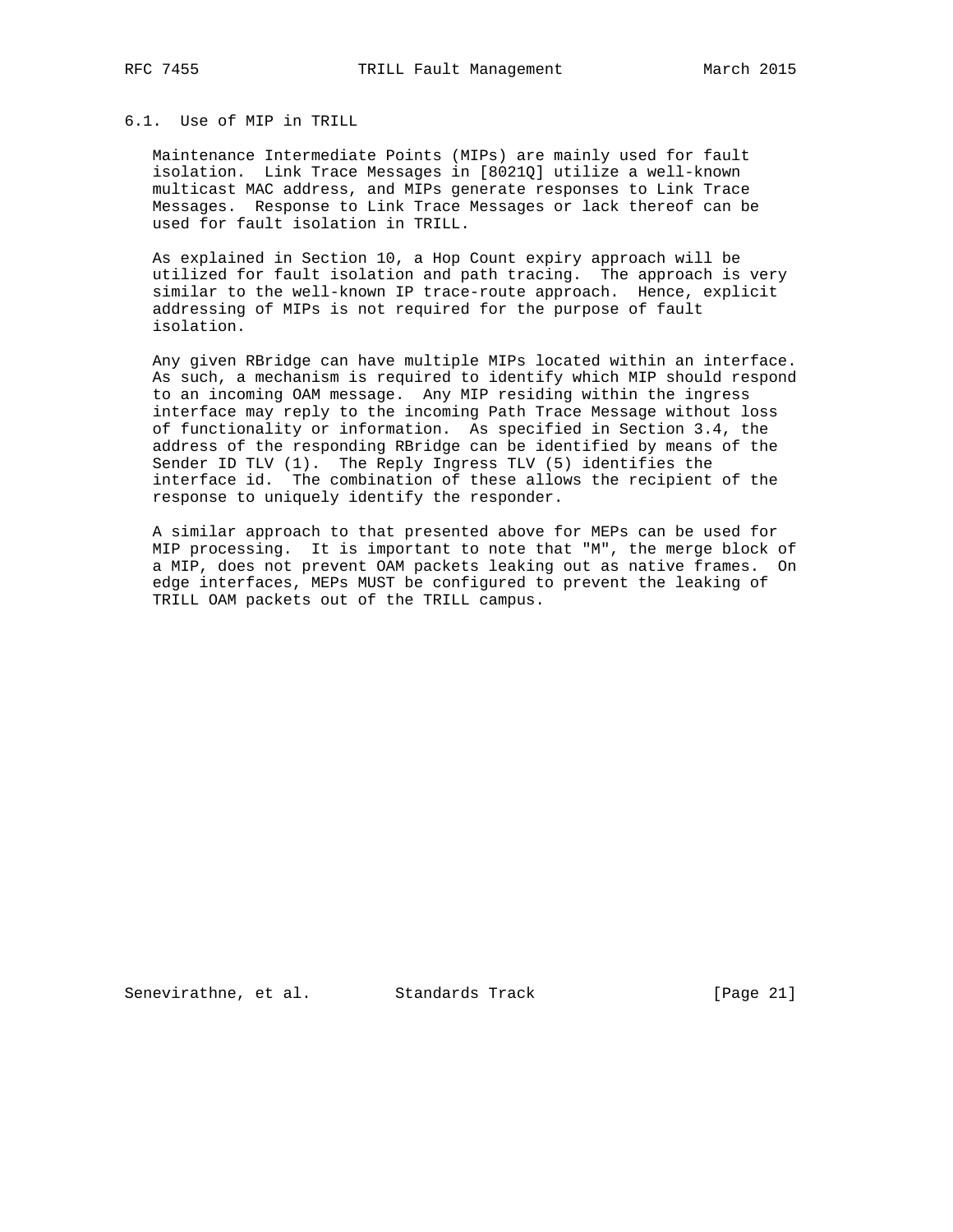### 6.1. Use of MIP in TRILL

Maintenance Intermediate Points (MIPs) are mainly used for fault isolation. Link Trace Messages in [8021Q] utilize a well-known multicast MAC address, and MIPs generate responses to Link Trace Messages. Response to Link Trace Messages or lack thereof can be used for fault isolation in TRILL.

As explained in Section 10, a Hop Count expiry approach will be utilized for fault isolation and path tracing. The approach is very similar to the well-known IP trace-route approach. Hence, explicit addressing of MIPs is not required for the purpose of fault isolation.

Any given RBridge can have multiple MIPs located within an interface. As such, a mechanism is required to identify which MIP should respond to an incoming OAM message. Any MIP residing within the ingress interface may reply to the incoming Path Trace Message without loss of functionality or information. As specified in Section 3.4, the address of the responding RBridge can be identified by means of the Sender ID TLV (1). The Reply Ingress TLV (5) identifies the interface id. The combination of these allows the recipient of the response to uniquely identify the responder.

A similar approach to that presented above for MEPs can be used for MIP processing. It is important to note that "M", the merge block of a MIP, does not prevent OAM packets leaking out as native frames. On edge interfaces, MEPs MUST be configured to prevent the leaking of TRILL OAM packets out of the TRILL campus.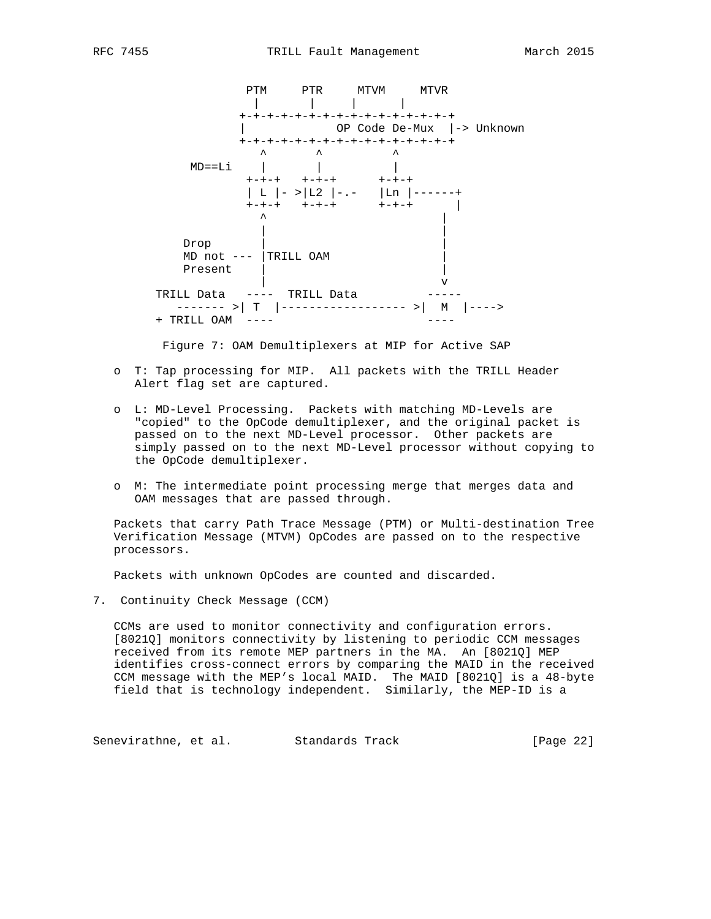```
                 PTM     PTR     MTVM     MTVR
                  |       |      |       |
                +-+-+-+-+-+-+-+-+-+-+-+-+-+-+-+
                |             OP Code De-Mux  |-> Unknown
                +-+-+-+-+-+-+-+-+-+-+-+-+-+-+-+
                   ^       ^          ^
          MD==Li   |       |          |
                 +-+-+   +-+-+      +-+-+
                 | L |- >|L2 |-.-   |Ln |------+
                 +-+-+   +-+-+      +-+-+      |
                   ^                           |
                   |                           |
         Drop      |                           |
         MD not --- |TRILL OAM                 |
         Present   |                           |
                   |                           v
     TRILL Data   ----  TRILL Data          -----
        ------- >| T  |------------------ >|  M  |---->
     + TRILL OAM  ----                      ----
```

Figure 7: OAM Demultiplexers at MIP for Active SAP

- T: Tap processing for MIP. All packets with the TRILL Header Alert flag set are captured.

- L: MD-Level Processing. Packets with matching MD-Levels are "copied" to the OpCode demultiplexer, and the original packet is passed on to the next MD-Level processor. Other packets are simply passed on to the next MD-Level processor without copying to the OpCode demultiplexer.

- M: The intermediate point processing merge that merges data and OAM messages that are passed through.

Packets that carry Path Trace Message (PTM) or Multi-destination Tree Verification Message (MTVM) OpCodes are passed on to the respective processors.

Packets with unknown OpCodes are counted and discarded.

## 7. Continuity Check Message (CCM)

CCMs are used to monitor connectivity and configuration errors. [8021Q] monitors connectivity by listening to periodic CCM messages received from its remote MEP partners in the MA. An [8021Q] MEP identifies cross-connect errors by comparing the MAID in the received CCM message with the MEP's local MAID. The MAID [8021Q] is a 48-byte field that is technology independent. Similarly, the MEP-ID is a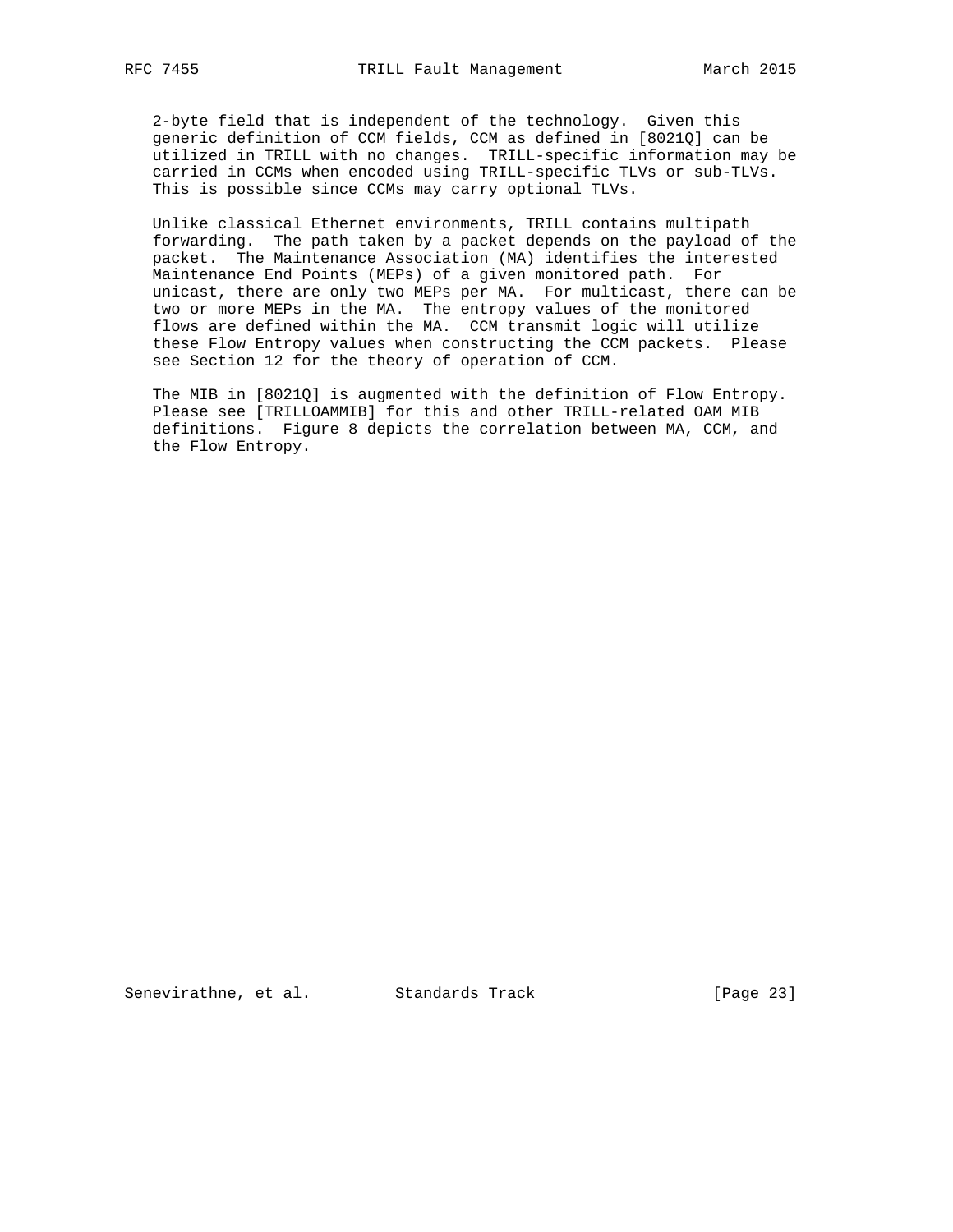2-byte field that is independent of the technology. Given this generic definition of CCM fields, CCM as defined in [8021Q] can be utilized in TRILL with no changes. TRILL-specific information may be carried in CCMs when encoded using TRILL-specific TLVs or sub-TLVs. This is possible since CCMs may carry optional TLVs.

Unlike classical Ethernet environments, TRILL contains multipath forwarding. The path taken by a packet depends on the payload of the packet. The Maintenance Association (MA) identifies the interested Maintenance End Points (MEPs) of a given monitored path. For unicast, there are only two MEPs per MA. For multicast, there can be two or more MEPs in the MA. The entropy values of the monitored flows are defined within the MA. CCM transmit logic will utilize these Flow Entropy values when constructing the CCM packets. Please see Section 12 for the theory of operation of CCM.

The MIB in [8021Q] is augmented with the definition of Flow Entropy. Please see [TRILLOAMMIB] for this and other TRILL-related OAM MIB definitions. Figure 8 depicts the correlation between MA, CCM, and the Flow Entropy.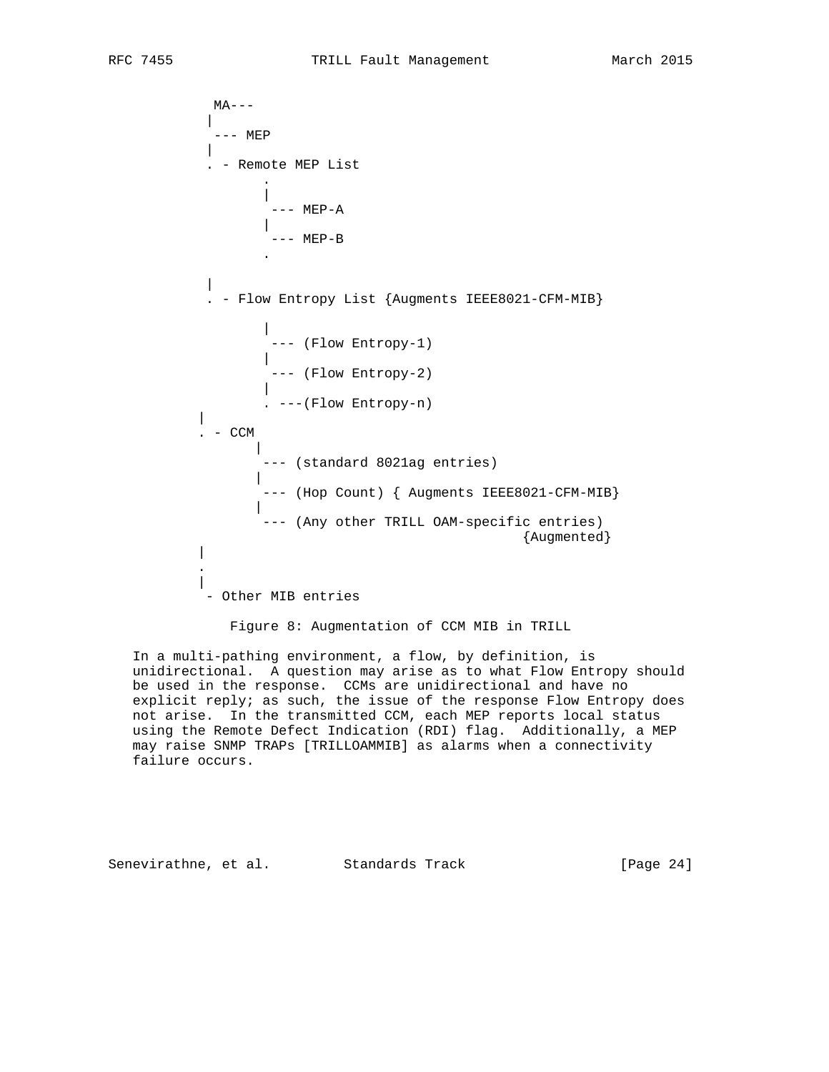```
             MA---
            |
             --- MEP
            |
            . - Remote MEP List
                   .
                   |
                    --- MEP-A
                   |
                    --- MEP-B
                   .

            |
            . - Flow Entropy List {Augments IEEE8021-CFM-MIB}

                   |
                    --- (Flow Entropy-1)
                   |
                    --- (Flow Entropy-2)
                   |
                   . ---(Flow Entropy-n)
           |
           . - CCM
                  |
                   --- (standard 8021ag entries)
                  |
                   --- (Hop Count) { Augments IEEE8021-CFM-MIB}
                  |
                   --- (Any other TRILL OAM-specific entries)
                                                  {Augmented}
           |
           .
           |
            - Other MIB entries
```

Figure 8: Augmentation of CCM MIB in TRILL

In a multi-pathing environment, a flow, by definition, is unidirectional. A question may arise as to what Flow Entropy should be used in the response. CCMs are unidirectional and have no explicit reply; as such, the issue of the response Flow Entropy does not arise. In the transmitted CCM, each MEP reports local status using the Remote Defect Indication (RDI) flag. Additionally, a MEP may raise SNMP TRAPs [TRILLOAMMIB] as alarms when a connectivity failure occurs.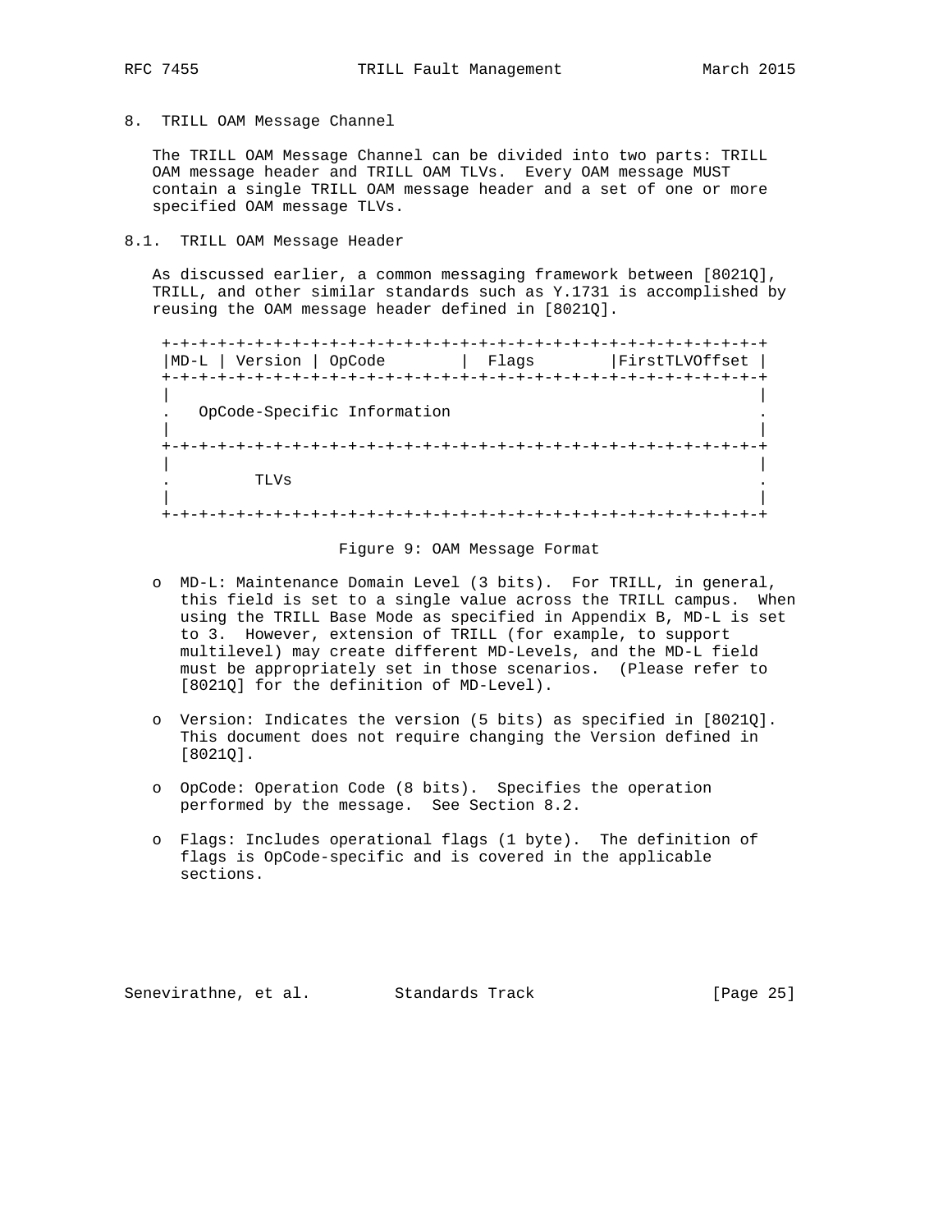## 8. TRILL OAM Message Channel

The TRILL OAM Message Channel can be divided into two parts: TRILL OAM message header and TRILL OAM TLVs. Every OAM message MUST contain a single TRILL OAM message header and a set of one or more specified OAM message TLVs.

### 8.1. TRILL OAM Message Header

As discussed earlier, a common messaging framework between [8021Q], TRILL, and other similar standards such as Y.1731 is accomplished by reusing the OAM message header defined in [8021Q].

```
 +-+-+-+-+-+-+-+-+-+-+-+-+-+-+-+-+-+-+-+-+-+-+-+-+-+-+-+-+-+-+-+-+
 |MD-L | Version | OpCode        |  Flags        |FirstTLVOffset |
 +-+-+-+-+-+-+-+-+-+-+-+-+-+-+-+-+-+-+-+-+-+-+-+-+-+-+-+-+-+-+-+-+
 |                                                               |
 .   OpCode-Specific Information                                 .
 |                                                               |
 +-+-+-+-+-+-+-+-+-+-+-+-+-+-+-+-+-+-+-+-+-+-+-+-+-+-+-+-+-+-+-+-+
 |                                                               |
 .         TLVs                                                  .
 |                                                               |
 +-+-+-+-+-+-+-+-+-+-+-+-+-+-+-+-+-+-+-+-+-+-+-+-+-+-+-+-+-+-+-+-+
```

Figure 9: OAM Message Format

- MD-L: Maintenance Domain Level (3 bits). For TRILL, in general, this field is set to a single value across the TRILL campus. When using the TRILL Base Mode as specified in Appendix B, MD-L is set to 3. However, extension of TRILL (for example, to support multilevel) may create different MD-Levels, and the MD-L field must be appropriately set in those scenarios. (Please refer to [8021Q] for the definition of MD-Level).

- Version: Indicates the version (5 bits) as specified in [8021Q]. This document does not require changing the Version defined in [8021Q].

- OpCode: Operation Code (8 bits). Specifies the operation performed by the message. See Section 8.2.

- Flags: Includes operational flags (1 byte). The definition of flags is OpCode-specific and is covered in the applicable sections.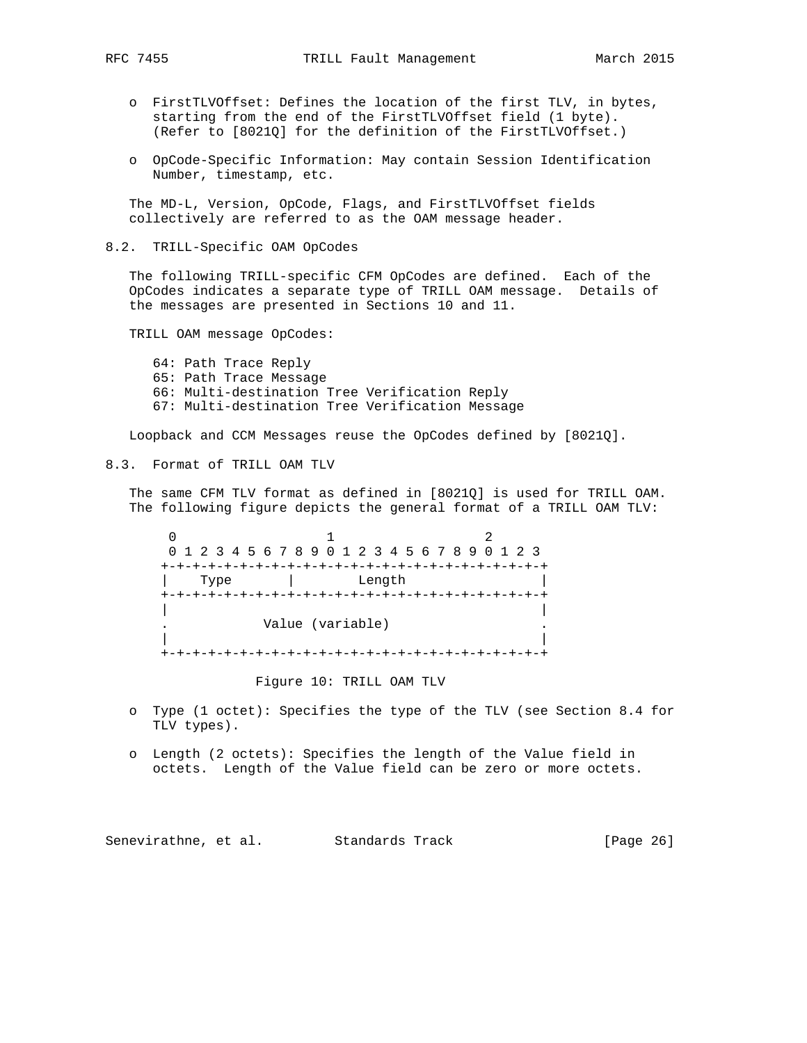- FirstTLVOffset: Defines the location of the first TLV, in bytes, starting from the end of the FirstTLVOffset field (1 byte). (Refer to [8021Q] for the definition of the FirstTLVOffset.)

- OpCode-Specific Information: May contain Session Identification Number, timestamp, etc.

The MD-L, Version, OpCode, Flags, and FirstTLVOffset fields collectively are referred to as the OAM message header.

## 8.2. TRILL-Specific OAM OpCodes

The following TRILL-specific CFM OpCodes are defined. Each of the OpCodes indicates a separate type of TRILL OAM message. Details of the messages are presented in Sections 10 and 11.

TRILL OAM message OpCodes:

- 64: Path Trace Reply
- 65: Path Trace Message
- 66: Multi-destination Tree Verification Reply
- 67: Multi-destination Tree Verification Message

Loopback and CCM Messages reuse the OpCodes defined by [8021Q].

## 8.3. Format of TRILL OAM TLV

The same CFM TLV format as defined in [8021Q] is used for TRILL OAM. The following figure depicts the general format of a TRILL OAM TLV:

```
 0                   1                   2
 0 1 2 3 4 5 6 7 8 9 0 1 2 3 4 5 6 7 8 9 0 1 2 3
+-+-+-+-+-+-+-+-+-+-+-+-+-+-+-+-+-+-+-+-+-+-+-+-+
|    Type       |         Length                |
+-+-+-+-+-+-+-+-+-+-+-+-+-+-+-+-+-+-+-+-+-+-+-+-+
|                                               |
.            Value (variable)                   .
|                                               |
+-+-+-+-+-+-+-+-+-+-+-+-+-+-+-+-+-+-+-+-+-+-+-+-+
```

Figure 10: TRILL OAM TLV

- Type (1 octet): Specifies the type of the TLV (see Section 8.4 for TLV types).

- Length (2 octets): Specifies the length of the Value field in octets. Length of the Value field can be zero or more octets.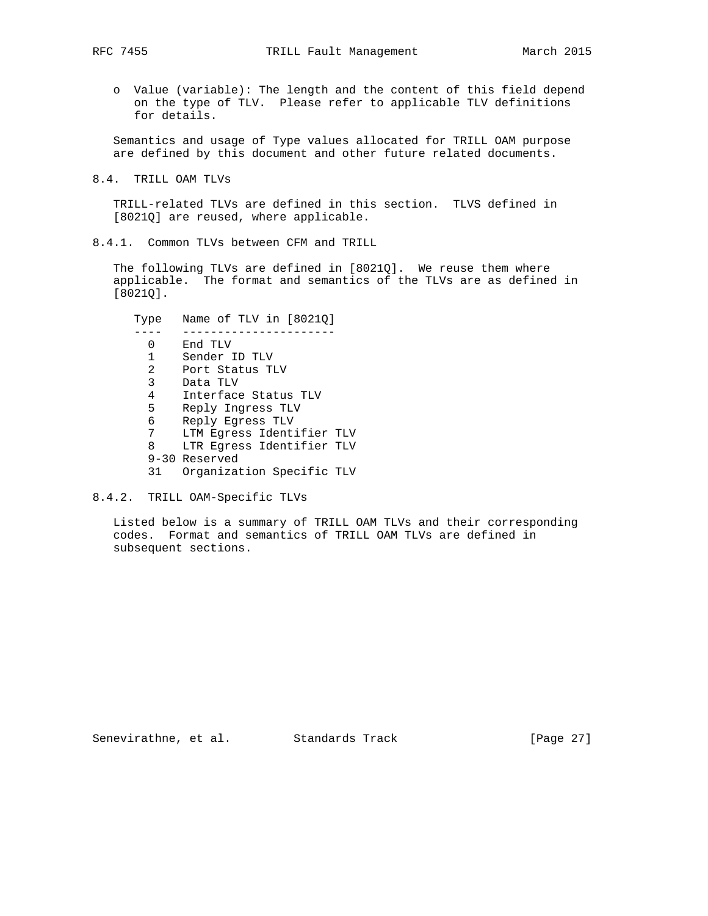o  Value (variable): The length and the content of this field depend on the type of TLV.  Please refer to applicable TLV definitions for details.

Semantics and usage of Type values allocated for TRILL OAM purpose are defined by this document and other future related documents.

### 8.4. TRILL OAM TLVs

TRILL-related TLVs are defined in this section.  TLVS defined in [8021Q] are reused, where applicable.

#### 8.4.1. Common TLVs between CFM and TRILL

The following TLVs are defined in [8021Q].  We reuse them where applicable.  The format and semantics of the TLVs are as defined in [8021Q].

| Type | Name of TLV in [8021Q] |
| --- | --- |
| 0 | End TLV |
| 1 | Sender ID TLV |
| 2 | Port Status TLV |
| 3 | Data TLV |
| 4 | Interface Status TLV |
| 5 | Reply Ingress TLV |
| 6 | Reply Egress TLV |
| 7 | LTM Egress Identifier TLV |
| 8 | LTR Egress Identifier TLV |
| 9-30 | Reserved |
| 31 | Organization Specific TLV |

#### 8.4.2. TRILL OAM-Specific TLVs

Listed below is a summary of TRILL OAM TLVs and their corresponding codes.  Format and semantics of TRILL OAM TLVs are defined in subsequent sections.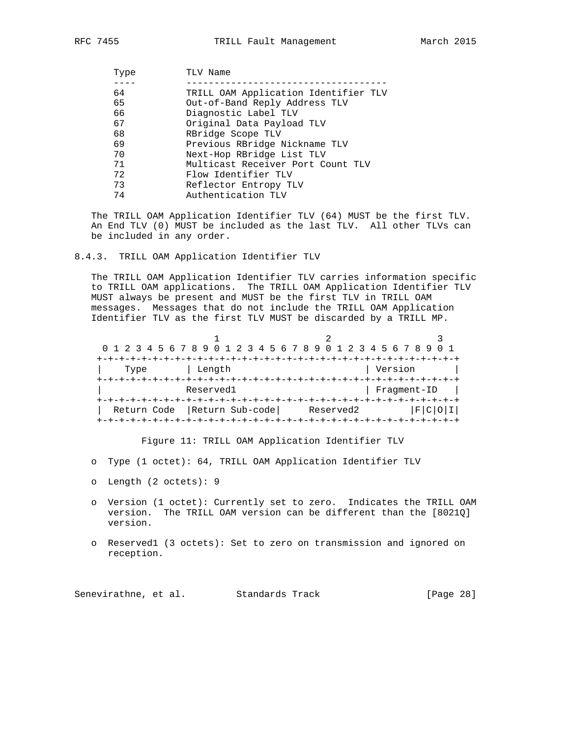| Type | TLV Name |
|---|---|
| 64 | TRILL OAM Application Identifier TLV |
| 65 | Out-of-Band Reply Address TLV |
| 66 | Diagnostic Label TLV |
| 67 | Original Data Payload TLV |
| 68 | RBridge Scope TLV |
| 69 | Previous RBridge Nickname TLV |
| 70 | Next-Hop RBridge List TLV |
| 71 | Multicast Receiver Port Count TLV |
| 72 | Flow Identifier TLV |
| 73 | Reflector Entropy TLV |
| 74 | Authentication TLV |

The TRILL OAM Application Identifier TLV (64) MUST be the first TLV. An End TLV (0) MUST be included as the last TLV. All other TLVs can be included in any order.

### 8.4.3. TRILL OAM Application Identifier TLV

The TRILL OAM Application Identifier TLV carries information specific to TRILL OAM applications. The TRILL OAM Application Identifier TLV MUST always be present and MUST be the first TLV in TRILL OAM messages. Messages that do not include the TRILL OAM Application Identifier TLV as the first TLV MUST be discarded by a TRILL MP.

```
                     1                   2                   3
 0 1 2 3 4 5 6 7 8 9 0 1 2 3 4 5 6 7 8 9 0 1 2 3 4 5 6 7 8 9 0 1
+-+-+-+-+-+-+-+-+-+-+-+-+-+-+-+-+-+-+-+-+-+-+-+-+-+-+-+-+-+-+-+-+
|    Type       | Length                        | Version       |
+-+-+-+-+-+-+-+-+-+-+-+-+-+-+-+-+-+-+-+-+-+-+-+-+-+-+-+-+-+-+-+-+
|               Reserved1                       | Fragment-ID   |
+-+-+-+-+-+-+-+-+-+-+-+-+-+-+-+-+-+-+-+-+-+-+-+-+-+-+-+-+-+-+-+-+
|  Return Code  |Return Sub-code|     Reserved2         |F|C|O|I|
+-+-+-+-+-+-+-+-+-+-+-+-+-+-+-+-+-+-+-+-+-+-+-+-+-+-+-+-+-+-+-+-+
```

Figure 11: TRILL OAM Application Identifier TLV

- Type (1 octet): 64, TRILL OAM Application Identifier TLV
- Length (2 octets): 9
- Version (1 octet): Currently set to zero. Indicates the TRILL OAM version. The TRILL OAM version can be different than the [8021Q] version.
- Reserved1 (3 octets): Set to zero on transmission and ignored on reception.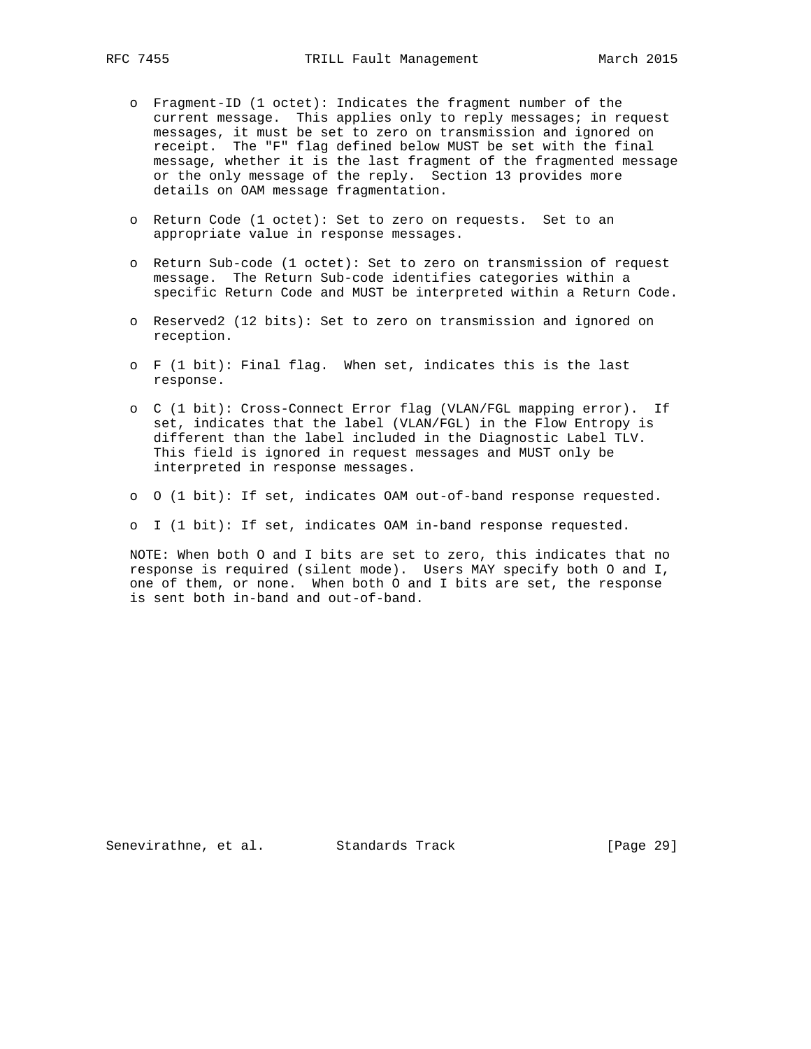- Fragment-ID (1 octet): Indicates the fragment number of the current message. This applies only to reply messages; in request messages, it must be set to zero on transmission and ignored on receipt. The "F" flag defined below MUST be set with the final message, whether it is the last fragment of the fragmented message or the only message of the reply. Section 13 provides more details on OAM message fragmentation.

- Return Code (1 octet): Set to zero on requests. Set to an appropriate value in response messages.

- Return Sub-code (1 octet): Set to zero on transmission of request message. The Return Sub-code identifies categories within a specific Return Code and MUST be interpreted within a Return Code.

- Reserved2 (12 bits): Set to zero on transmission and ignored on reception.

- F (1 bit): Final flag. When set, indicates this is the last response.

- C (1 bit): Cross-Connect Error flag (VLAN/FGL mapping error). If set, indicates that the label (VLAN/FGL) in the Flow Entropy is different than the label included in the Diagnostic Label TLV. This field is ignored in request messages and MUST only be interpreted in response messages.

- O (1 bit): If set, indicates OAM out-of-band response requested.

- I (1 bit): If set, indicates OAM in-band response requested.

NOTE: When both O and I bits are set to zero, this indicates that no response is required (silent mode). Users MAY specify both O and I, one of them, or none. When both O and I bits are set, the response is sent both in-band and out-of-band.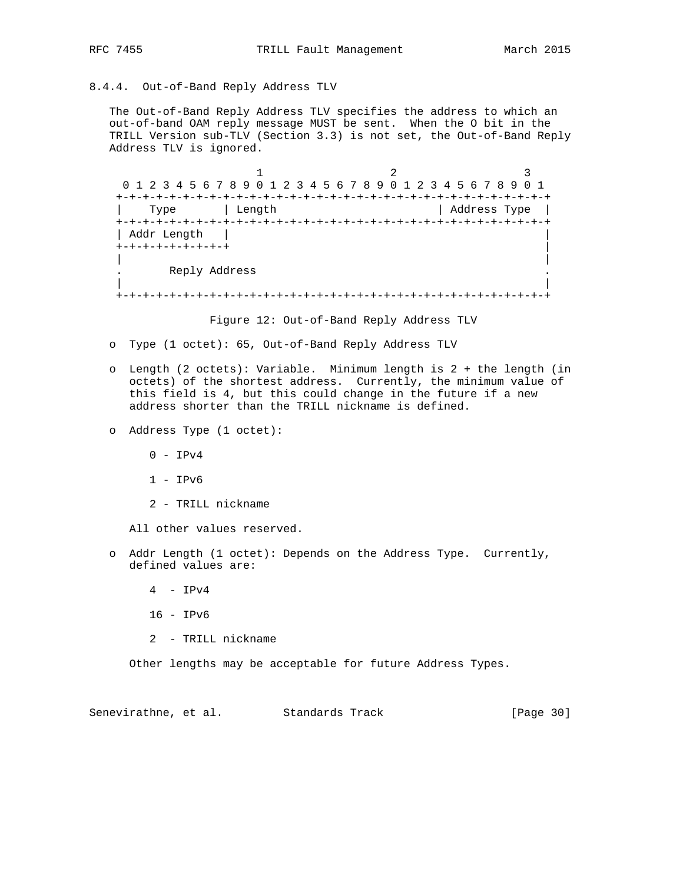### 8.4.4. Out-of-Band Reply Address TLV

The Out-of-Band Reply Address TLV specifies the address to which an out-of-band OAM reply message MUST be sent. When the O bit in the TRILL Version sub-TLV (Section 3.3) is not set, the Out-of-Band Reply Address TLV is ignored.

```
                     1                   2                   3
 0 1 2 3 4 5 6 7 8 9 0 1 2 3 4 5 6 7 8 9 0 1 2 3 4 5 6 7 8 9 0 1
+-+-+-+-+-+-+-+-+-+-+-+-+-+-+-+-+-+-+-+-+-+-+-+-+-+-+-+-+-+-+-+-+
|    Type       | Length                        | Address Type  |
+-+-+-+-+-+-+-+-+-+-+-+-+-+-+-+-+-+-+-+-+-+-+-+-+-+-+-+-+-+-+-+-+
| Addr Length   |                                               |
+-+-+-+-+-+-+-+-+                                               |
|                                                               |
.       Reply Address                                           .
|                                                               |
+-+-+-+-+-+-+-+-+-+-+-+-+-+-+-+-+-+-+-+-+-+-+-+-+-+-+-+-+-+-+-+-+
```

Figure 12: Out-of-Band Reply Address TLV

- Type (1 octet): 65, Out-of-Band Reply Address TLV
- Length (2 octets): Variable. Minimum length is 2 + the length (in octets) of the shortest address. Currently, the minimum value of this field is 4, but this could change in the future if a new address shorter than the TRILL nickname is defined.
- Address Type (1 octet):

  0 - IPv4

  1 - IPv6

  2 - TRILL nickname

  All other values reserved.

- Addr Length (1 octet): Depends on the Address Type. Currently, defined values are:

  4 - IPv4

  16 - IPv6

  2 - TRILL nickname

  Other lengths may be acceptable for future Address Types.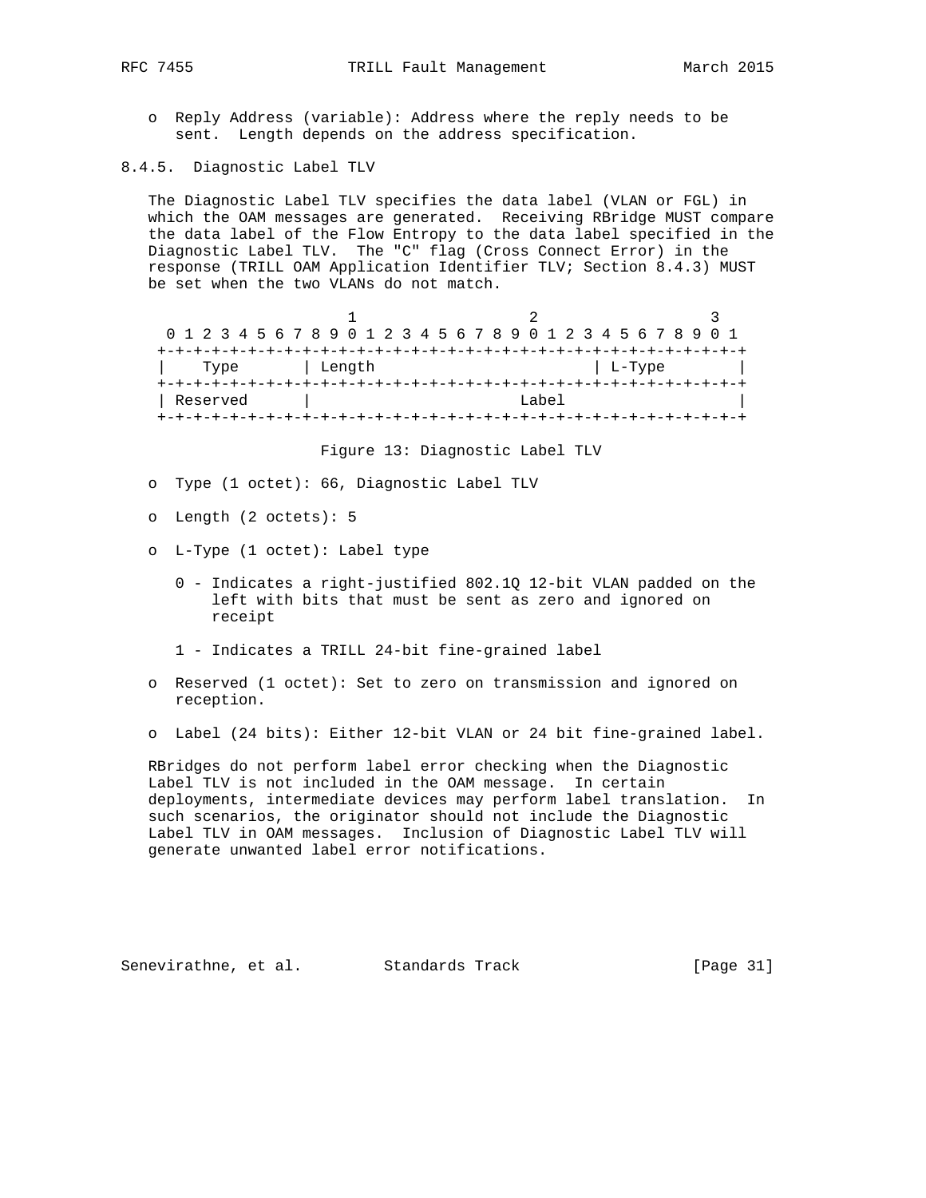- Reply Address (variable): Address where the reply needs to be sent. Length depends on the address specification.

### 8.4.5. Diagnostic Label TLV

The Diagnostic Label TLV specifies the data label (VLAN or FGL) in which the OAM messages are generated. Receiving RBridge MUST compare the data label of the Flow Entropy to the data label specified in the Diagnostic Label TLV. The "C" flag (Cross Connect Error) in the response (TRILL OAM Application Identifier TLV; Section 8.4.3) MUST be set when the two VLANs do not match.

```
                     1                   2                   3
 0 1 2 3 4 5 6 7 8 9 0 1 2 3 4 5 6 7 8 9 0 1 2 3 4 5 6 7 8 9 0 1
+-+-+-+-+-+-+-+-+-+-+-+-+-+-+-+-+-+-+-+-+-+-+-+-+-+-+-+-+-+-+-+-+
|    Type       | Length                        | L-Type        |
+-+-+-+-+-+-+-+-+-+-+-+-+-+-+-+-+-+-+-+-+-+-+-+-+-+-+-+-+-+-+-+-+
| Reserved      |                   Label                       |
+-+-+-+-+-+-+-+-+-+-+-+-+-+-+-+-+-+-+-+-+-+-+-+-+-+-+-+-+-+-+-+-+
```

Figure 13: Diagnostic Label TLV

- Type (1 octet): 66, Diagnostic Label TLV
- Length (2 octets): 5
- L-Type (1 octet): Label type
  - 0 - Indicates a right-justified 802.1Q 12-bit VLAN padded on the left with bits that must be sent as zero and ignored on receipt
  - 1 - Indicates a TRILL 24-bit fine-grained label
- Reserved (1 octet): Set to zero on transmission and ignored on reception.
- Label (24 bits): Either 12-bit VLAN or 24 bit fine-grained label.

RBridges do not perform label error checking when the Diagnostic Label TLV is not included in the OAM message. In certain deployments, intermediate devices may perform label translation. In such scenarios, the originator should not include the Diagnostic Label TLV in OAM messages. Inclusion of Diagnostic Label TLV will generate unwanted label error notifications.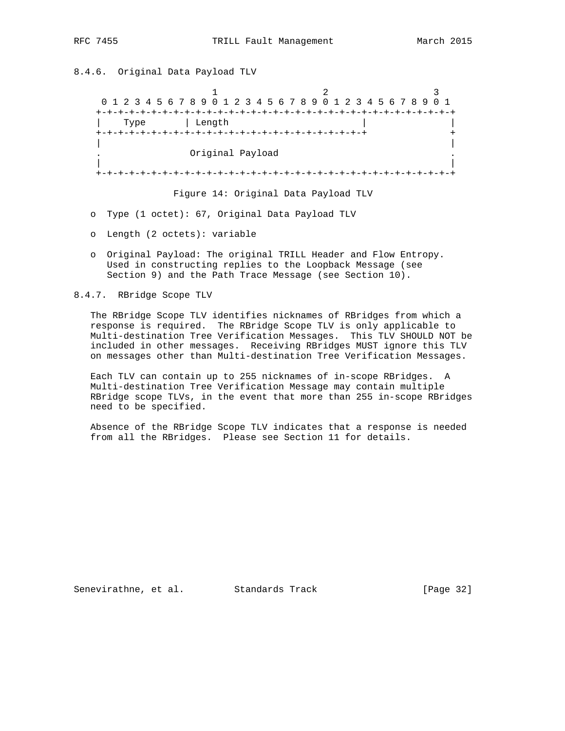### 8.4.6. Original Data Payload TLV

```
                     1                   2                   3
 0 1 2 3 4 5 6 7 8 9 0 1 2 3 4 5 6 7 8 9 0 1 2 3 4 5 6 7 8 9 0 1
+-+-+-+-+-+-+-+-+-+-+-+-+-+-+-+-+-+-+-+-+-+-+-+-+-+-+-+-+-+-+-+-+
|    Type       | Length                        |               |
+-+-+-+-+-+-+-+-+-+-+-+-+-+-+-+-+-+-+-+-+-+-+-+-+               +
|                                                               |
.                Original Payload                               .
|                                                               |
+-+-+-+-+-+-+-+-+-+-+-+-+-+-+-+-+-+-+-+-+-+-+-+-+-+-+-+-+-+-+-+-+
```

Figure 14: Original Data Payload TLV

- Type (1 octet): 67, Original Data Payload TLV
- Length (2 octets): variable
- Original Payload: The original TRILL Header and Flow Entropy. Used in constructing replies to the Loopback Message (see Section 9) and the Path Trace Message (see Section 10).

### 8.4.7. RBridge Scope TLV

The RBridge Scope TLV identifies nicknames of RBridges from which a response is required. The RBridge Scope TLV is only applicable to Multi-destination Tree Verification Messages. This TLV SHOULD NOT be included in other messages. Receiving RBridges MUST ignore this TLV on messages other than Multi-destination Tree Verification Messages.

Each TLV can contain up to 255 nicknames of in-scope RBridges. A Multi-destination Tree Verification Message may contain multiple RBridge scope TLVs, in the event that more than 255 in-scope RBridges need to be specified.

Absence of the RBridge Scope TLV indicates that a response is needed from all the RBridges. Please see Section 11 for details.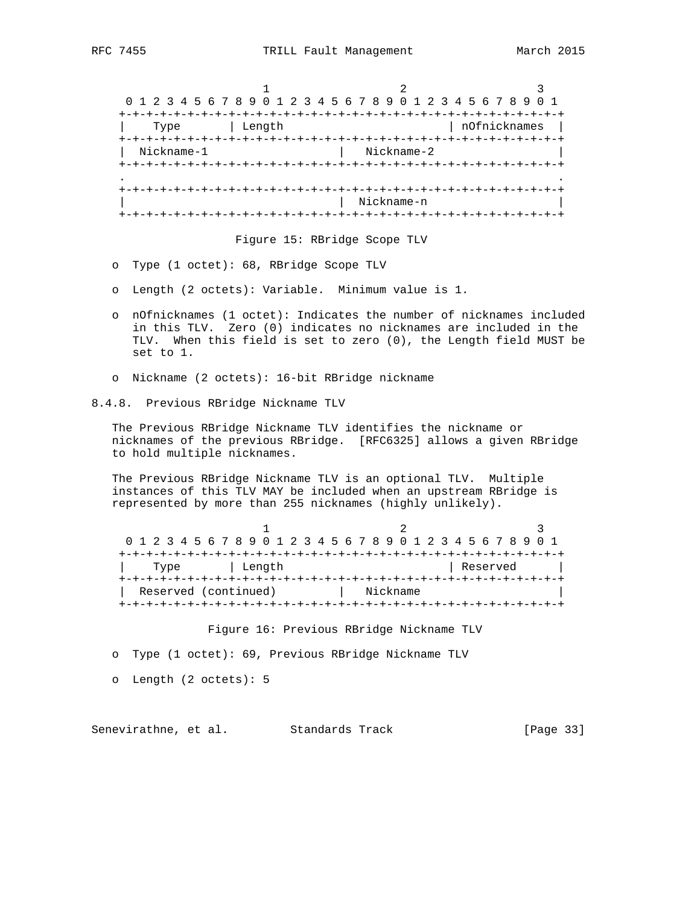```
                        1                   2                   3
    0 1 2 3 4 5 6 7 8 9 0 1 2 3 4 5 6 7 8 9 0 1 2 3 4 5 6 7 8 9 0 1
   +-+-+-+-+-+-+-+-+-+-+-+-+-+-+-+-+-+-+-+-+-+-+-+-+-+-+-+-+-+-+-+-+
   |    Type       | Length                        | nOfnicknames  |
   +-+-+-+-+-+-+-+-+-+-+-+-+-+-+-+-+-+-+-+-+-+-+-+-+-+-+-+-+-+-+-+-+
   |  Nickname-1                   |   Nickname-2                  |
   +-+-+-+-+-+-+-+-+-+-+-+-+-+-+-+-+-+-+-+-+-+-+-+-+-+-+-+-+-+-+-+-+
   .                                                               .
   +-+-+-+-+-+-+-+-+-+-+-+-+-+-+-+-+-+-+-+-+-+-+-+-+-+-+-+-+-+-+-+-+
   |                               |  Nickname-n                   |
   +-+-+-+-+-+-+-+-+-+-+-+-+-+-+-+-+-+-+-+-+-+-+-+-+-+-+-+-+-+-+-+-+
```

Figure 15: RBridge Scope TLV

- Type (1 octet): 68, RBridge Scope TLV
- Length (2 octets): Variable. Minimum value is 1.
- nOfnicknames (1 octet): Indicates the number of nicknames included in this TLV. Zero (0) indicates no nicknames are included in the TLV. When this field is set to zero (0), the Length field MUST be set to 1.
- Nickname (2 octets): 16-bit RBridge nickname

### 8.4.8. Previous RBridge Nickname TLV

The Previous RBridge Nickname TLV identifies the nickname or nicknames of the previous RBridge. [RFC6325] allows a given RBridge to hold multiple nicknames.

The Previous RBridge Nickname TLV is an optional TLV. Multiple instances of this TLV MAY be included when an upstream RBridge is represented by more than 255 nicknames (highly unlikely).

```
                        1                   2                   3
    0 1 2 3 4 5 6 7 8 9 0 1 2 3 4 5 6 7 8 9 0 1 2 3 4 5 6 7 8 9 0 1
   +-+-+-+-+-+-+-+-+-+-+-+-+-+-+-+-+-+-+-+-+-+-+-+-+-+-+-+-+-+-+-+-+
   |    Type       | Length                        | Reserved      |
   +-+-+-+-+-+-+-+-+-+-+-+-+-+-+-+-+-+-+-+-+-+-+-+-+-+-+-+-+-+-+-+-+
   |  Reserved (continued)         |   Nickname                    |
   +-+-+-+-+-+-+-+-+-+-+-+-+-+-+-+-+-+-+-+-+-+-+-+-+-+-+-+-+-+-+-+-+
```

Figure 16: Previous RBridge Nickname TLV

- Type (1 octet): 69, Previous RBridge Nickname TLV
- Length (2 octets): 5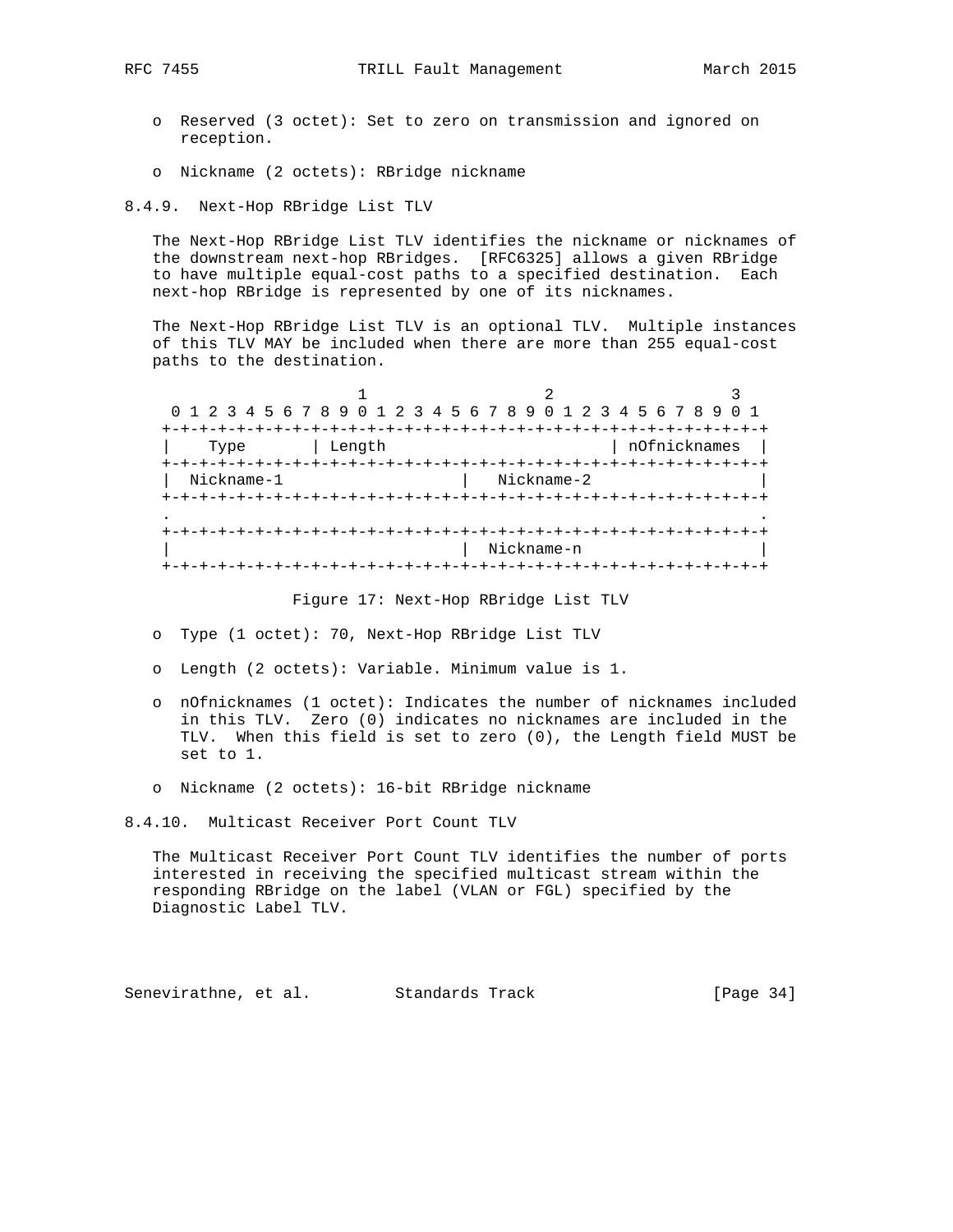- o Reserved (3 octet): Set to zero on transmission and ignored on reception.

- o Nickname (2 octets): RBridge nickname

### 8.4.9. Next-Hop RBridge List TLV

The Next-Hop RBridge List TLV identifies the nickname or nicknames of the downstream next-hop RBridges. [RFC6325] allows a given RBridge to have multiple equal-cost paths to a specified destination. Each next-hop RBridge is represented by one of its nicknames.

The Next-Hop RBridge List TLV is an optional TLV. Multiple instances of this TLV MAY be included when there are more than 255 equal-cost paths to the destination.

```
                     1                   2                   3
 0 1 2 3 4 5 6 7 8 9 0 1 2 3 4 5 6 7 8 9 0 1 2 3 4 5 6 7 8 9 0 1
+-+-+-+-+-+-+-+-+-+-+-+-+-+-+-+-+-+-+-+-+-+-+-+-+-+-+-+-+-+-+-+-+
|    Type       | Length                        | nOfnicknames  |
+-+-+-+-+-+-+-+-+-+-+-+-+-+-+-+-+-+-+-+-+-+-+-+-+-+-+-+-+-+-+-+-+
|  Nickname-1                   |   Nickname-2                  |
+-+-+-+-+-+-+-+-+-+-+-+-+-+-+-+-+-+-+-+-+-+-+-+-+-+-+-+-+-+-+-+-+
.                                                               .
+-+-+-+-+-+-+-+-+-+-+-+-+-+-+-+-+-+-+-+-+-+-+-+-+-+-+-+-+-+-+-+-+
|                               |  Nickname-n                   |
+-+-+-+-+-+-+-+-+-+-+-+-+-+-+-+-+-+-+-+-+-+-+-+-+-+-+-+-+-+-+-+-+
```

Figure 17: Next-Hop RBridge List TLV

- o Type (1 octet): 70, Next-Hop RBridge List TLV

- o Length (2 octets): Variable. Minimum value is 1.

- o nOfnicknames (1 octet): Indicates the number of nicknames included in this TLV. Zero (0) indicates no nicknames are included in the TLV. When this field is set to zero (0), the Length field MUST be set to 1.

- o Nickname (2 octets): 16-bit RBridge nickname

### 8.4.10. Multicast Receiver Port Count TLV

The Multicast Receiver Port Count TLV identifies the number of ports interested in receiving the specified multicast stream within the responding RBridge on the label (VLAN or FGL) specified by the Diagnostic Label TLV.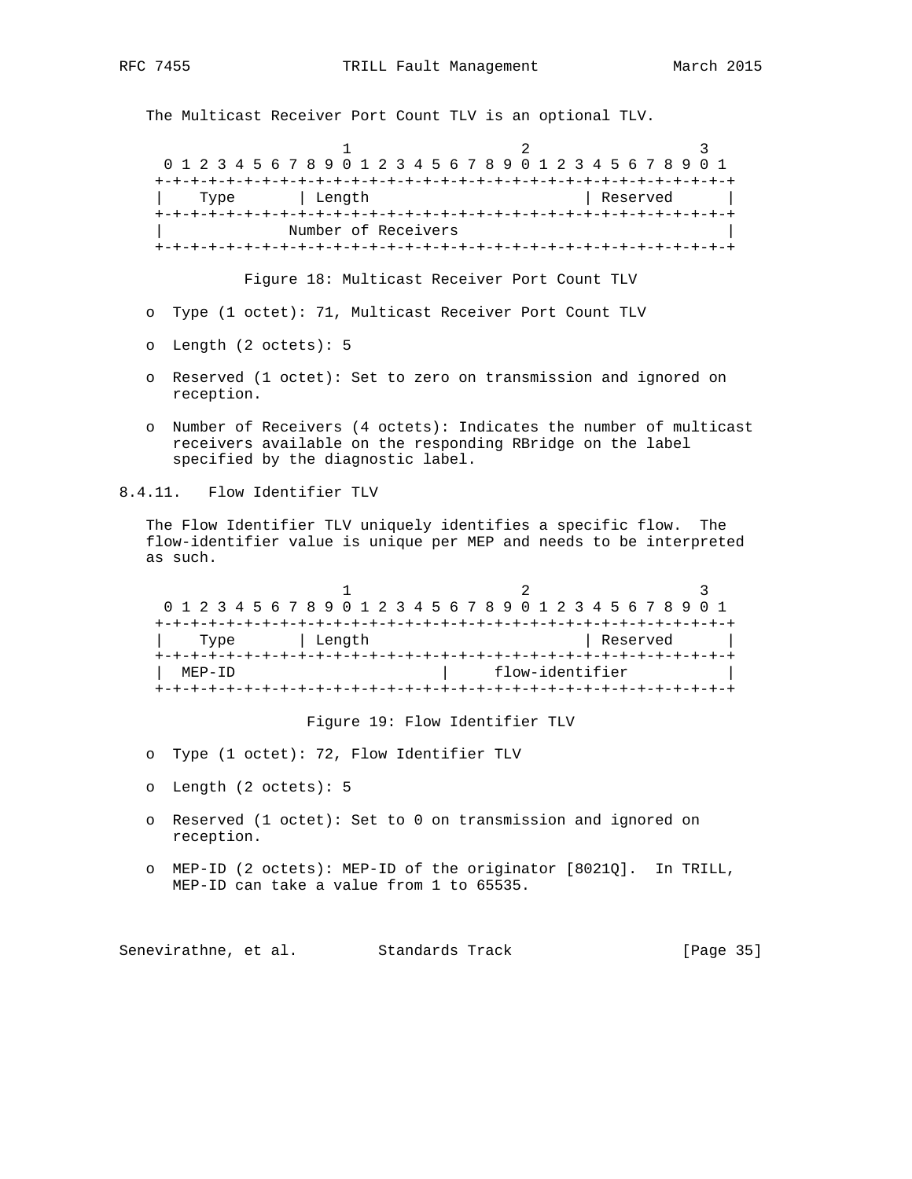The Multicast Receiver Port Count TLV is an optional TLV.

```
                     1                   2                   3
 0 1 2 3 4 5 6 7 8 9 0 1 2 3 4 5 6 7 8 9 0 1 2 3 4 5 6 7 8 9 0 1
+-+-+-+-+-+-+-+-+-+-+-+-+-+-+-+-+-+-+-+-+-+-+-+-+-+-+-+-+-+-+-+-+
|    Type       | Length                        | Reserved      |
+-+-+-+-+-+-+-+-+-+-+-+-+-+-+-+-+-+-+-+-+-+-+-+-+-+-+-+-+-+-+-+-+
|              Number of Receivers                              |
+-+-+-+-+-+-+-+-+-+-+-+-+-+-+-+-+-+-+-+-+-+-+-+-+-+-+-+-+-+-+-+-+
```

Figure 18: Multicast Receiver Port Count TLV

- o Type (1 octet): 71, Multicast Receiver Port Count TLV
- o Length (2 octets): 5
- o Reserved (1 octet): Set to zero on transmission and ignored on reception.
- o Number of Receivers (4 octets): Indicates the number of multicast receivers available on the responding RBridge on the label specified by the diagnostic label.

### 8.4.11. Flow Identifier TLV

The Flow Identifier TLV uniquely identifies a specific flow. The flow-identifier value is unique per MEP and needs to be interpreted as such.

```
                     1                   2                   3
 0 1 2 3 4 5 6 7 8 9 0 1 2 3 4 5 6 7 8 9 0 1 2 3 4 5 6 7 8 9 0 1
+-+-+-+-+-+-+-+-+-+-+-+-+-+-+-+-+-+-+-+-+-+-+-+-+-+-+-+-+-+-+-+-+
|    Type       | Length                        | Reserved      |
+-+-+-+-+-+-+-+-+-+-+-+-+-+-+-+-+-+-+-+-+-+-+-+-+-+-+-+-+-+-+-+-+
|  MEP-ID                       |     flow-identifier           |
+-+-+-+-+-+-+-+-+-+-+-+-+-+-+-+-+-+-+-+-+-+-+-+-+-+-+-+-+-+-+-+-+
```

Figure 19: Flow Identifier TLV

- o Type (1 octet): 72, Flow Identifier TLV
- o Length (2 octets): 5
- o Reserved (1 octet): Set to 0 on transmission and ignored on reception.
- o MEP-ID (2 octets): MEP-ID of the originator [8021Q]. In TRILL, MEP-ID can take a value from 1 to 65535.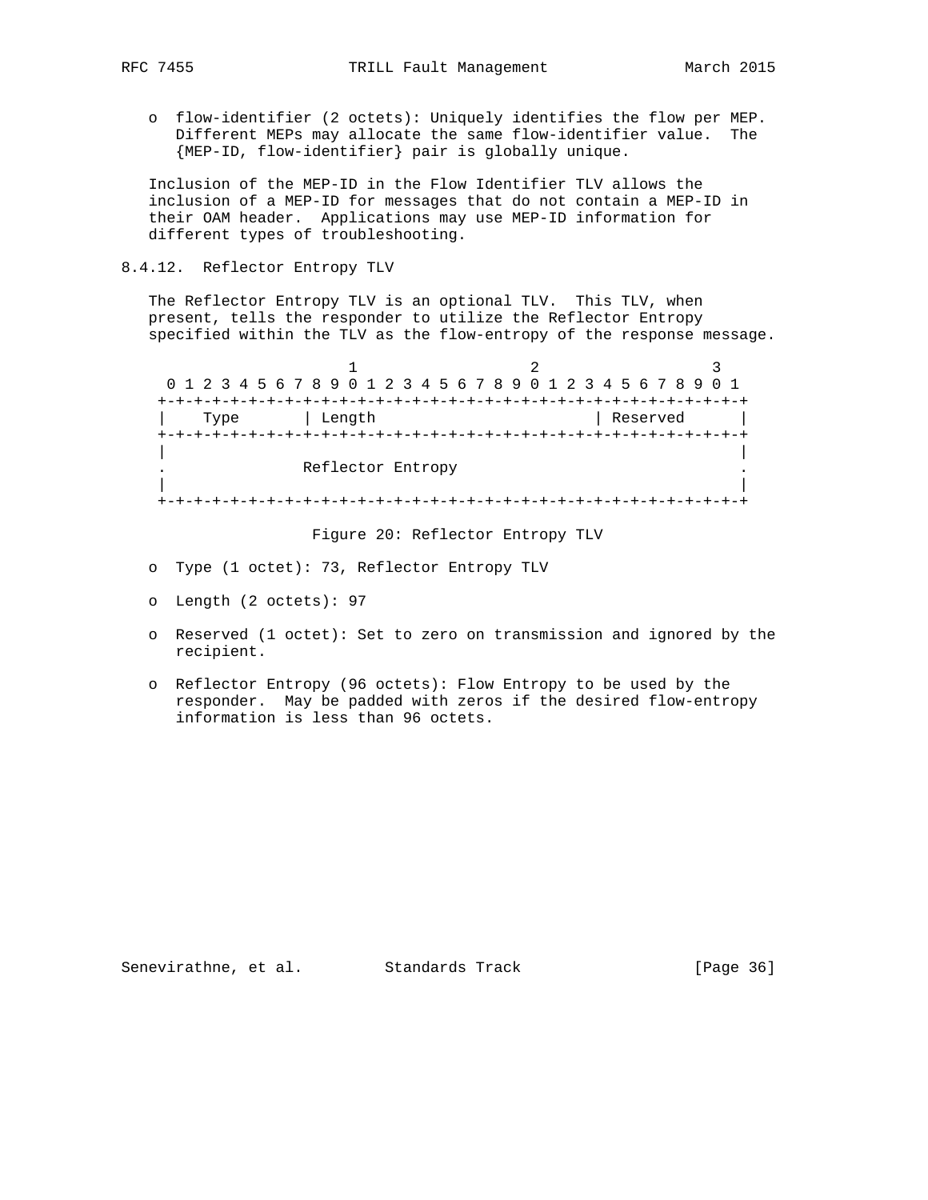- o flow-identifier (2 octets): Uniquely identifies the flow per MEP. Different MEPs may allocate the same flow-identifier value. The {MEP-ID, flow-identifier} pair is globally unique.

Inclusion of the MEP-ID in the Flow Identifier TLV allows the inclusion of a MEP-ID for messages that do not contain a MEP-ID in their OAM header. Applications may use MEP-ID information for different types of troubleshooting.

### 8.4.12. Reflector Entropy TLV

The Reflector Entropy TLV is an optional TLV. This TLV, when present, tells the responder to utilize the Reflector Entropy specified within the TLV as the flow-entropy of the response message.

```
                     1                   2                   3
 0 1 2 3 4 5 6 7 8 9 0 1 2 3 4 5 6 7 8 9 0 1 2 3 4 5 6 7 8 9 0 1
+-+-+-+-+-+-+-+-+-+-+-+-+-+-+-+-+-+-+-+-+-+-+-+-+-+-+-+-+-+-+-+-+
|    Type       | Length                        | Reserved      |
+-+-+-+-+-+-+-+-+-+-+-+-+-+-+-+-+-+-+-+-+-+-+-+-+-+-+-+-+-+-+-+-+
|                                                               |
.               Reflector Entropy                               .
|                                                               |
+-+-+-+-+-+-+-+-+-+-+-+-+-+-+-+-+-+-+-+-+-+-+-+-+-+-+-+-+-+-+-+-+
```

Figure 20: Reflector Entropy TLV

- o Type (1 octet): 73, Reflector Entropy TLV
- o Length (2 octets): 97
- o Reserved (1 octet): Set to zero on transmission and ignored by the recipient.
- o Reflector Entropy (96 octets): Flow Entropy to be used by the responder. May be padded with zeros if the desired flow-entropy information is less than 96 octets.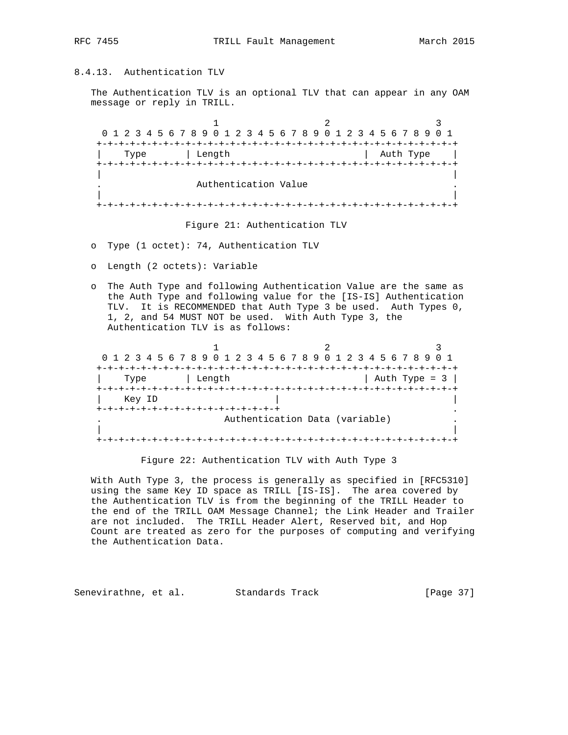### 8.4.13. Authentication TLV

The Authentication TLV is an optional TLV that can appear in any OAM message or reply in TRILL.

```
                     1                   2                   3
 0 1 2 3 4 5 6 7 8 9 0 1 2 3 4 5 6 7 8 9 0 1 2 3 4 5 6 7 8 9 0 1
+-+-+-+-+-+-+-+-+-+-+-+-+-+-+-+-+-+-+-+-+-+-+-+-+-+-+-+-+-+-+-+-+
|    Type       | Length                        |  Auth Type    |
+-+-+-+-+-+-+-+-+-+-+-+-+-+-+-+-+-+-+-+-+-+-+-+-+-+-+-+-+-+-+-+-+
|                                                               |
.                 Authentication Value                          .
|                                                               |
+-+-+-+-+-+-+-+-+-+-+-+-+-+-+-+-+-+-+-+-+-+-+-+-+-+-+-+-+-+-+-+-+
```

Figure 21: Authentication TLV

- o Type (1 octet): 74, Authentication TLV
- o Length (2 octets): Variable
- o The Auth Type and following Authentication Value are the same as the Auth Type and following value for the [IS-IS] Authentication TLV. It is RECOMMENDED that Auth Type 3 be used. Auth Types 0, 1, 2, and 54 MUST NOT be used. With Auth Type 3, the Authentication TLV is as follows:

```
                     1                   2                   3
 0 1 2 3 4 5 6 7 8 9 0 1 2 3 4 5 6 7 8 9 0 1 2 3 4 5 6 7 8 9 0 1
+-+-+-+-+-+-+-+-+-+-+-+-+-+-+-+-+-+-+-+-+-+-+-+-+-+-+-+-+-+-+-+-+
|    Type       | Length                        | Auth Type = 3 |
+-+-+-+-+-+-+-+-+-+-+-+-+-+-+-+-+-+-+-+-+-+-+-+-+-+-+-+-+-+-+-+-+
|    Key ID                     |                               |
+-+-+-+-+-+-+-+-+-+-+-+-+-+-+-+-+                               .
.                      Authentication Data (variable)           .
|                                                               |
+-+-+-+-+-+-+-+-+-+-+-+-+-+-+-+-+-+-+-+-+-+-+-+-+-+-+-+-+-+-+-+-+
```

Figure 22: Authentication TLV with Auth Type 3

With Auth Type 3, the process is generally as specified in [RFC5310] using the same Key ID space as TRILL [IS-IS]. The area covered by the Authentication TLV is from the beginning of the TRILL Header to the end of the TRILL OAM Message Channel; the Link Header and Trailer are not included. The TRILL Header Alert, Reserved bit, and Hop Count are treated as zero for the purposes of computing and verifying the Authentication Data.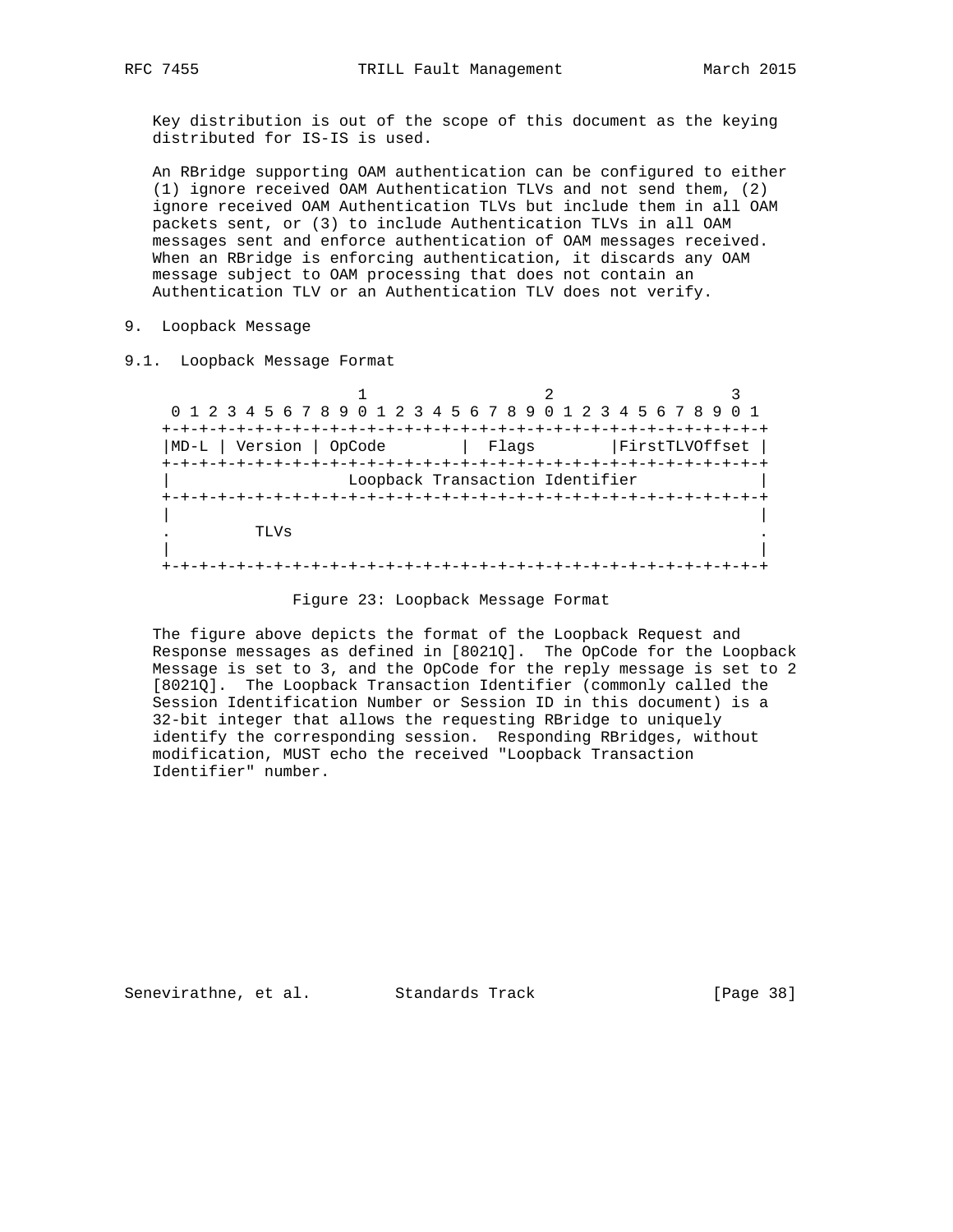Key distribution is out of the scope of this document as the keying distributed for IS-IS is used.

An RBridge supporting OAM authentication can be configured to either (1) ignore received OAM Authentication TLVs and not send them, (2) ignore received OAM Authentication TLVs but include them in all OAM packets sent, or (3) to include Authentication TLVs in all OAM messages sent and enforce authentication of OAM messages received. When an RBridge is enforcing authentication, it discards any OAM message subject to OAM processing that does not contain an Authentication TLV or an Authentication TLV does not verify.

# 9. Loopback Message

## 9.1. Loopback Message Format

```
                     1                   2                   3
 0 1 2 3 4 5 6 7 8 9 0 1 2 3 4 5 6 7 8 9 0 1 2 3 4 5 6 7 8 9 0 1
+-+-+-+-+-+-+-+-+-+-+-+-+-+-+-+-+-+-+-+-+-+-+-+-+-+-+-+-+-+-+-+-+
|MD-L | Version | OpCode        |  Flags        |FirstTLVOffset |
+-+-+-+-+-+-+-+-+-+-+-+-+-+-+-+-+-+-+-+-+-+-+-+-+-+-+-+-+-+-+-+-+
|                  Loopback Transaction Identifier              |
+-+-+-+-+-+-+-+-+-+-+-+-+-+-+-+-+-+-+-+-+-+-+-+-+-+-+-+-+-+-+-+-+
|                                                               |
.         TLVs                                                  .
|                                                               |
+-+-+-+-+-+-+-+-+-+-+-+-+-+-+-+-+-+-+-+-+-+-+-+-+-+-+-+-+-+-+-+-+
```

Figure 23: Loopback Message Format

The figure above depicts the format of the Loopback Request and Response messages as defined in [8021Q]. The OpCode for the Loopback Message is set to 3, and the OpCode for the reply message is set to 2 [8021Q]. The Loopback Transaction Identifier (commonly called the Session Identification Number or Session ID in this document) is a 32-bit integer that allows the requesting RBridge to uniquely identify the corresponding session. Responding RBridges, without modification, MUST echo the received "Loopback Transaction Identifier" number.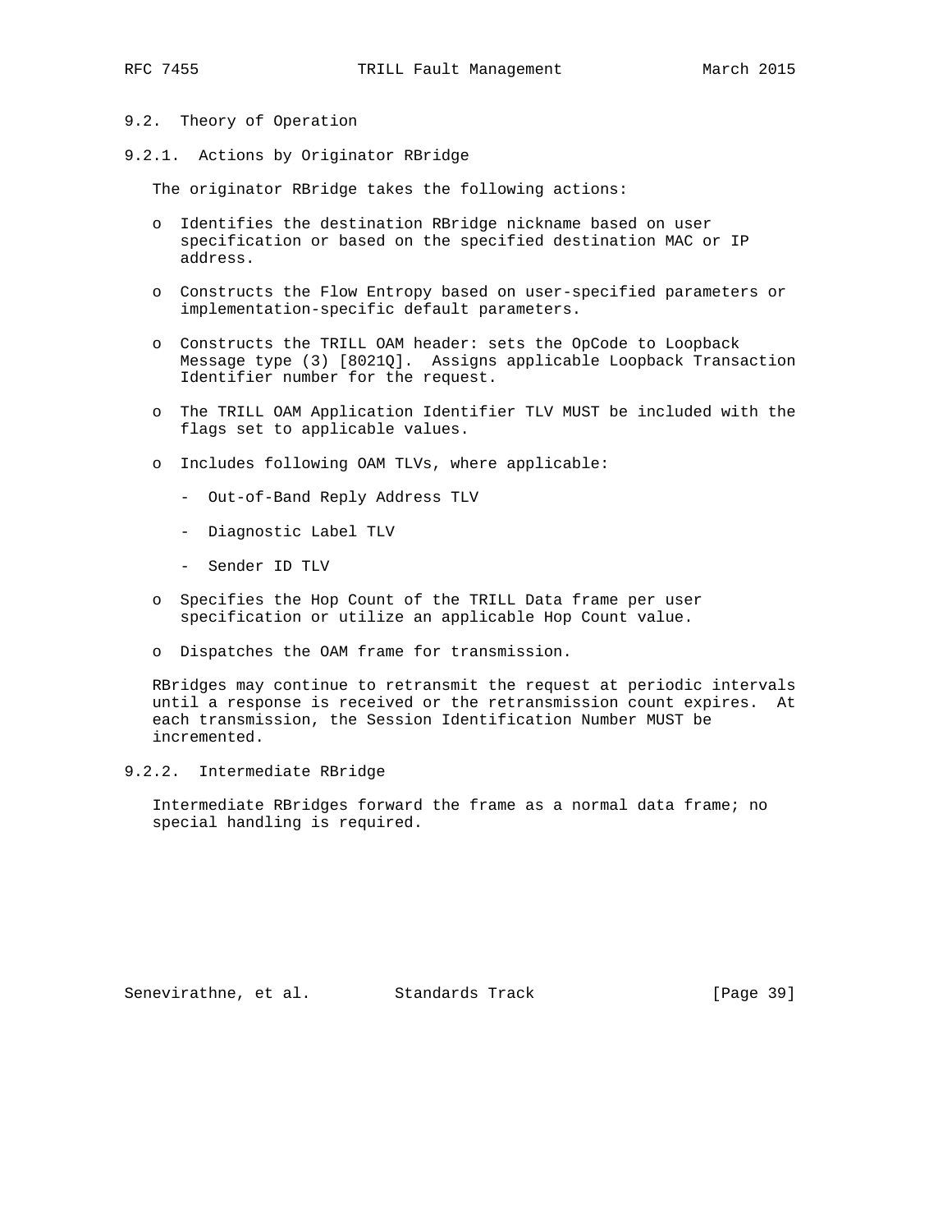## 9.2. Theory of Operation

### 9.2.1. Actions by Originator RBridge

The originator RBridge takes the following actions:

- Identifies the destination RBridge nickname based on user specification or based on the specified destination MAC or IP address.
- Constructs the Flow Entropy based on user-specified parameters or implementation-specific default parameters.
- Constructs the TRILL OAM header: sets the OpCode to Loopback Message type (3) [8021Q]. Assigns applicable Loopback Transaction Identifier number for the request.
- The TRILL OAM Application Identifier TLV MUST be included with the flags set to applicable values.
- Includes following OAM TLVs, where applicable:
  - Out-of-Band Reply Address TLV
  - Diagnostic Label TLV
  - Sender ID TLV
- Specifies the Hop Count of the TRILL Data frame per user specification or utilize an applicable Hop Count value.
- Dispatches the OAM frame for transmission.

RBridges may continue to retransmit the request at periodic intervals until a response is received or the retransmission count expires. At each transmission, the Session Identification Number MUST be incremented.

### 9.2.2. Intermediate RBridge

Intermediate RBridges forward the frame as a normal data frame; no special handling is required.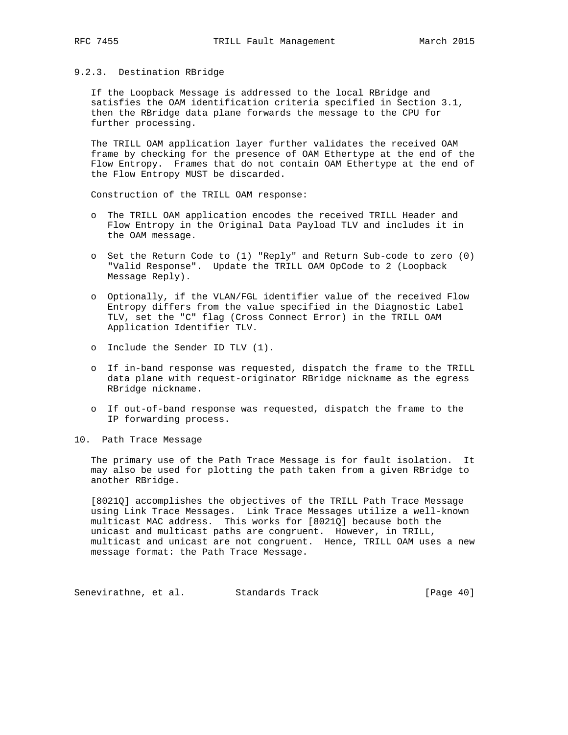### 9.2.3. Destination RBridge

If the Loopback Message is addressed to the local RBridge and satisfies the OAM identification criteria specified in Section 3.1, then the RBridge data plane forwards the message to the CPU for further processing.

The TRILL OAM application layer further validates the received OAM frame by checking for the presence of OAM Ethertype at the end of the Flow Entropy. Frames that do not contain OAM Ethertype at the end of the Flow Entropy MUST be discarded.

Construction of the TRILL OAM response:

- The TRILL OAM application encodes the received TRILL Header and Flow Entropy in the Original Data Payload TLV and includes it in the OAM message.
- Set the Return Code to (1) "Reply" and Return Sub-code to zero (0) "Valid Response". Update the TRILL OAM OpCode to 2 (Loopback Message Reply).
- Optionally, if the VLAN/FGL identifier value of the received Flow Entropy differs from the value specified in the Diagnostic Label TLV, set the "C" flag (Cross Connect Error) in the TRILL OAM Application Identifier TLV.
- Include the Sender ID TLV (1).
- If in-band response was requested, dispatch the frame to the TRILL data plane with request-originator RBridge nickname as the egress RBridge nickname.
- If out-of-band response was requested, dispatch the frame to the IP forwarding process.

## 10. Path Trace Message

The primary use of the Path Trace Message is for fault isolation. It may also be used for plotting the path taken from a given RBridge to another RBridge.

[8021Q] accomplishes the objectives of the TRILL Path Trace Message using Link Trace Messages. Link Trace Messages utilize a well-known multicast MAC address. This works for [8021Q] because both the unicast and multicast paths are congruent. However, in TRILL, multicast and unicast are not congruent. Hence, TRILL OAM uses a new message format: the Path Trace Message.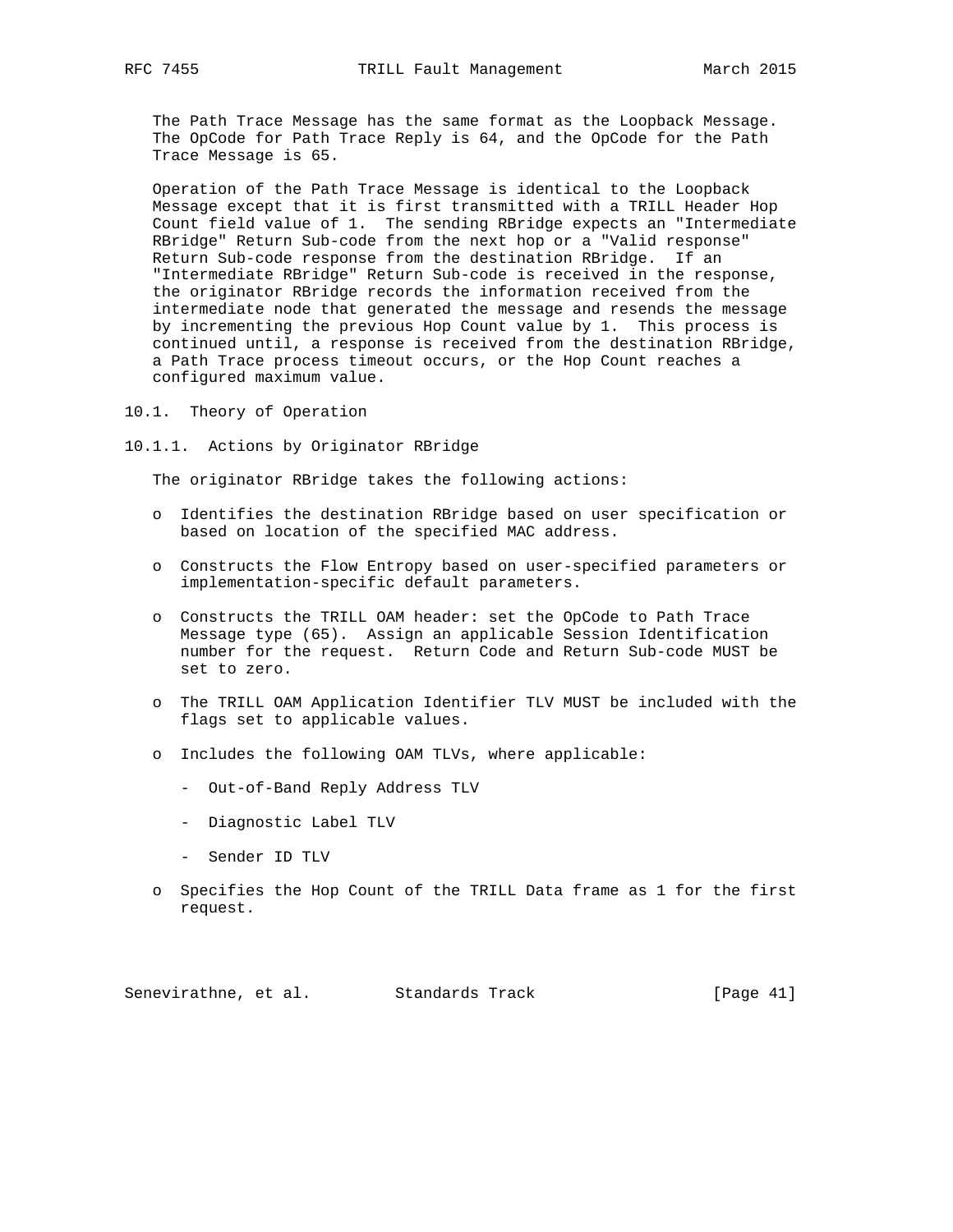The Path Trace Message has the same format as the Loopback Message. The OpCode for Path Trace Reply is 64, and the OpCode for the Path Trace Message is 65.

Operation of the Path Trace Message is identical to the Loopback Message except that it is first transmitted with a TRILL Header Hop Count field value of 1. The sending RBridge expects an "Intermediate RBridge" Return Sub-code from the next hop or a "Valid response" Return Sub-code response from the destination RBridge. If an "Intermediate RBridge" Return Sub-code is received in the response, the originator RBridge records the information received from the intermediate node that generated the message and resends the message by incrementing the previous Hop Count value by 1. This process is continued until, a response is received from the destination RBridge, a Path Trace process timeout occurs, or the Hop Count reaches a configured maximum value.

## 10.1. Theory of Operation

### 10.1.1. Actions by Originator RBridge

The originator RBridge takes the following actions:

- Identifies the destination RBridge based on user specification or based on location of the specified MAC address.
- Constructs the Flow Entropy based on user-specified parameters or implementation-specific default parameters.
- Constructs the TRILL OAM header: set the OpCode to Path Trace Message type (65). Assign an applicable Session Identification number for the request. Return Code and Return Sub-code MUST be set to zero.
- The TRILL OAM Application Identifier TLV MUST be included with the flags set to applicable values.
- Includes the following OAM TLVs, where applicable:
  - Out-of-Band Reply Address TLV
  - Diagnostic Label TLV
  - Sender ID TLV
- Specifies the Hop Count of the TRILL Data frame as 1 for the first request.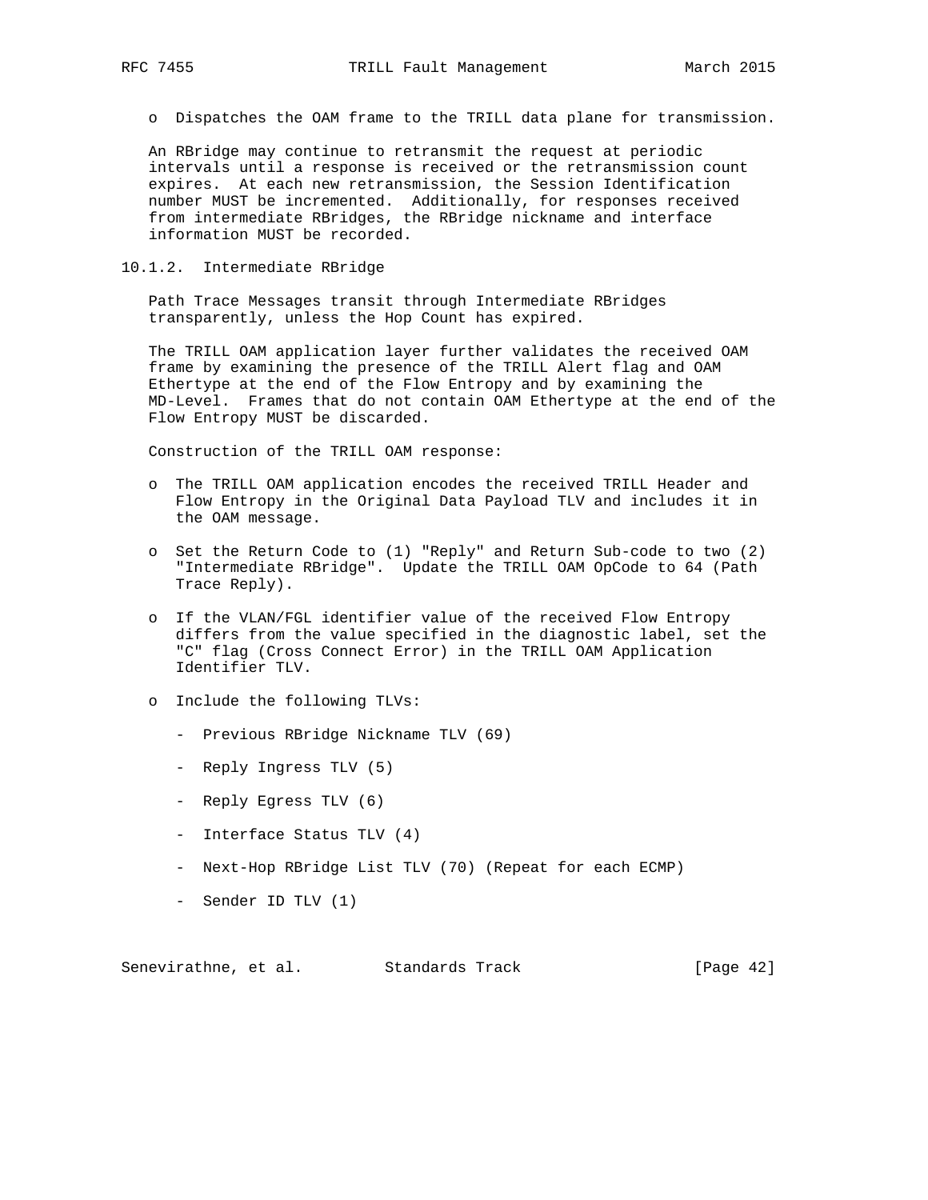- Dispatches the OAM frame to the TRILL data plane for transmission.

An RBridge may continue to retransmit the request at periodic intervals until a response is received or the retransmission count expires. At each new retransmission, the Session Identification number MUST be incremented. Additionally, for responses received from intermediate RBridges, the RBridge nickname and interface information MUST be recorded.

### 10.1.2. Intermediate RBridge

Path Trace Messages transit through Intermediate RBridges transparently, unless the Hop Count has expired.

The TRILL OAM application layer further validates the received OAM frame by examining the presence of the TRILL Alert flag and OAM Ethertype at the end of the Flow Entropy and by examining the MD-Level. Frames that do not contain OAM Ethertype at the end of the Flow Entropy MUST be discarded.

Construction of the TRILL OAM response:

- The TRILL OAM application encodes the received TRILL Header and Flow Entropy in the Original Data Payload TLV and includes it in the OAM message.

- Set the Return Code to (1) "Reply" and Return Sub-code to two (2) "Intermediate RBridge". Update the TRILL OAM OpCode to 64 (Path Trace Reply).

- If the VLAN/FGL identifier value of the received Flow Entropy differs from the value specified in the diagnostic label, set the "C" flag (Cross Connect Error) in the TRILL OAM Application Identifier TLV.

- Include the following TLVs:

  - Previous RBridge Nickname TLV (69)

  - Reply Ingress TLV (5)

  - Reply Egress TLV (6)

  - Interface Status TLV (4)

  - Next-Hop RBridge List TLV (70) (Repeat for each ECMP)

  - Sender ID TLV (1)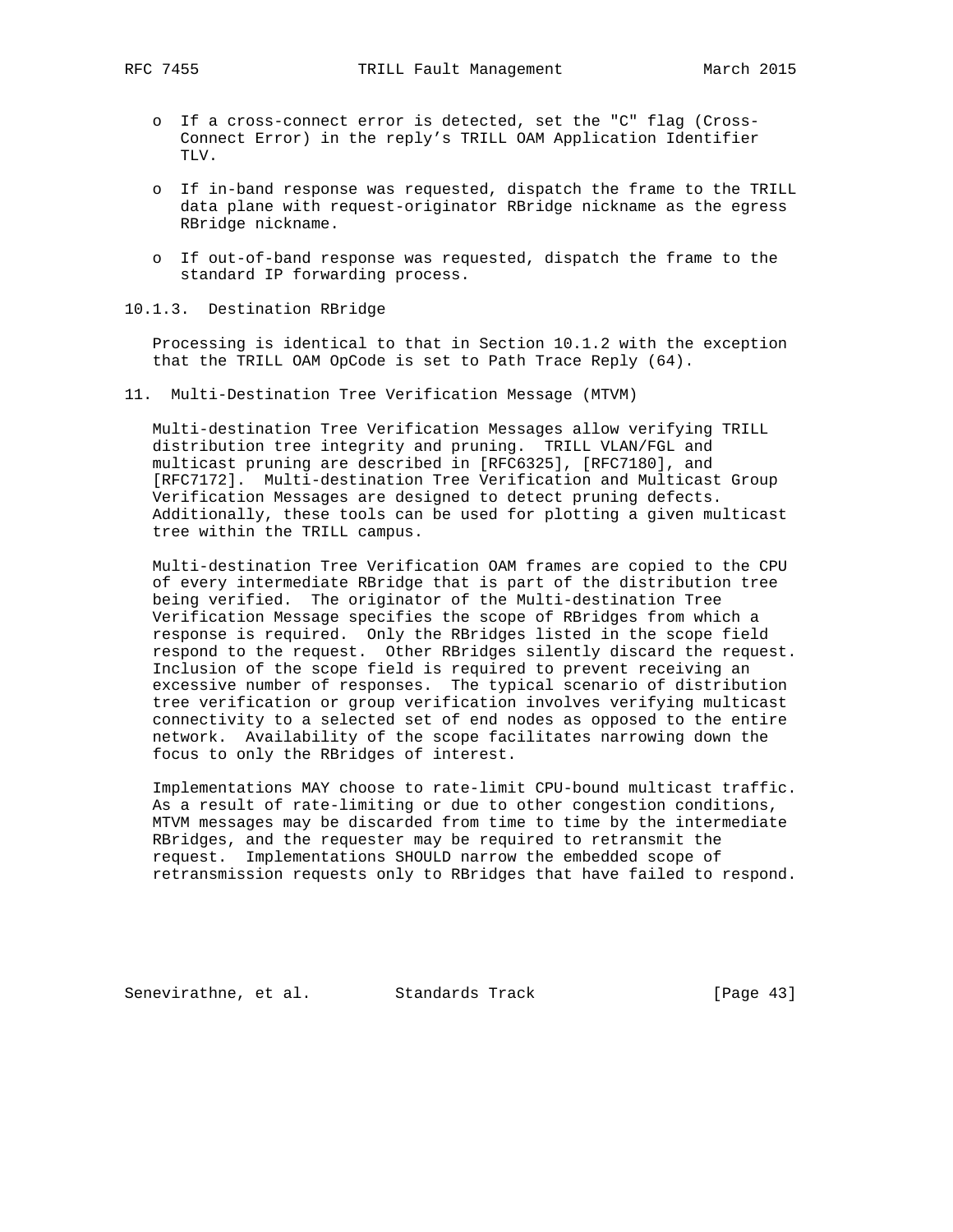- If a cross-connect error is detected, set the "C" flag (Cross-Connect Error) in the reply's TRILL OAM Application Identifier TLV.

- If in-band response was requested, dispatch the frame to the TRILL data plane with request-originator RBridge nickname as the egress RBridge nickname.

- If out-of-band response was requested, dispatch the frame to the standard IP forwarding process.

#### 10.1.3. Destination RBridge

Processing is identical to that in Section 10.1.2 with the exception that the TRILL OAM OpCode is set to Path Trace Reply (64).

## 11. Multi-Destination Tree Verification Message (MTVM)

Multi-destination Tree Verification Messages allow verifying TRILL distribution tree integrity and pruning. TRILL VLAN/FGL and multicast pruning are described in [RFC6325], [RFC7180], and [RFC7172]. Multi-destination Tree Verification and Multicast Group Verification Messages are designed to detect pruning defects. Additionally, these tools can be used for plotting a given multicast tree within the TRILL campus.

Multi-destination Tree Verification OAM frames are copied to the CPU of every intermediate RBridge that is part of the distribution tree being verified. The originator of the Multi-destination Tree Verification Message specifies the scope of RBridges from which a response is required. Only the RBridges listed in the scope field respond to the request. Other RBridges silently discard the request. Inclusion of the scope field is required to prevent receiving an excessive number of responses. The typical scenario of distribution tree verification or group verification involves verifying multicast connectivity to a selected set of end nodes as opposed to the entire network. Availability of the scope facilitates narrowing down the focus to only the RBridges of interest.

Implementations MAY choose to rate-limit CPU-bound multicast traffic. As a result of rate-limiting or due to other congestion conditions, MTVM messages may be discarded from time to time by the intermediate RBridges, and the requester may be required to retransmit the request. Implementations SHOULD narrow the embedded scope of retransmission requests only to RBridges that have failed to respond.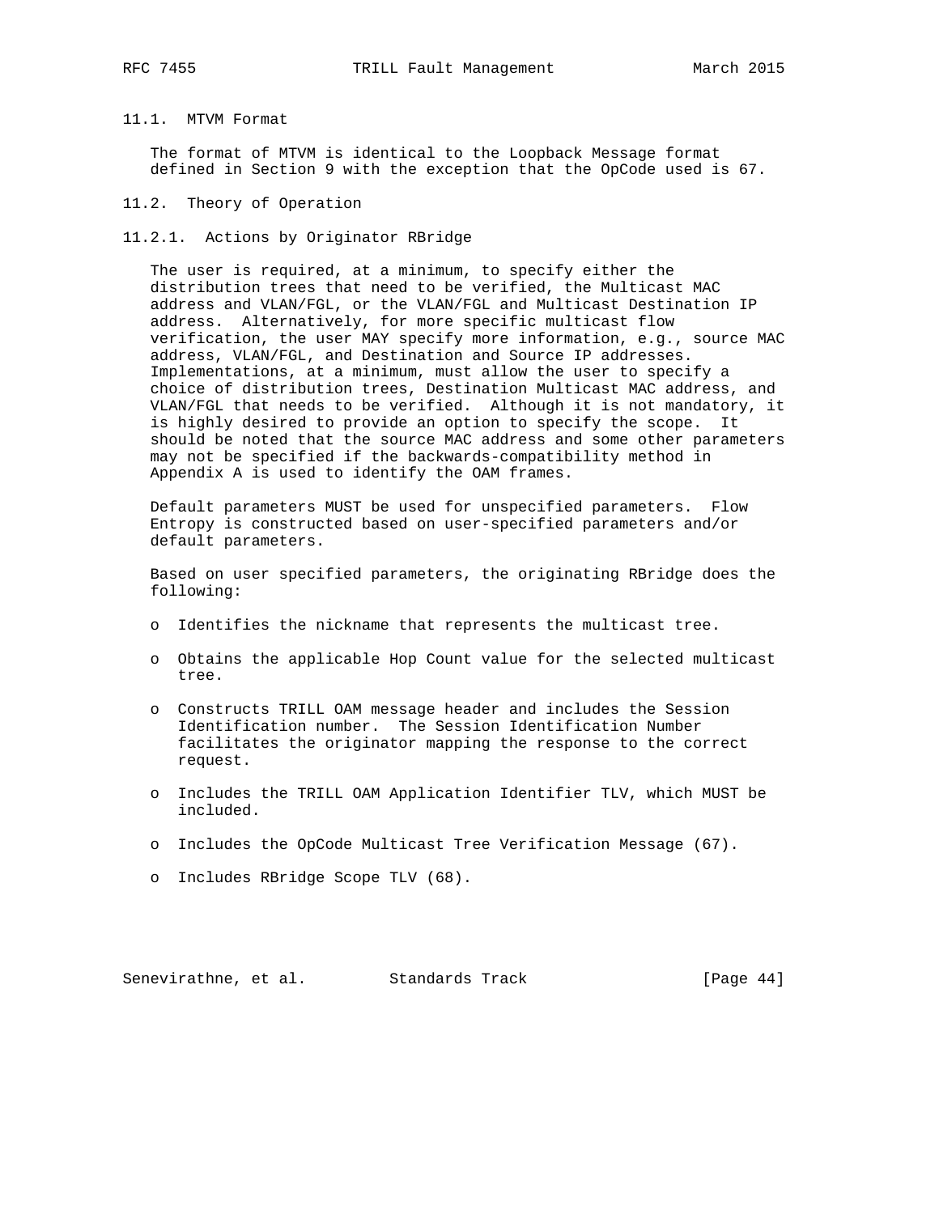### 11.1. MTVM Format

The format of MTVM is identical to the Loopback Message format defined in Section 9 with the exception that the OpCode used is 67.

### 11.2. Theory of Operation

#### 11.2.1. Actions by Originator RBridge

The user is required, at a minimum, to specify either the distribution trees that need to be verified, the Multicast MAC address and VLAN/FGL, or the VLAN/FGL and Multicast Destination IP address. Alternatively, for more specific multicast flow verification, the user MAY specify more information, e.g., source MAC address, VLAN/FGL, and Destination and Source IP addresses. Implementations, at a minimum, must allow the user to specify a choice of distribution trees, Destination Multicast MAC address, and VLAN/FGL that needs to be verified. Although it is not mandatory, it is highly desired to provide an option to specify the scope. It should be noted that the source MAC address and some other parameters may not be specified if the backwards-compatibility method in Appendix A is used to identify the OAM frames.

Default parameters MUST be used for unspecified parameters. Flow Entropy is constructed based on user-specified parameters and/or default parameters.

Based on user specified parameters, the originating RBridge does the following:

- Identifies the nickname that represents the multicast tree.
- Obtains the applicable Hop Count value for the selected multicast tree.
- Constructs TRILL OAM message header and includes the Session Identification number. The Session Identification Number facilitates the originator mapping the response to the correct request.
- Includes the TRILL OAM Application Identifier TLV, which MUST be included.
- Includes the OpCode Multicast Tree Verification Message (67).
- Includes RBridge Scope TLV (68).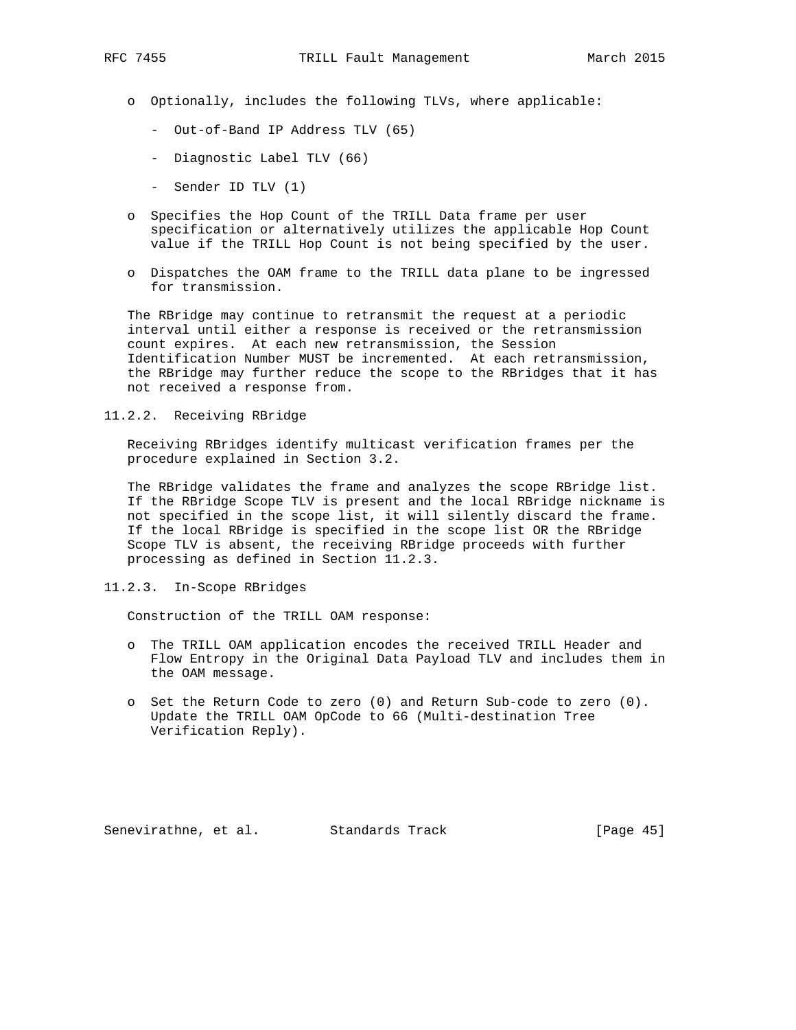- Optionally, includes the following TLVs, where applicable:

  - Out-of-Band IP Address TLV (65)

  - Diagnostic Label TLV (66)

  - Sender ID TLV (1)

- Specifies the Hop Count of the TRILL Data frame per user specification or alternatively utilizes the applicable Hop Count value if the TRILL Hop Count is not being specified by the user.

- Dispatches the OAM frame to the TRILL data plane to be ingressed for transmission.

The RBridge may continue to retransmit the request at a periodic interval until either a response is received or the retransmission count expires. At each new retransmission, the Session Identification Number MUST be incremented. At each retransmission, the RBridge may further reduce the scope to the RBridges that it has not received a response from.

### 11.2.2. Receiving RBridge

Receiving RBridges identify multicast verification frames per the procedure explained in Section 3.2.

The RBridge validates the frame and analyzes the scope RBridge list. If the RBridge Scope TLV is present and the local RBridge nickname is not specified in the scope list, it will silently discard the frame. If the local RBridge is specified in the scope list OR the RBridge Scope TLV is absent, the receiving RBridge proceeds with further processing as defined in Section 11.2.3.

### 11.2.3. In-Scope RBridges

Construction of the TRILL OAM response:

- The TRILL OAM application encodes the received TRILL Header and Flow Entropy in the Original Data Payload TLV and includes them in the OAM message.

- Set the Return Code to zero (0) and Return Sub-code to zero (0). Update the TRILL OAM OpCode to 66 (Multi-destination Tree Verification Reply).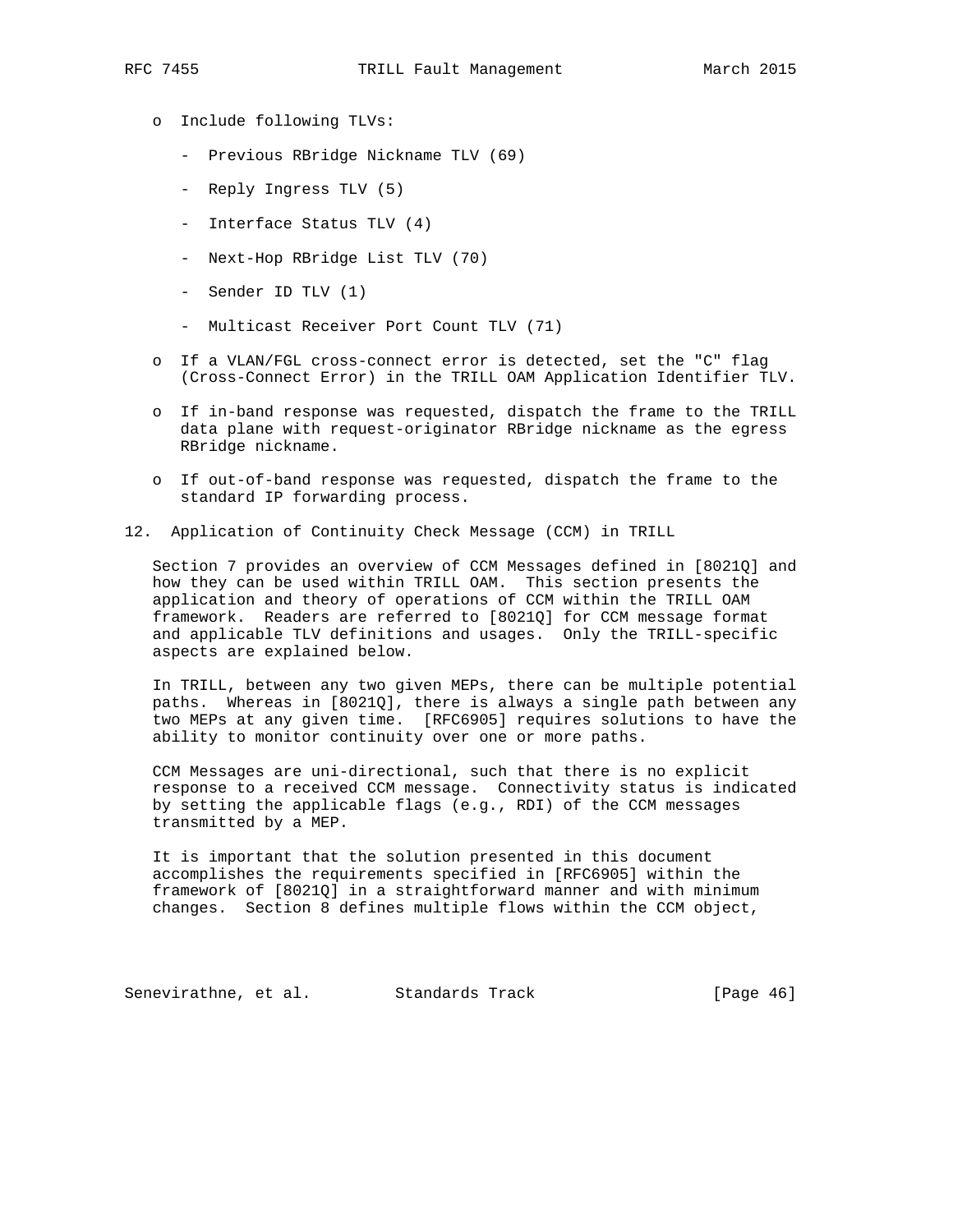- Include following TLVs:

  - Previous RBridge Nickname TLV (69)

  - Reply Ingress TLV (5)

  - Interface Status TLV (4)

  - Next-Hop RBridge List TLV (70)

  - Sender ID TLV (1)

  - Multicast Receiver Port Count TLV (71)

- If a VLAN/FGL cross-connect error is detected, set the "C" flag (Cross-Connect Error) in the TRILL OAM Application Identifier TLV.

- If in-band response was requested, dispatch the frame to the TRILL data plane with request-originator RBridge nickname as the egress RBridge nickname.

- If out-of-band response was requested, dispatch the frame to the standard IP forwarding process.

## 12. Application of Continuity Check Message (CCM) in TRILL

Section 7 provides an overview of CCM Messages defined in [8021Q] and how they can be used within TRILL OAM. This section presents the application and theory of operations of CCM within the TRILL OAM framework. Readers are referred to [8021Q] for CCM message format and applicable TLV definitions and usages. Only the TRILL-specific aspects are explained below.

In TRILL, between any two given MEPs, there can be multiple potential paths. Whereas in [8021Q], there is always a single path between any two MEPs at any given time. [RFC6905] requires solutions to have the ability to monitor continuity over one or more paths.

CCM Messages are uni-directional, such that there is no explicit response to a received CCM message. Connectivity status is indicated by setting the applicable flags (e.g., RDI) of the CCM messages transmitted by a MEP.

It is important that the solution presented in this document accomplishes the requirements specified in [RFC6905] within the framework of [8021Q] in a straightforward manner and with minimum changes. Section 8 defines multiple flows within the CCM object,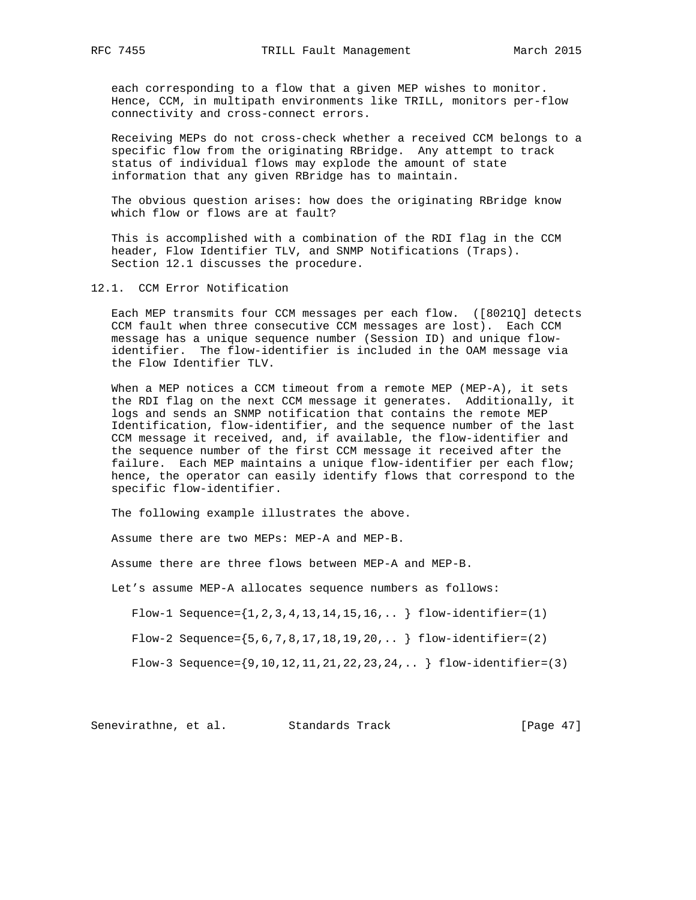each corresponding to a flow that a given MEP wishes to monitor. Hence, CCM, in multipath environments like TRILL, monitors per-flow connectivity and cross-connect errors.

Receiving MEPs do not cross-check whether a received CCM belongs to a specific flow from the originating RBridge. Any attempt to track status of individual flows may explode the amount of state information that any given RBridge has to maintain.

The obvious question arises: how does the originating RBridge know which flow or flows are at fault?

This is accomplished with a combination of the RDI flag in the CCM header, Flow Identifier TLV, and SNMP Notifications (Traps). Section 12.1 discusses the procedure.

## 12.1. CCM Error Notification

Each MEP transmits four CCM messages per each flow. ([8021Q] detects CCM fault when three consecutive CCM messages are lost). Each CCM message has a unique sequence number (Session ID) and unique flow-identifier. The flow-identifier is included in the OAM message via the Flow Identifier TLV.

When a MEP notices a CCM timeout from a remote MEP (MEP-A), it sets the RDI flag on the next CCM message it generates. Additionally, it logs and sends an SNMP notification that contains the remote MEP Identification, flow-identifier, and the sequence number of the last CCM message it received, and, if available, the flow-identifier and the sequence number of the first CCM message it received after the failure. Each MEP maintains a unique flow-identifier per each flow; hence, the operator can easily identify flows that correspond to the specific flow-identifier.

The following example illustrates the above.

Assume there are two MEPs: MEP-A and MEP-B.

Assume there are three flows between MEP-A and MEP-B.

Let’s assume MEP-A allocates sequence numbers as follows:

```
Flow-1 Sequence={1,2,3,4,13,14,15,16,.. } flow-identifier=(1)

Flow-2 Sequence={5,6,7,8,17,18,19,20,.. } flow-identifier=(2)

Flow-3 Sequence={9,10,12,11,21,22,23,24,.. } flow-identifier=(3)
```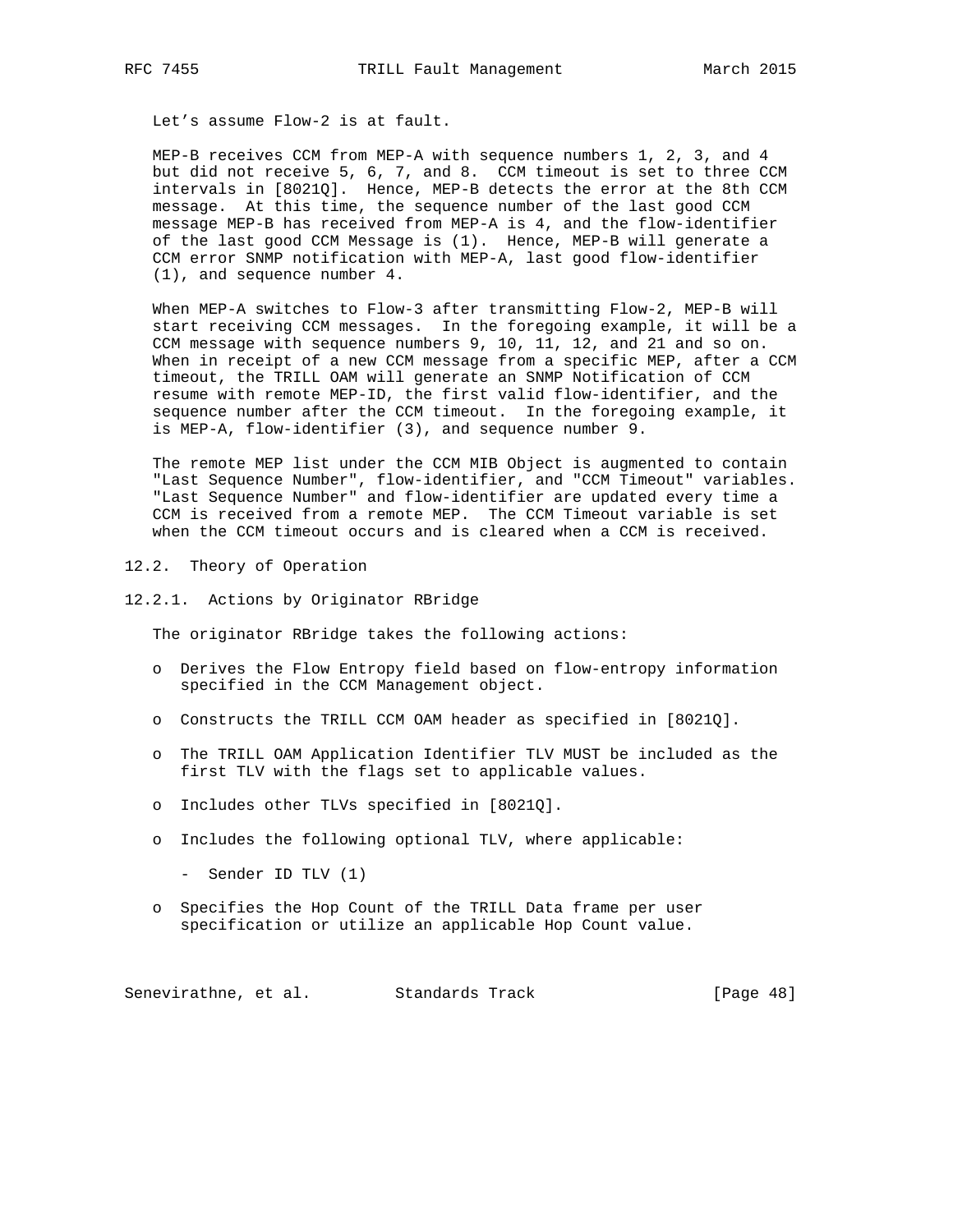Let’s assume Flow-2 is at fault.

MEP-B receives CCM from MEP-A with sequence numbers 1, 2, 3, and 4 but did not receive 5, 6, 7, and 8. CCM timeout is set to three CCM intervals in [8021Q]. Hence, MEP-B detects the error at the 8th CCM message. At this time, the sequence number of the last good CCM message MEP-B has received from MEP-A is 4, and the flow-identifier of the last good CCM Message is (1). Hence, MEP-B will generate a CCM error SNMP notification with MEP-A, last good flow-identifier (1), and sequence number 4.

When MEP-A switches to Flow-3 after transmitting Flow-2, MEP-B will start receiving CCM messages. In the foregoing example, it will be a CCM message with sequence numbers 9, 10, 11, 12, and 21 and so on. When in receipt of a new CCM message from a specific MEP, after a CCM timeout, the TRILL OAM will generate an SNMP Notification of CCM resume with remote MEP-ID, the first valid flow-identifier, and the sequence number after the CCM timeout. In the foregoing example, it is MEP-A, flow-identifier (3), and sequence number 9.

The remote MEP list under the CCM MIB Object is augmented to contain "Last Sequence Number", flow-identifier, and "CCM Timeout" variables. "Last Sequence Number" and flow-identifier are updated every time a CCM is received from a remote MEP. The CCM Timeout variable is set when the CCM timeout occurs and is cleared when a CCM is received.

## 12.2. Theory of Operation

### 12.2.1. Actions by Originator RBridge

The originator RBridge takes the following actions:

- Derives the Flow Entropy field based on flow-entropy information specified in the CCM Management object.
- Constructs the TRILL CCM OAM header as specified in [8021Q].
- The TRILL OAM Application Identifier TLV MUST be included as the first TLV with the flags set to applicable values.
- Includes other TLVs specified in [8021Q].
- Includes the following optional TLV, where applicable:
  - Sender ID TLV (1)
- Specifies the Hop Count of the TRILL Data frame per user specification or utilize an applicable Hop Count value.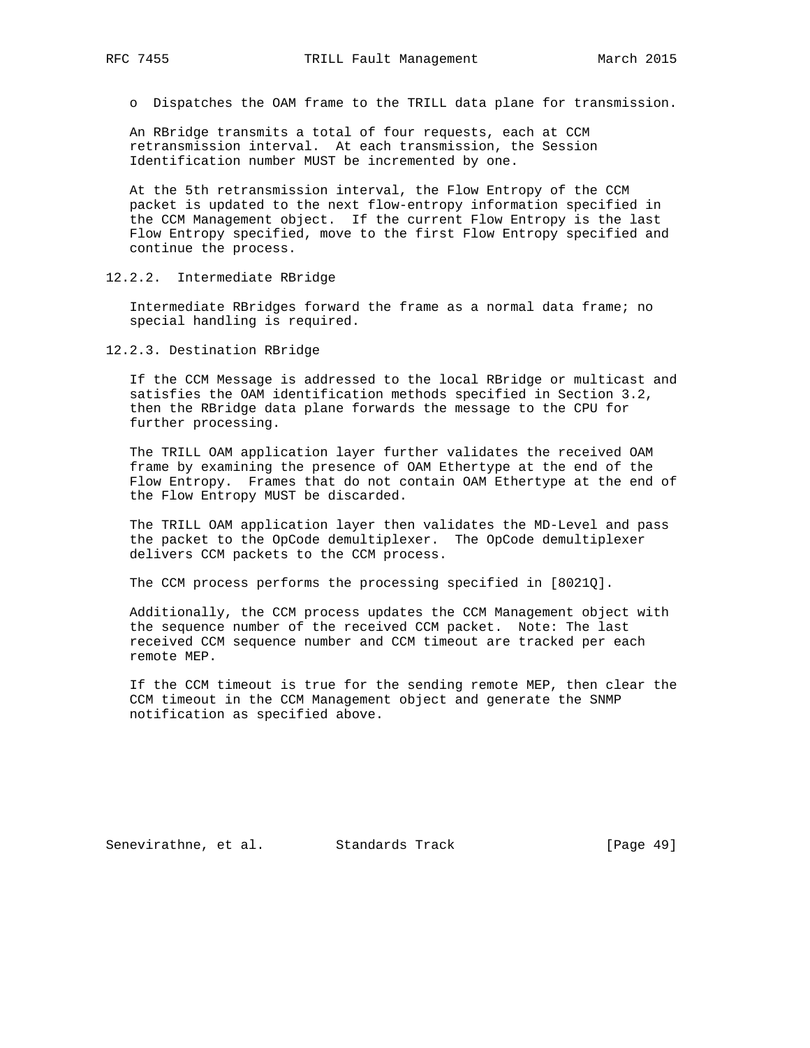o  Dispatches the OAM frame to the TRILL data plane for transmission.

An RBridge transmits a total of four requests, each at CCM retransmission interval. At each transmission, the Session Identification number MUST be incremented by one.

At the 5th retransmission interval, the Flow Entropy of the CCM packet is updated to the next flow-entropy information specified in the CCM Management object. If the current Flow Entropy is the last Flow Entropy specified, move to the first Flow Entropy specified and continue the process.

### 12.2.2. Intermediate RBridge

Intermediate RBridges forward the frame as a normal data frame; no special handling is required.

### 12.2.3. Destination RBridge

If the CCM Message is addressed to the local RBridge or multicast and satisfies the OAM identification methods specified in Section 3.2, then the RBridge data plane forwards the message to the CPU for further processing.

The TRILL OAM application layer further validates the received OAM frame by examining the presence of OAM Ethertype at the end of the Flow Entropy. Frames that do not contain OAM Ethertype at the end of the Flow Entropy MUST be discarded.

The TRILL OAM application layer then validates the MD-Level and pass the packet to the OpCode demultiplexer. The OpCode demultiplexer delivers CCM packets to the CCM process.

The CCM process performs the processing specified in [8021Q].

Additionally, the CCM process updates the CCM Management object with the sequence number of the received CCM packet. Note: The last received CCM sequence number and CCM timeout are tracked per each remote MEP.

If the CCM timeout is true for the sending remote MEP, then clear the CCM timeout in the CCM Management object and generate the SNMP notification as specified above.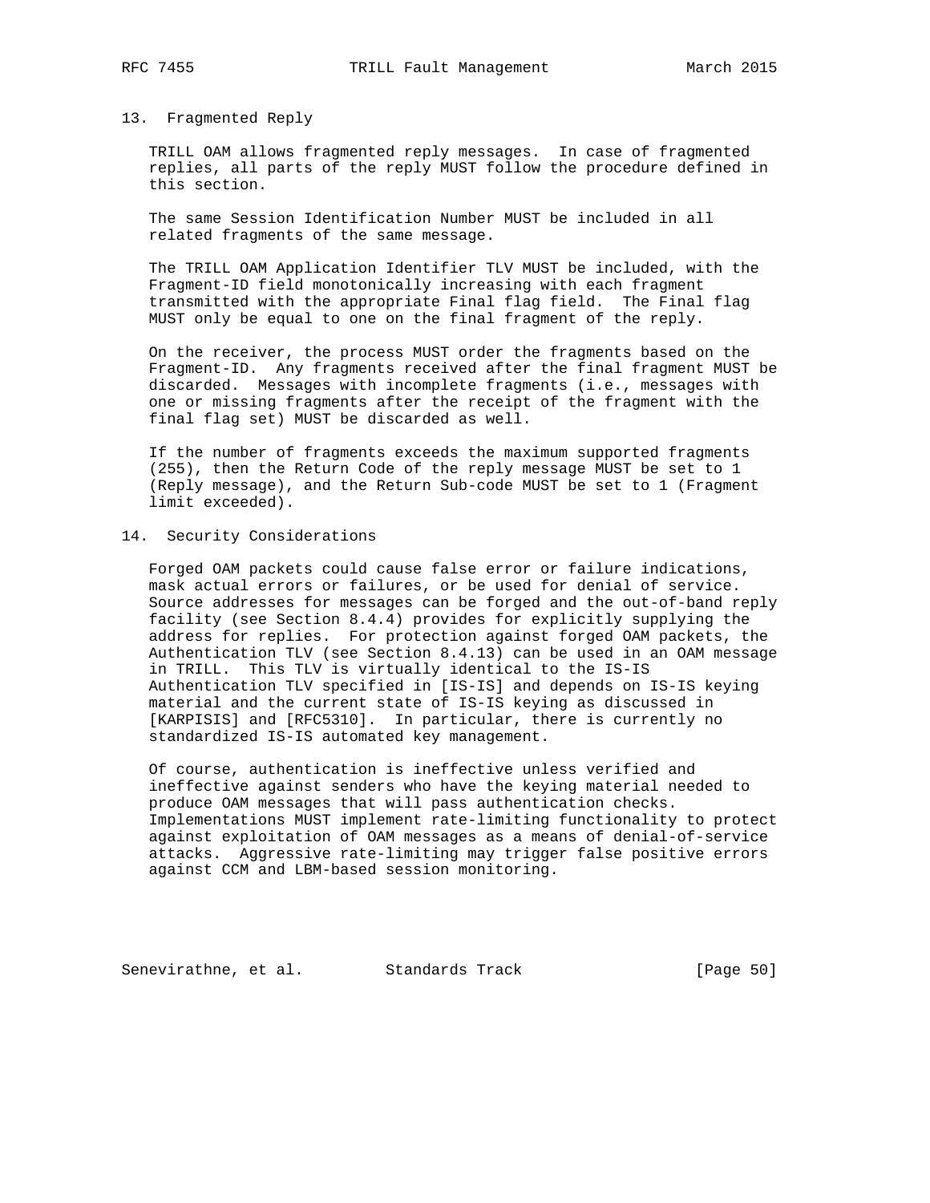## 13. Fragmented Reply

TRILL OAM allows fragmented reply messages. In case of fragmented replies, all parts of the reply MUST follow the procedure defined in this section.

The same Session Identification Number MUST be included in all related fragments of the same message.

The TRILL OAM Application Identifier TLV MUST be included, with the Fragment-ID field monotonically increasing with each fragment transmitted with the appropriate Final flag field. The Final flag MUST only be equal to one on the final fragment of the reply.

On the receiver, the process MUST order the fragments based on the Fragment-ID. Any fragments received after the final fragment MUST be discarded. Messages with incomplete fragments (i.e., messages with one or missing fragments after the receipt of the fragment with the final flag set) MUST be discarded as well.

If the number of fragments exceeds the maximum supported fragments (255), then the Return Code of the reply message MUST be set to 1 (Reply message), and the Return Sub-code MUST be set to 1 (Fragment limit exceeded).

## 14. Security Considerations

Forged OAM packets could cause false error or failure indications, mask actual errors or failures, or be used for denial of service. Source addresses for messages can be forged and the out-of-band reply facility (see Section 8.4.4) provides for explicitly supplying the address for replies. For protection against forged OAM packets, the Authentication TLV (see Section 8.4.13) can be used in an OAM message in TRILL. This TLV is virtually identical to the IS-IS Authentication TLV specified in [IS-IS] and depends on IS-IS keying material and the current state of IS-IS keying as discussed in [KARPISIS] and [RFC5310]. In particular, there is currently no standardized IS-IS automated key management.

Of course, authentication is ineffective unless verified and ineffective against senders who have the keying material needed to produce OAM messages that will pass authentication checks. Implementations MUST implement rate-limiting functionality to protect against exploitation of OAM messages as a means of denial-of-service attacks. Aggressive rate-limiting may trigger false positive errors against CCM and LBM-based session monitoring.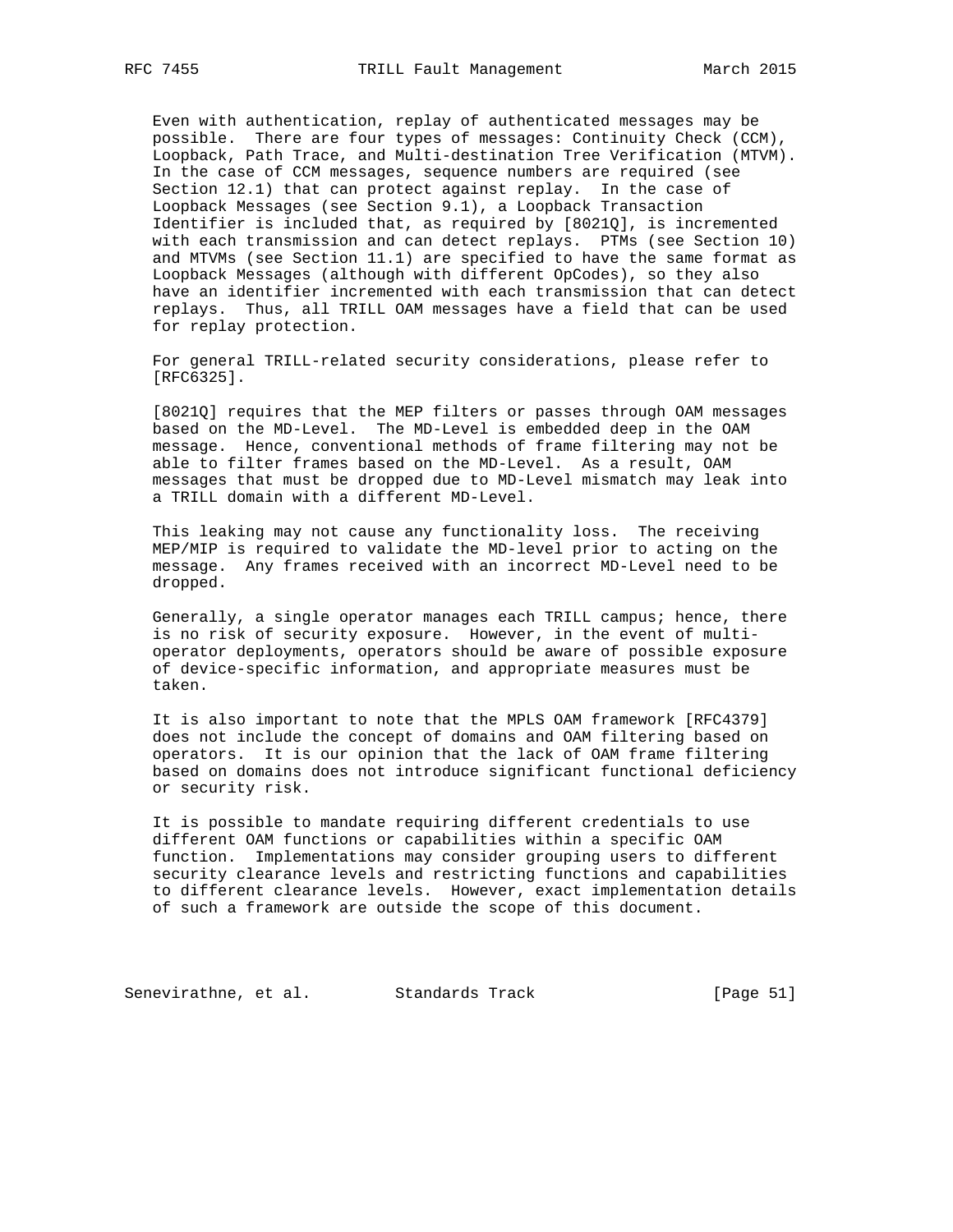Even with authentication, replay of authenticated messages may be possible. There are four types of messages: Continuity Check (CCM), Loopback, Path Trace, and Multi-destination Tree Verification (MTVM). In the case of CCM messages, sequence numbers are required (see Section 12.1) that can protect against replay. In the case of Loopback Messages (see Section 9.1), a Loopback Transaction Identifier is included that, as required by [8021Q], is incremented with each transmission and can detect replays. PTMs (see Section 10) and MTVMs (see Section 11.1) are specified to have the same format as Loopback Messages (although with different OpCodes), so they also have an identifier incremented with each transmission that can detect replays. Thus, all TRILL OAM messages have a field that can be used for replay protection.

For general TRILL-related security considerations, please refer to [RFC6325].

[8021Q] requires that the MEP filters or passes through OAM messages based on the MD-Level. The MD-Level is embedded deep in the OAM message. Hence, conventional methods of frame filtering may not be able to filter frames based on the MD-Level. As a result, OAM messages that must be dropped due to MD-Level mismatch may leak into a TRILL domain with a different MD-Level.

This leaking may not cause any functionality loss. The receiving MEP/MIP is required to validate the MD-level prior to acting on the message. Any frames received with an incorrect MD-Level need to be dropped.

Generally, a single operator manages each TRILL campus; hence, there is no risk of security exposure. However, in the event of multi-operator deployments, operators should be aware of possible exposure of device-specific information, and appropriate measures must be taken.

It is also important to note that the MPLS OAM framework [RFC4379] does not include the concept of domains and OAM filtering based on operators. It is our opinion that the lack of OAM frame filtering based on domains does not introduce significant functional deficiency or security risk.

It is possible to mandate requiring different credentials to use different OAM functions or capabilities within a specific OAM function. Implementations may consider grouping users to different security clearance levels and restricting functions and capabilities to different clearance levels. However, exact implementation details of such a framework are outside the scope of this document.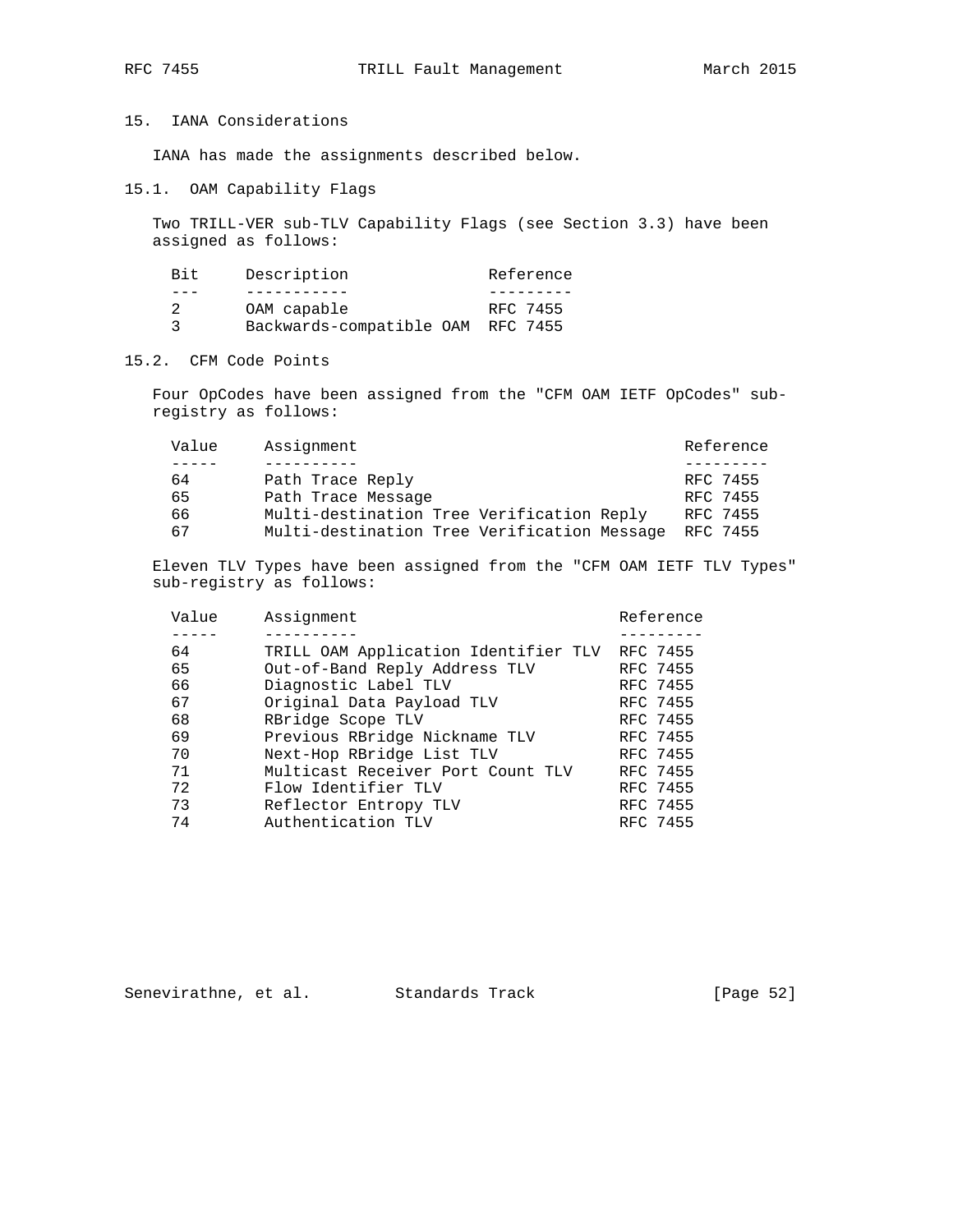## 15. IANA Considerations

IANA has made the assignments described below.

### 15.1. OAM Capability Flags

Two TRILL-VER sub-TLV Capability Flags (see Section 3.3) have been assigned as follows:

| Bit | Description | Reference |
| --- | --- | --- |
| 2 | OAM capable | RFC 7455 |
| 3 | Backwards-compatible OAM | RFC 7455 |

### 15.2. CFM Code Points

Four OpCodes have been assigned from the "CFM OAM IETF OpCodes" sub-registry as follows:

| Value | Assignment | Reference |
| --- | --- | --- |
| 64 | Path Trace Reply | RFC 7455 |
| 65 | Path Trace Message | RFC 7455 |
| 66 | Multi-destination Tree Verification Reply | RFC 7455 |
| 67 | Multi-destination Tree Verification Message | RFC 7455 |

Eleven TLV Types have been assigned from the "CFM OAM IETF TLV Types" sub-registry as follows:

| Value | Assignment | Reference |
| --- | --- | --- |
| 64 | TRILL OAM Application Identifier TLV | RFC 7455 |
| 65 | Out-of-Band Reply Address TLV | RFC 7455 |
| 66 | Diagnostic Label TLV | RFC 7455 |
| 67 | Original Data Payload TLV | RFC 7455 |
| 68 | RBridge Scope TLV | RFC 7455 |
| 69 | Previous RBridge Nickname TLV | RFC 7455 |
| 70 | Next-Hop RBridge List TLV | RFC 7455 |
| 71 | Multicast Receiver Port Count TLV | RFC 7455 |
| 72 | Flow Identifier TLV | RFC 7455 |
| 73 | Reflector Entropy TLV | RFC 7455 |
| 74 | Authentication TLV | RFC 7455 |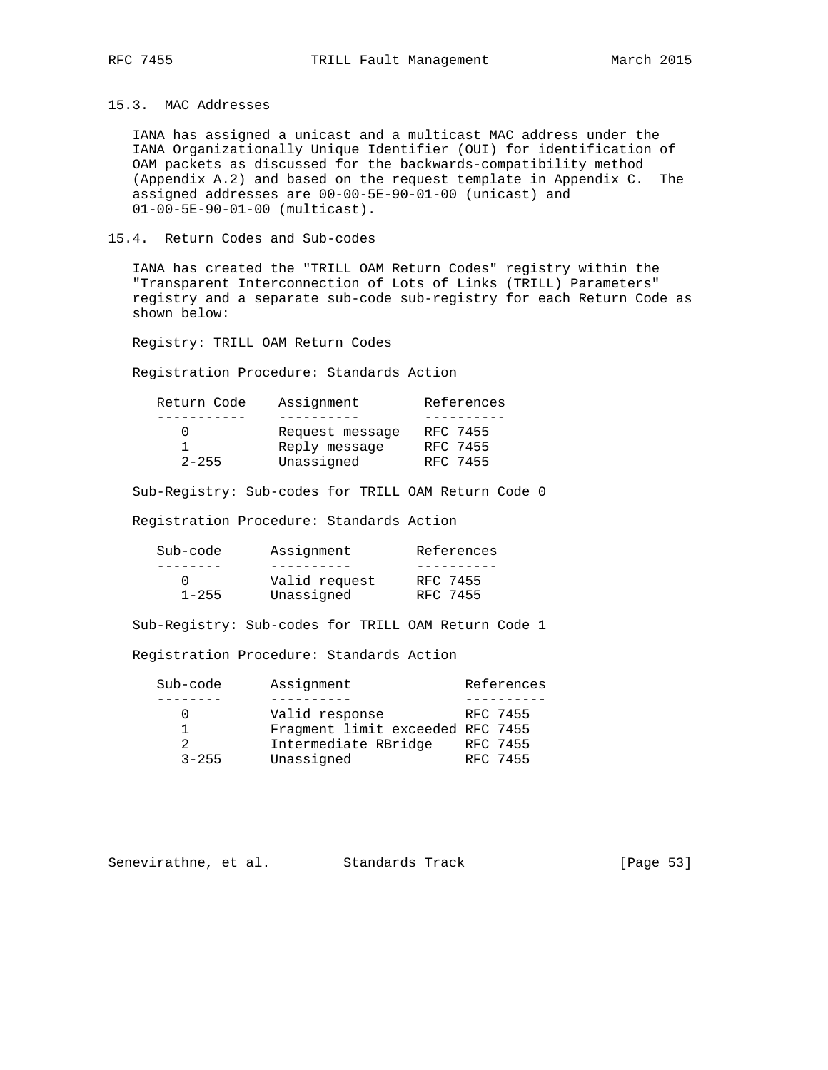### 15.3. MAC Addresses

IANA has assigned a unicast and a multicast MAC address under the IANA Organizationally Unique Identifier (OUI) for identification of OAM packets as discussed for the backwards-compatibility method (Appendix A.2) and based on the request template in Appendix C. The assigned addresses are 00-00-5E-90-01-00 (unicast) and 01-00-5E-90-01-00 (multicast).

### 15.4. Return Codes and Sub-codes

IANA has created the "TRILL OAM Return Codes" registry within the "Transparent Interconnection of Lots of Links (TRILL) Parameters" registry and a separate sub-code sub-registry for each Return Code as shown below:

Registry: TRILL OAM Return Codes

Registration Procedure: Standards Action

| Return Code | Assignment | References |
|---|---|---|
| 0 | Request message | RFC 7455 |
| 1 | Reply message | RFC 7455 |
| 2-255 | Unassigned | RFC 7455 |

Sub-Registry: Sub-codes for TRILL OAM Return Code 0

Registration Procedure: Standards Action

| Sub-code | Assignment | References |
|---|---|---|
| 0 | Valid request | RFC 7455 |
| 1-255 | Unassigned | RFC 7455 |

Sub-Registry: Sub-codes for TRILL OAM Return Code 1

Registration Procedure: Standards Action

| Sub-code | Assignment | References |
|---|---|---|
| 0 | Valid response | RFC 7455 |
| 1 | Fragment limit exceeded | RFC 7455 |
| 2 | Intermediate RBridge | RFC 7455 |
| 3-255 | Unassigned | RFC 7455 |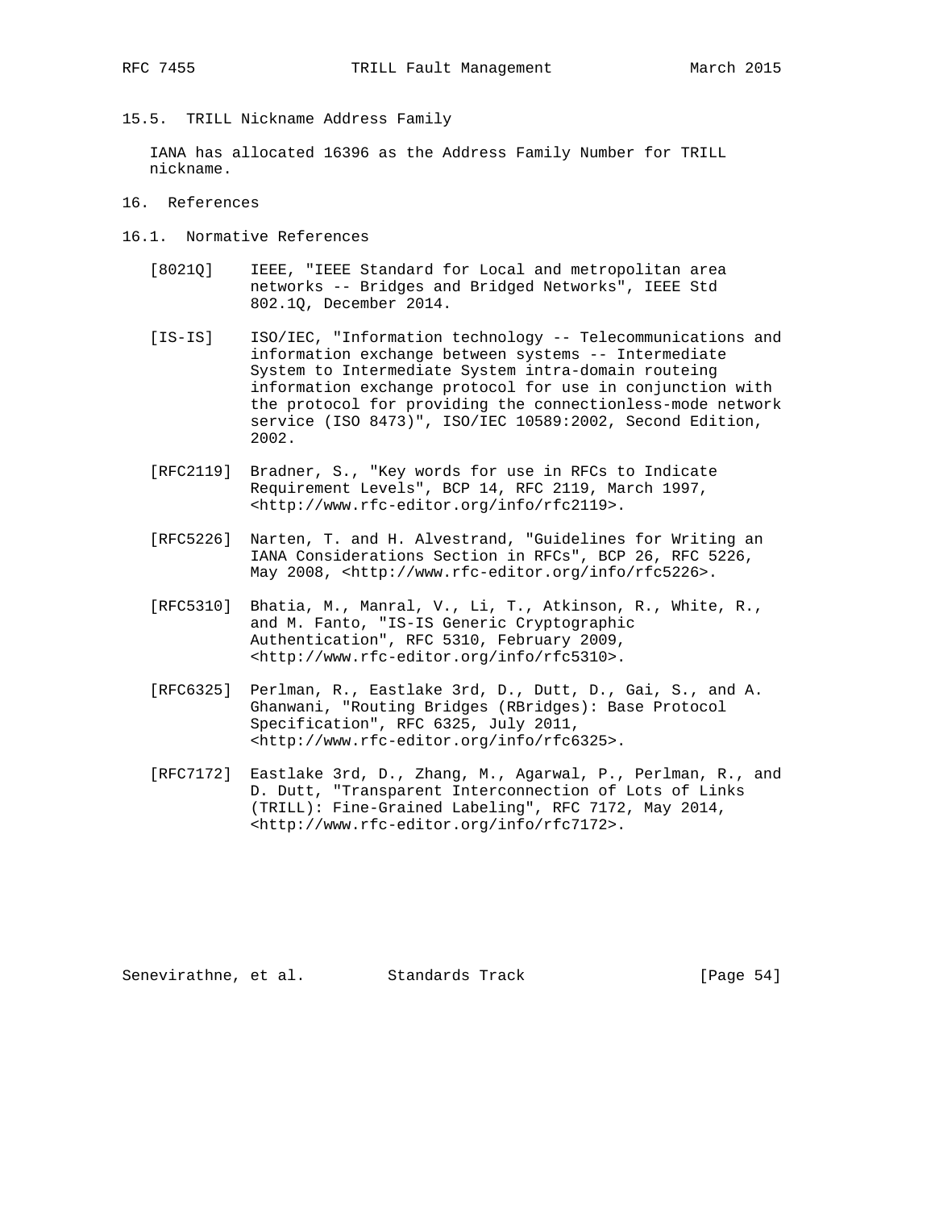## 15.5. TRILL Nickname Address Family

IANA has allocated 16396 as the Address Family Number for TRILL nickname.

# 16. References

## 16.1. Normative References

[8021Q] IEEE, "IEEE Standard for Local and metropolitan area networks -- Bridges and Bridged Networks", IEEE Std 802.1Q, December 2014.

[IS-IS] ISO/IEC, "Information technology -- Telecommunications and information exchange between systems -- Intermediate System to Intermediate System intra-domain routeing information exchange protocol for use in conjunction with the protocol for providing the connectionless-mode network service (ISO 8473)", ISO/IEC 10589:2002, Second Edition, 2002.

[RFC2119] Bradner, S., "Key words for use in RFCs to Indicate Requirement Levels", BCP 14, RFC 2119, March 1997, <http://www.rfc-editor.org/info/rfc2119>.

[RFC5226] Narten, T. and H. Alvestrand, "Guidelines for Writing an IANA Considerations Section in RFCs", BCP 26, RFC 5226, May 2008, <http://www.rfc-editor.org/info/rfc5226>.

[RFC5310] Bhatia, M., Manral, V., Li, T., Atkinson, R., White, R., and M. Fanto, "IS-IS Generic Cryptographic Authentication", RFC 5310, February 2009, <http://www.rfc-editor.org/info/rfc5310>.

[RFC6325] Perlman, R., Eastlake 3rd, D., Dutt, D., Gai, S., and A. Ghanwani, "Routing Bridges (RBridges): Base Protocol Specification", RFC 6325, July 2011, <http://www.rfc-editor.org/info/rfc6325>.

[RFC7172] Eastlake 3rd, D., Zhang, M., Agarwal, P., Perlman, R., and D. Dutt, "Transparent Interconnection of Lots of Links (TRILL): Fine-Grained Labeling", RFC 7172, May 2014, <http://www.rfc-editor.org/info/rfc7172>.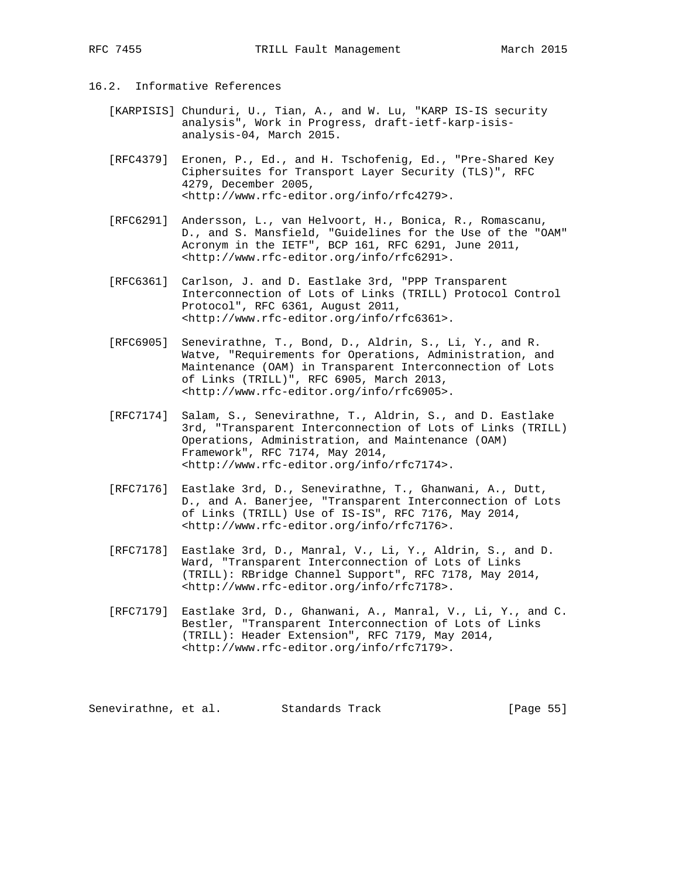## 16.2. Informative References

[KARPISIS] Chunduri, U., Tian, A., and W. Lu, "KARP IS-IS security analysis", Work in Progress, draft-ietf-karp-isis-analysis-04, March 2015.

[RFC4379] Eronen, P., Ed., and H. Tschofenig, Ed., "Pre-Shared Key Ciphersuites for Transport Layer Security (TLS)", RFC 4279, December 2005, <http://www.rfc-editor.org/info/rfc4279>.

[RFC6291] Andersson, L., van Helvoort, H., Bonica, R., Romascanu, D., and S. Mansfield, "Guidelines for the Use of the "OAM" Acronym in the IETF", BCP 161, RFC 6291, June 2011, <http://www.rfc-editor.org/info/rfc6291>.

[RFC6361] Carlson, J. and D. Eastlake 3rd, "PPP Transparent Interconnection of Lots of Links (TRILL) Protocol Control Protocol", RFC 6361, August 2011, <http://www.rfc-editor.org/info/rfc6361>.

[RFC6905] Senevirathne, T., Bond, D., Aldrin, S., Li, Y., and R. Watve, "Requirements for Operations, Administration, and Maintenance (OAM) in Transparent Interconnection of Lots of Links (TRILL)", RFC 6905, March 2013, <http://www.rfc-editor.org/info/rfc6905>.

[RFC7174] Salam, S., Senevirathne, T., Aldrin, S., and D. Eastlake 3rd, "Transparent Interconnection of Lots of Links (TRILL) Operations, Administration, and Maintenance (OAM) Framework", RFC 7174, May 2014, <http://www.rfc-editor.org/info/rfc7174>.

[RFC7176] Eastlake 3rd, D., Senevirathne, T., Ghanwani, A., Dutt, D., and A. Banerjee, "Transparent Interconnection of Lots of Links (TRILL) Use of IS-IS", RFC 7176, May 2014, <http://www.rfc-editor.org/info/rfc7176>.

[RFC7178] Eastlake 3rd, D., Manral, V., Li, Y., Aldrin, S., and D. Ward, "Transparent Interconnection of Lots of Links (TRILL): RBridge Channel Support", RFC 7178, May 2014, <http://www.rfc-editor.org/info/rfc7178>.

[RFC7179] Eastlake 3rd, D., Ghanwani, A., Manral, V., Li, Y., and C. Bestler, "Transparent Interconnection of Lots of Links (TRILL): Header Extension", RFC 7179, May 2014, <http://www.rfc-editor.org/info/rfc7179>.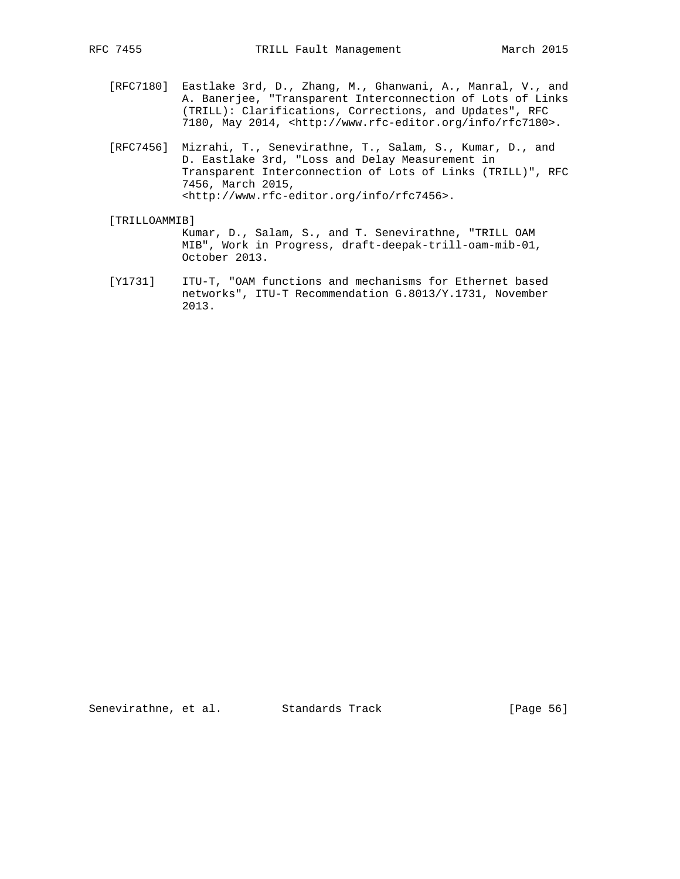[RFC7180] Eastlake 3rd, D., Zhang, M., Ghanwani, A., Manral, V., and A. Banerjee, "Transparent Interconnection of Lots of Links (TRILL): Clarifications, Corrections, and Updates", RFC 7180, May 2014, <http://www.rfc-editor.org/info/rfc7180>.

[RFC7456] Mizrahi, T., Senevirathne, T., Salam, S., Kumar, D., and D. Eastlake 3rd, "Loss and Delay Measurement in Transparent Interconnection of Lots of Links (TRILL)", RFC 7456, March 2015, <http://www.rfc-editor.org/info/rfc7456>.

[TRILLOAMMIB] Kumar, D., Salam, S., and T. Senevirathne, "TRILL OAM MIB", Work in Progress, draft-deepak-trill-oam-mib-01, October 2013.

[Y1731] ITU-T, "OAM functions and mechanisms for Ethernet based networks", ITU-T Recommendation G.8013/Y.1731, November 2013.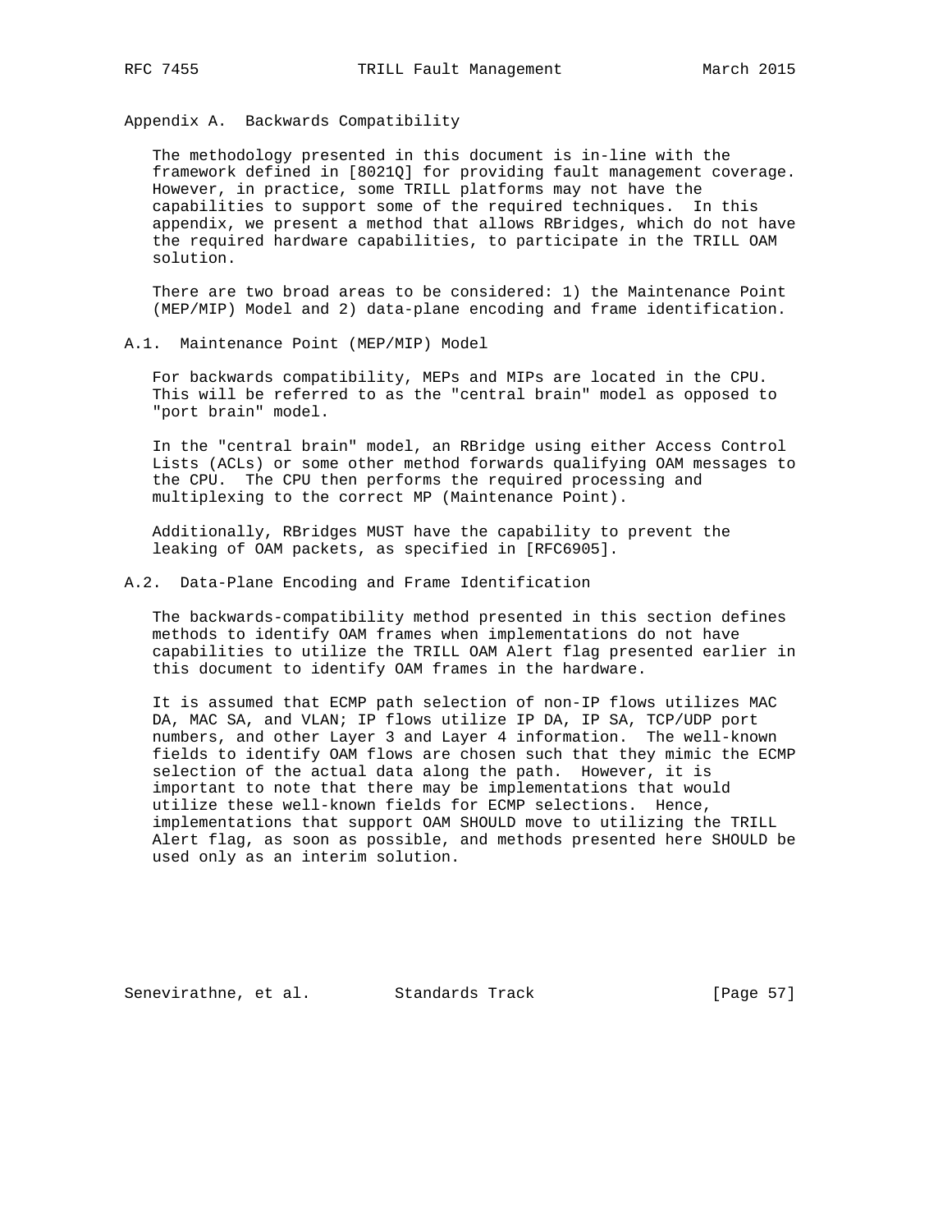## Appendix A. Backwards Compatibility

The methodology presented in this document is in-line with the framework defined in [8021Q] for providing fault management coverage. However, in practice, some TRILL platforms may not have the capabilities to support some of the required techniques. In this appendix, we present a method that allows RBridges, which do not have the required hardware capabilities, to participate in the TRILL OAM solution.

There are two broad areas to be considered: 1) the Maintenance Point (MEP/MIP) Model and 2) data-plane encoding and frame identification.

### A.1. Maintenance Point (MEP/MIP) Model

For backwards compatibility, MEPs and MIPs are located in the CPU. This will be referred to as the "central brain" model as opposed to "port brain" model.

In the "central brain" model, an RBridge using either Access Control Lists (ACLs) or some other method forwards qualifying OAM messages to the CPU. The CPU then performs the required processing and multiplexing to the correct MP (Maintenance Point).

Additionally, RBridges MUST have the capability to prevent the leaking of OAM packets, as specified in [RFC6905].

### A.2. Data-Plane Encoding and Frame Identification

The backwards-compatibility method presented in this section defines methods to identify OAM frames when implementations do not have capabilities to utilize the TRILL OAM Alert flag presented earlier in this document to identify OAM frames in the hardware.

It is assumed that ECMP path selection of non-IP flows utilizes MAC DA, MAC SA, and VLAN; IP flows utilize IP DA, IP SA, TCP/UDP port numbers, and other Layer 3 and Layer 4 information. The well-known fields to identify OAM flows are chosen such that they mimic the ECMP selection of the actual data along the path. However, it is important to note that there may be implementations that would utilize these well-known fields for ECMP selections. Hence, implementations that support OAM SHOULD move to utilizing the TRILL Alert flag, as soon as possible, and methods presented here SHOULD be used only as an interim solution.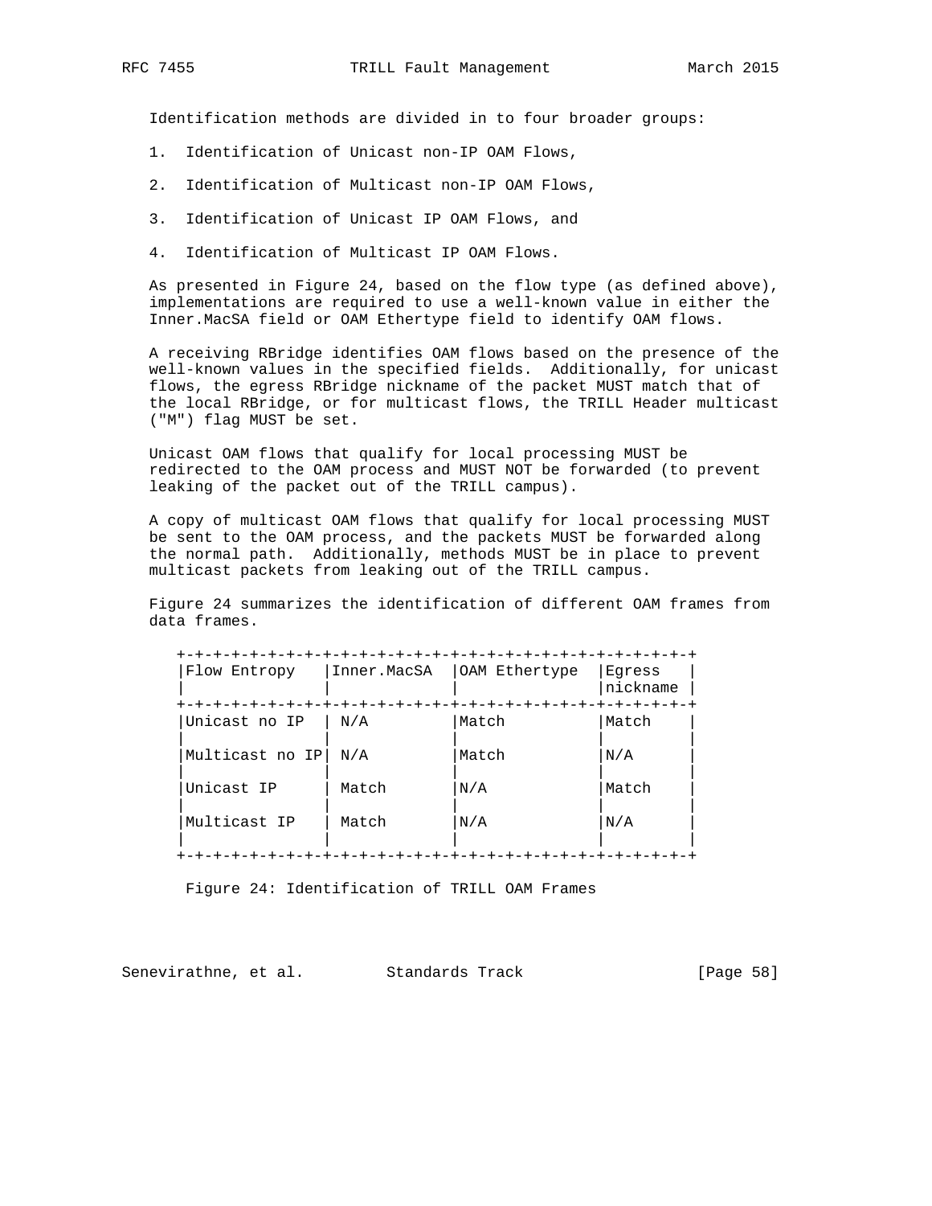Identification methods are divided in to four broader groups:

1. Identification of Unicast non-IP OAM Flows,
2. Identification of Multicast non-IP OAM Flows,
3. Identification of Unicast IP OAM Flows, and
4. Identification of Multicast IP OAM Flows.

As presented in Figure 24, based on the flow type (as defined above), implementations are required to use a well-known value in either the Inner.MacSA field or OAM Ethertype field to identify OAM flows.

A receiving RBridge identifies OAM flows based on the presence of the well-known values in the specified fields. Additionally, for unicast flows, the egress RBridge nickname of the packet MUST match that of the local RBridge, or for multicast flows, the TRILL Header multicast ("M") flag MUST be set.

Unicast OAM flows that qualify for local processing MUST be redirected to the OAM process and MUST NOT be forwarded (to prevent leaking of the packet out of the TRILL campus).

A copy of multicast OAM flows that qualify for local processing MUST be sent to the OAM process, and the packets MUST be forwarded along the normal path. Additionally, methods MUST be in place to prevent multicast packets from leaking out of the TRILL campus.

Figure 24 summarizes the identification of different OAM frames from data frames.

| Flow Entropy | Inner.MacSA | OAM Ethertype | Egress nickname |
|---|---|---|---|
| Unicast no IP | N/A | Match | Match |
| Multicast no IP | N/A | Match | N/A |
| Unicast IP | Match | N/A | Match |
| Multicast IP | Match | N/A | N/A |

Figure 24: Identification of TRILL OAM Frames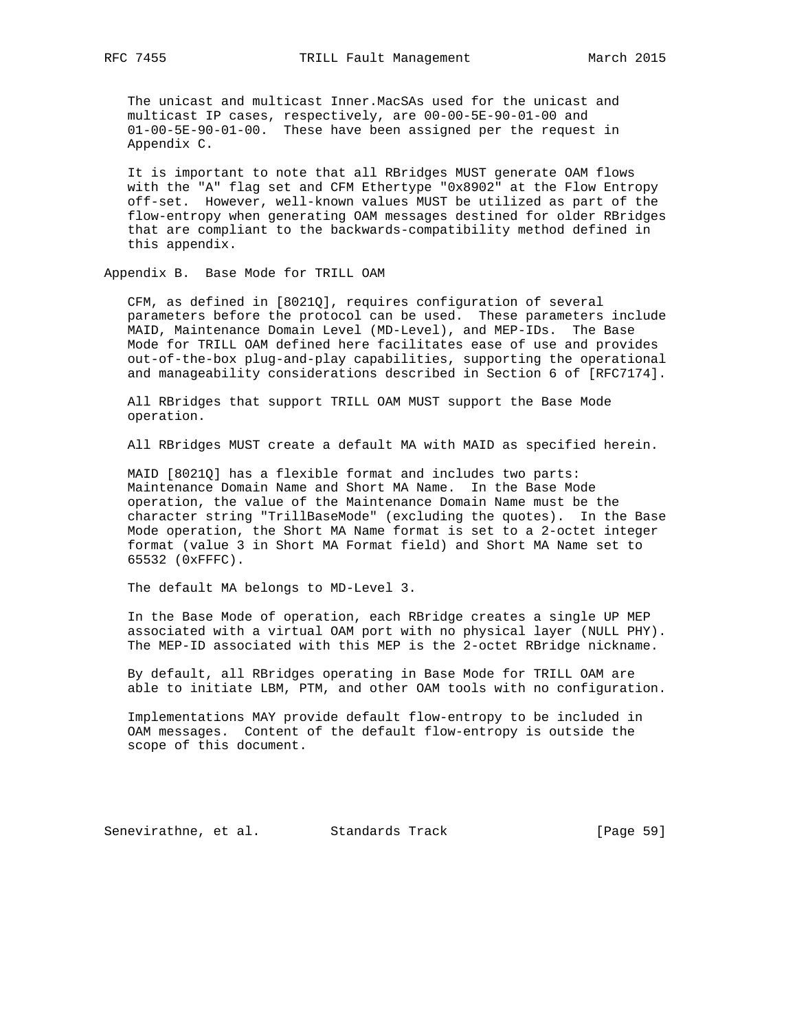The unicast and multicast Inner.MacSAs used for the unicast and multicast IP cases, respectively, are 00-00-5E-90-01-00 and 01-00-5E-90-01-00. These have been assigned per the request in Appendix C.

It is important to note that all RBridges MUST generate OAM flows with the "A" flag set and CFM Ethertype "0x8902" at the Flow Entropy off-set. However, well-known values MUST be utilized as part of the flow-entropy when generating OAM messages destined for older RBridges that are compliant to the backwards-compatibility method defined in this appendix.

## Appendix B. Base Mode for TRILL OAM

CFM, as defined in [8021Q], requires configuration of several parameters before the protocol can be used. These parameters include MAID, Maintenance Domain Level (MD-Level), and MEP-IDs. The Base Mode for TRILL OAM defined here facilitates ease of use and provides out-of-the-box plug-and-play capabilities, supporting the operational and manageability considerations described in Section 6 of [RFC7174].

All RBridges that support TRILL OAM MUST support the Base Mode operation.

All RBridges MUST create a default MA with MAID as specified herein.

MAID [8021Q] has a flexible format and includes two parts: Maintenance Domain Name and Short MA Name. In the Base Mode operation, the value of the Maintenance Domain Name must be the character string "TrillBaseMode" (excluding the quotes). In the Base Mode operation, the Short MA Name format is set to a 2-octet integer format (value 3 in Short MA Format field) and Short MA Name set to 65532 (0xFFFC).

The default MA belongs to MD-Level 3.

In the Base Mode of operation, each RBridge creates a single UP MEP associated with a virtual OAM port with no physical layer (NULL PHY). The MEP-ID associated with this MEP is the 2-octet RBridge nickname.

By default, all RBridges operating in Base Mode for TRILL OAM are able to initiate LBM, PTM, and other OAM tools with no configuration.

Implementations MAY provide default flow-entropy to be included in OAM messages. Content of the default flow-entropy is outside the scope of this document.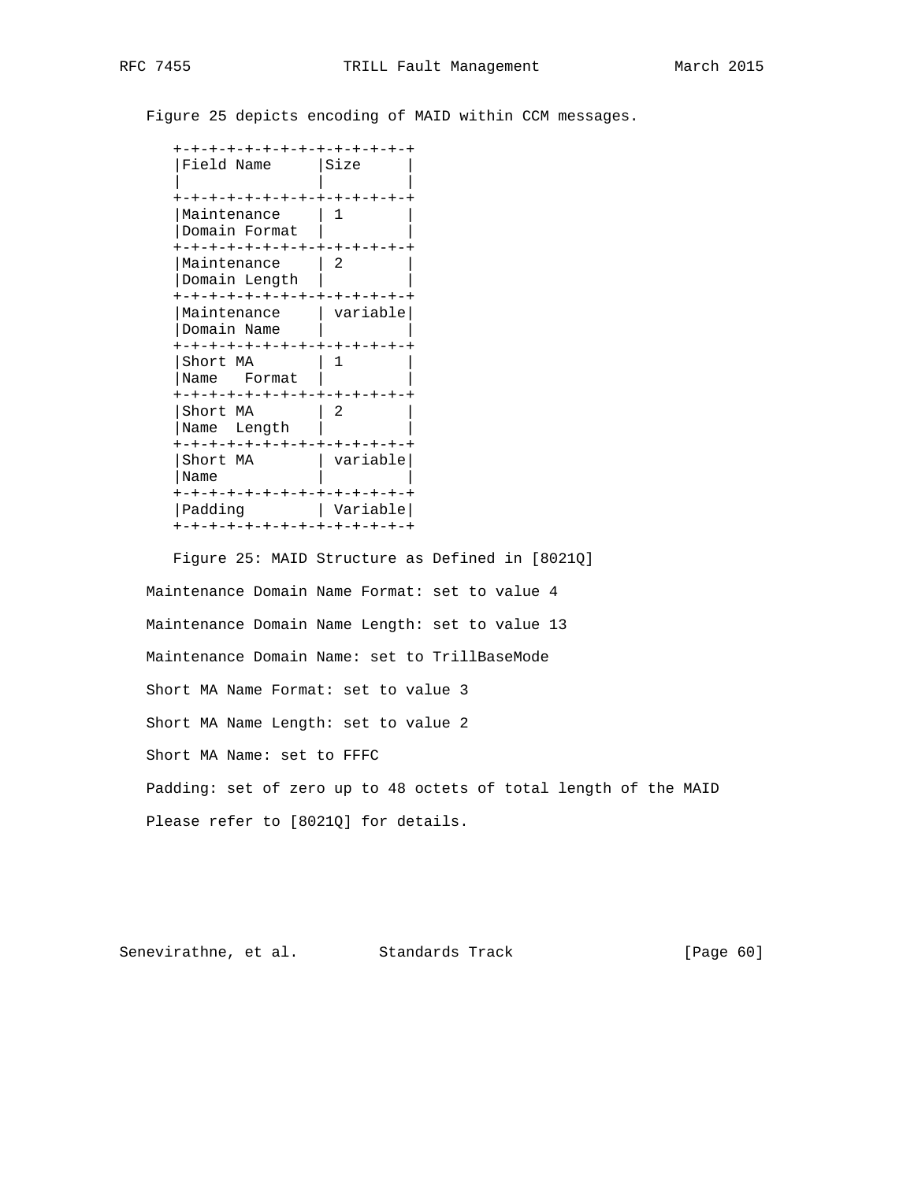Figure 25 depicts encoding of MAID within CCM messages.

| Field Name | Size |
|---|---|
| Maintenance Domain Format | 1 |
| Maintenance Domain Length | 2 |
| Maintenance Domain Name | variable |
| Short MA Name Format | 1 |
| Short MA Name Length | 2 |
| Short MA Name | variable |
| Padding | Variable |

Figure 25: MAID Structure as Defined in [8021Q]

Maintenance Domain Name Format: set to value 4

Maintenance Domain Name Length: set to value 13

Maintenance Domain Name: set to TrillBaseMode

Short MA Name Format: set to value 3

Short MA Name Length: set to value 2

Short MA Name: set to FFFC

Padding: set of zero up to 48 octets of total length of the MAID

Please refer to [8021Q] for details.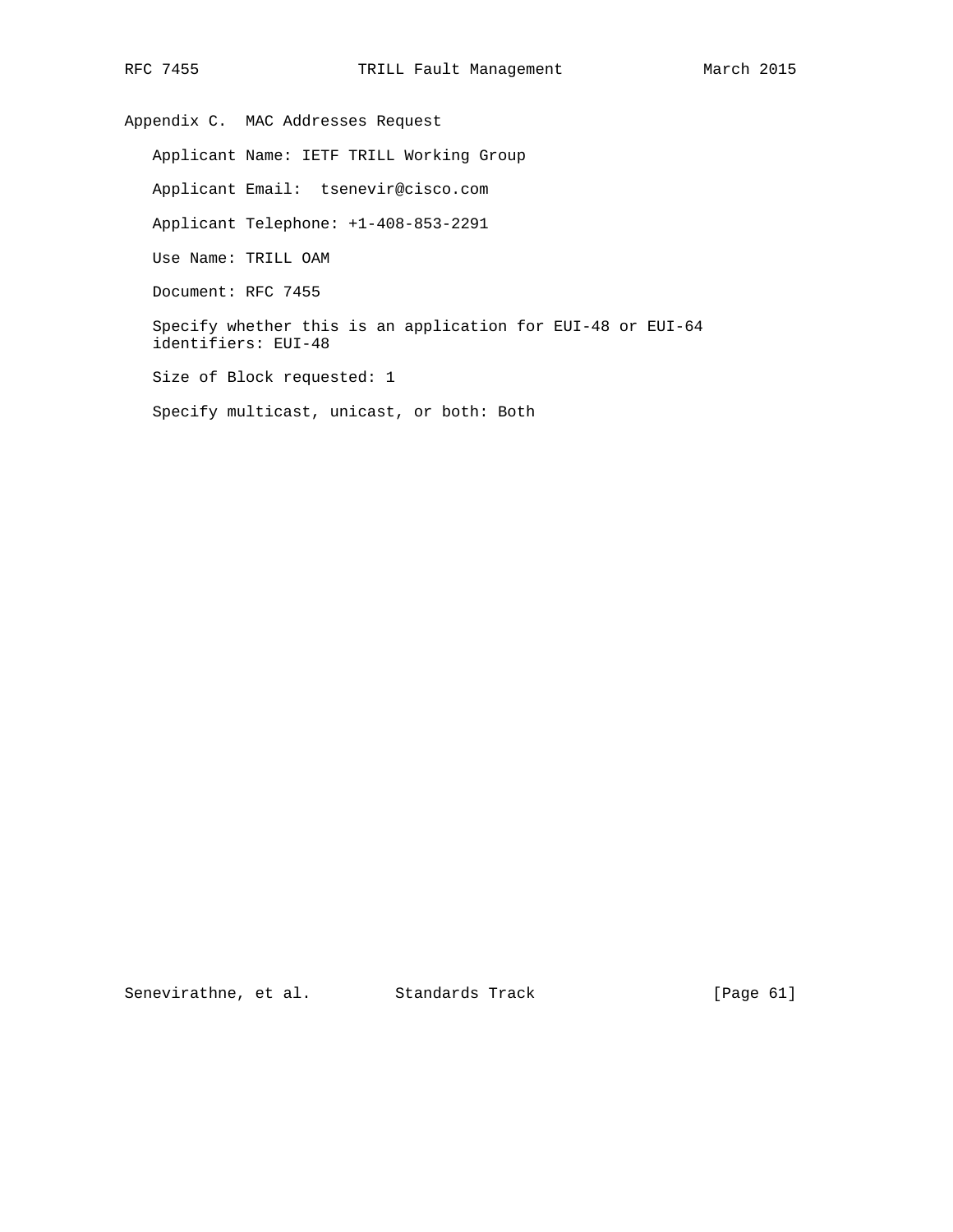## Appendix C. MAC Addresses Request

Applicant Name: IETF TRILL Working Group

Applicant Email: tsenevir@cisco.com

Applicant Telephone: +1-408-853-2291

Use Name: TRILL OAM

Document: RFC 7455

Specify whether this is an application for EUI-48 or EUI-64 identifiers: EUI-48

Size of Block requested: 1

Specify multicast, unicast, or both: Both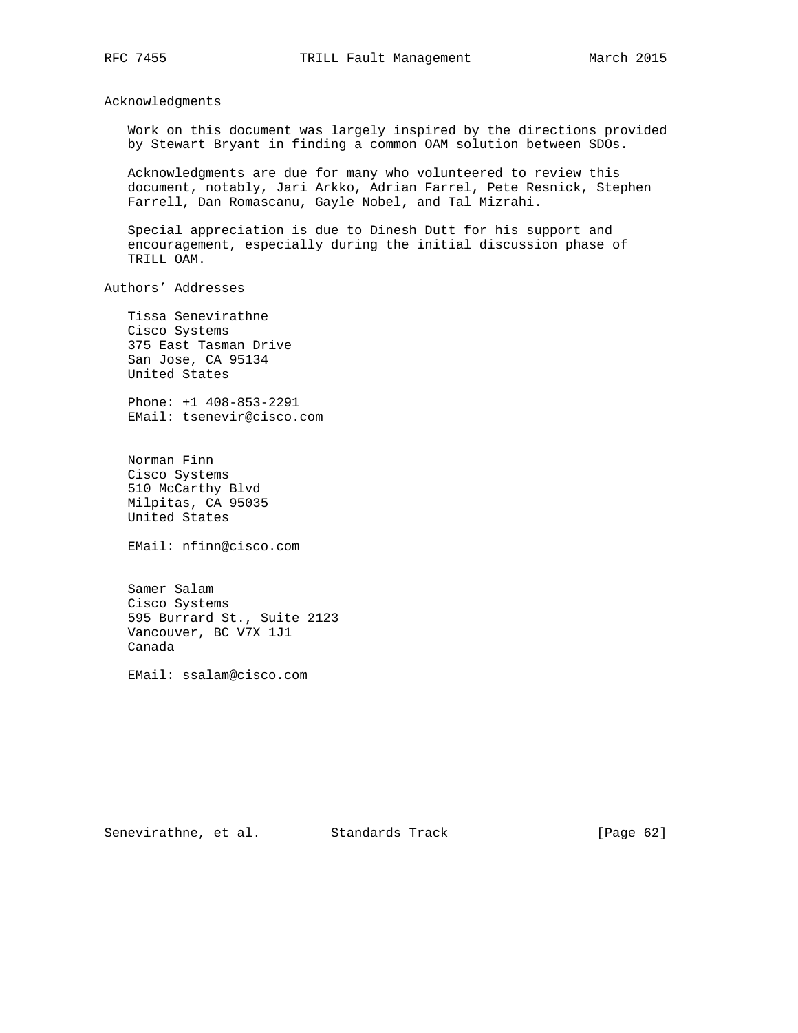## Acknowledgments

Work on this document was largely inspired by the directions provided by Stewart Bryant in finding a common OAM solution between SDOs.

Acknowledgments are due for many who volunteered to review this document, notably, Jari Arkko, Adrian Farrel, Pete Resnick, Stephen Farrell, Dan Romascanu, Gayle Nobel, and Tal Mizrahi.

Special appreciation is due to Dinesh Dutt for his support and encouragement, especially during the initial discussion phase of TRILL OAM.

## Authors' Addresses

Tissa Senevirathne
Cisco Systems
375 East Tasman Drive
San Jose, CA 95134
United States

Phone: +1 408-853-2291
EMail: tsenevir@cisco.com

Norman Finn
Cisco Systems
510 McCarthy Blvd
Milpitas, CA 95035
United States

EMail: nfinn@cisco.com

Samer Salam
Cisco Systems
595 Burrard St., Suite 2123
Vancouver, BC V7X 1J1
Canada

EMail: ssalam@cisco.com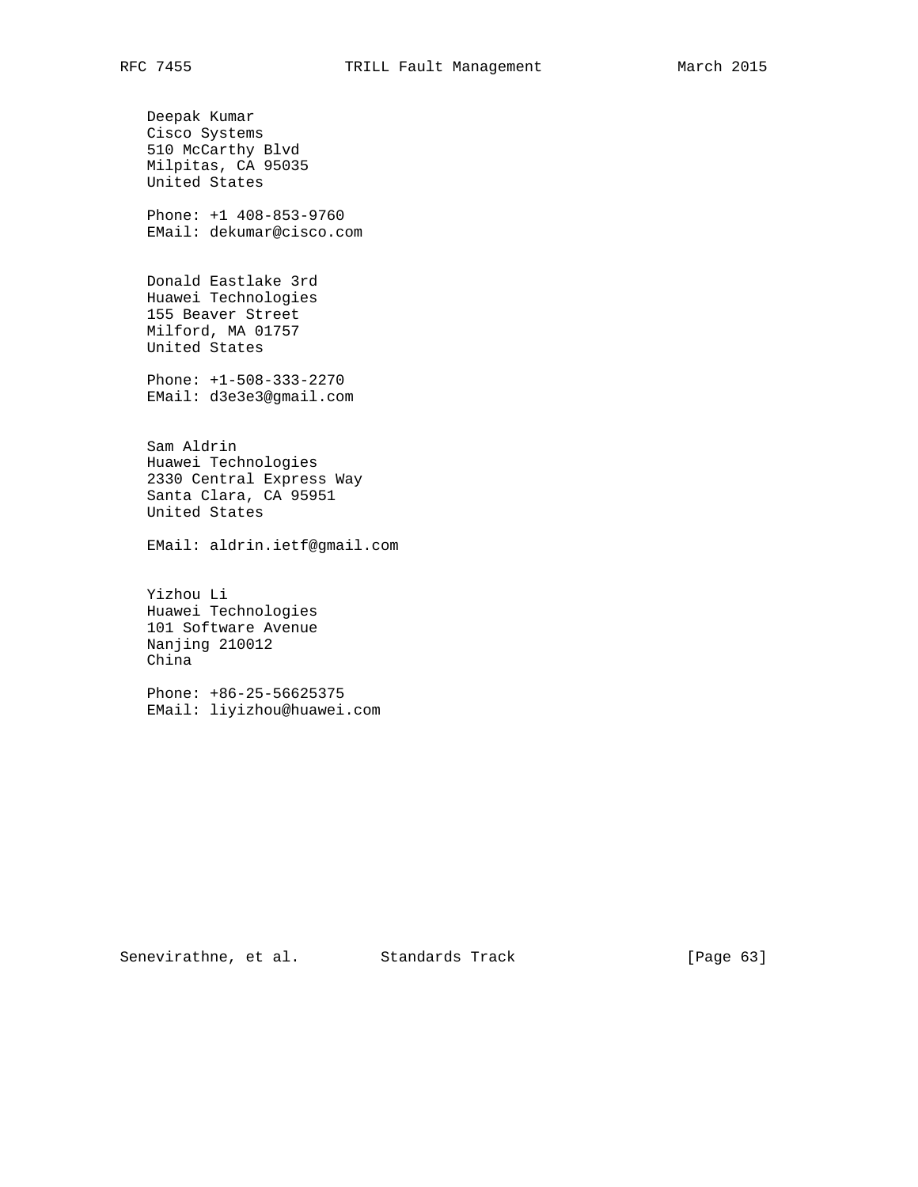Deepak Kumar
Cisco Systems
510 McCarthy Blvd
Milpitas, CA 95035
United States

Phone: +1 408-853-9760
EMail: dekumar@cisco.com

Donald Eastlake 3rd
Huawei Technologies
155 Beaver Street
Milford, MA 01757
United States

Phone: +1-508-333-2270
EMail: d3e3e3@gmail.com

Sam Aldrin
Huawei Technologies
2330 Central Express Way
Santa Clara, CA 95951
United States

EMail: aldrin.ietf@gmail.com

Yizhou Li
Huawei Technologies
101 Software Avenue
Nanjing 210012
China

Phone: +86-25-56625375
EMail: liyizhou@huawei.com